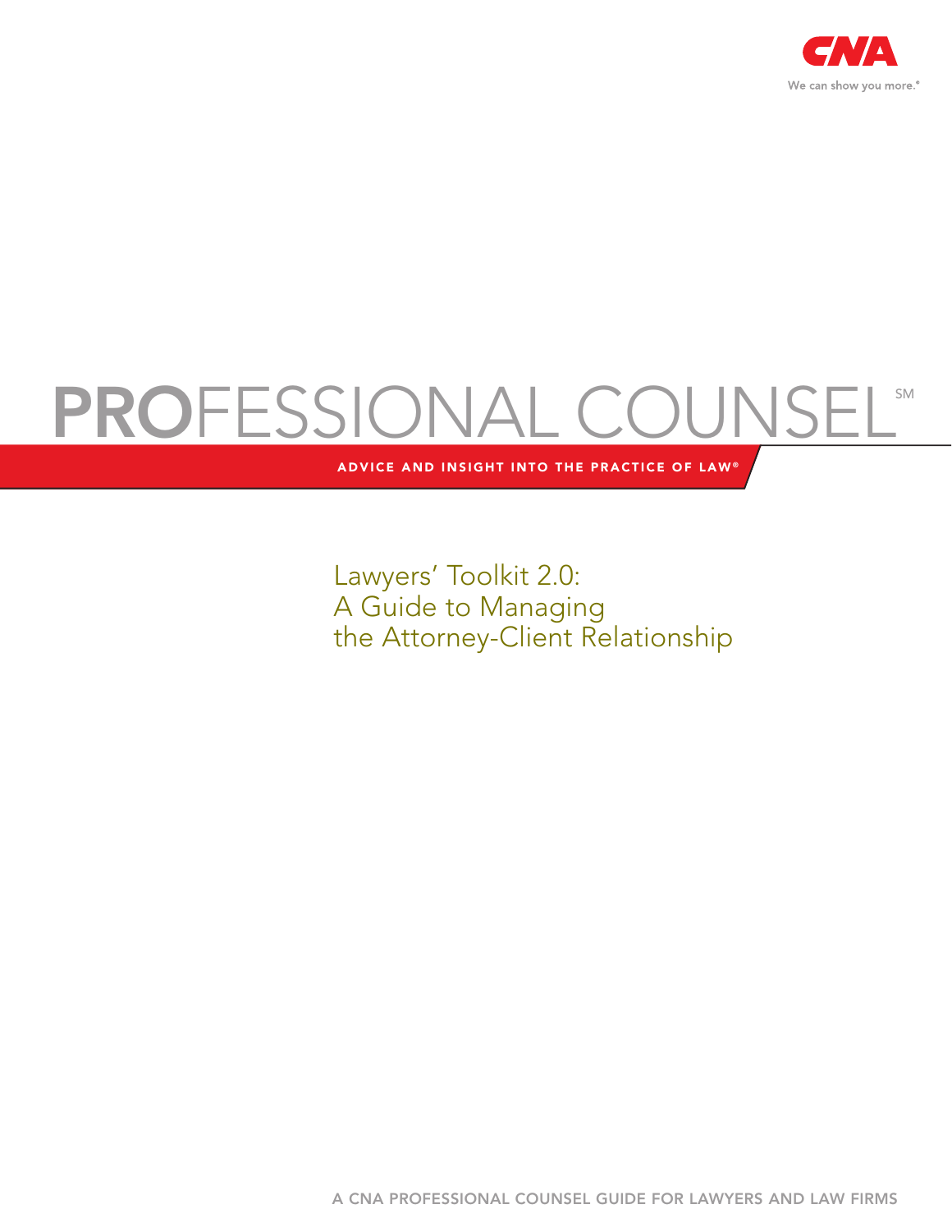CNA

We can show you more.®

# PROFESSIONAL COUNSEL℠

ADVICE AND INSIGHT INTO THE PRACTICE OF LAW®

## Lawyers' Toolkit 2.0: A Guide to Managing the Attorney-Client Relationship

A CNA PROFESSIONAL COUNSEL GUIDE FOR LAWYERS AND LAW FIRMS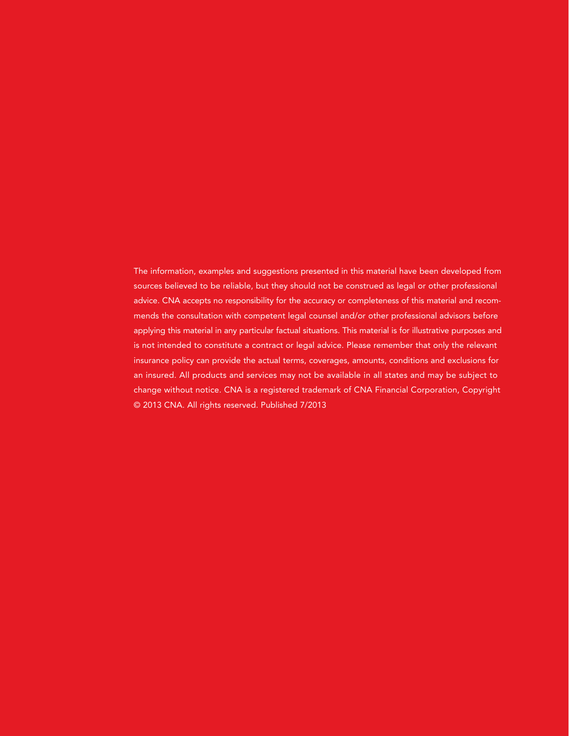The information, examples and suggestions presented in this material have been developed from sources believed to be reliable, but they should not be construed as legal or other professional advice. CNA accepts no responsibility for the accuracy or completeness of this material and recommends the consultation with competent legal counsel and/or other professional advisors before applying this material in any particular factual situations. This material is for illustrative purposes and is not intended to constitute a contract or legal advice. Please remember that only the relevant insurance policy can provide the actual terms, coverages, amounts, conditions and exclusions for an insured. All products and services may not be available in all states and may be subject to change without notice. CNA is a registered trademark of CNA Financial Corporation, Copyright © 2013 CNA. All rights reserved. Published 7/2013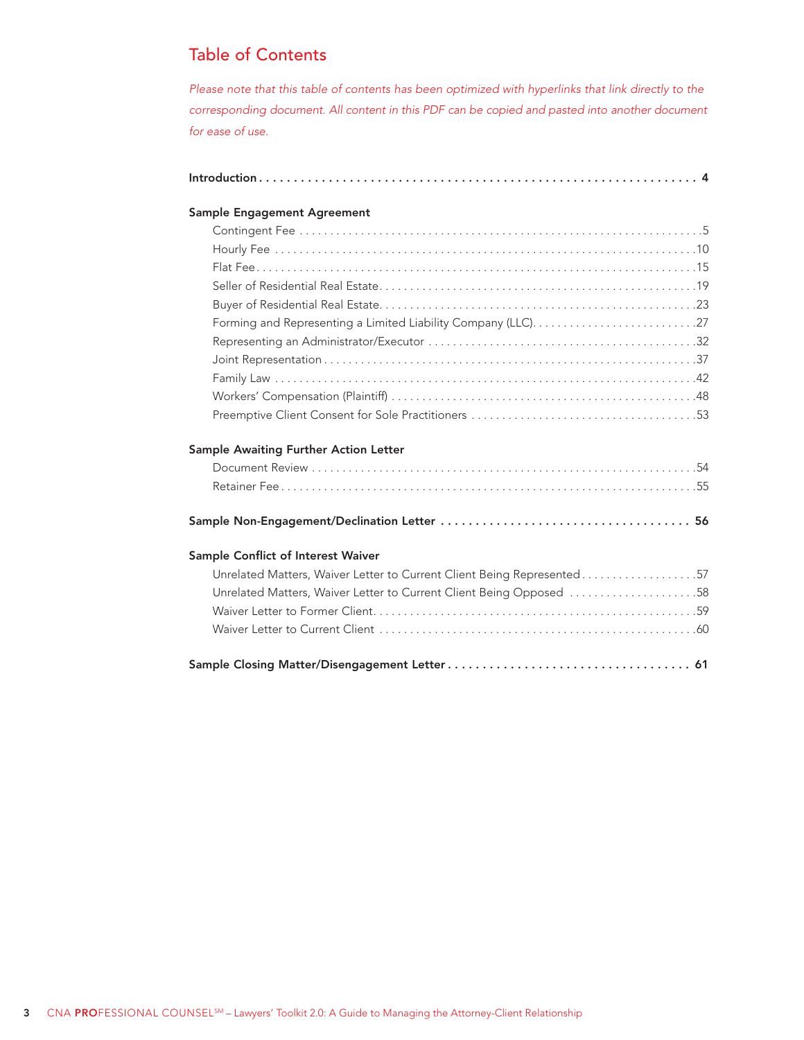# Table of Contents

*Please note that this table of contents has been optimized with hyperlinks that link directly to the corresponding document. All content in this PDF can be copied and pasted into another document for ease of use.*

**Introduction** . . . . . . . . . . . . . . . . . . . . . . . . . . . . . . . . . . . . . . . . . . . . . . . . . . . . . . . . . . . . . . . **4**

**Sample Engagement Agreement**

- Contingent Fee . . . . . . . . . . . . . . . . . . . . . . . . . . . . . . . . . . . . . . . . . . . . . . . . . . . . . . . . . . . . . . . .5
- Hourly Fee . . . . . . . . . . . . . . . . . . . . . . . . . . . . . . . . . . . . . . . . . . . . . . . . . . . . . . . . . . . . . . . . . . .10
- Flat Fee . . . . . . . . . . . . . . . . . . . . . . . . . . . . . . . . . . . . . . . . . . . . . . . . . . . . . . . . . . . . . . . . . . . . .15
- Seller of Residential Real Estate . . . . . . . . . . . . . . . . . . . . . . . . . . . . . . . . . . . . . . . . . . . . . . . . . .19
- Buyer of Residential Real Estate . . . . . . . . . . . . . . . . . . . . . . . . . . . . . . . . . . . . . . . . . . . . . . . . . .23
- Forming and Representing a Limited Liability Company (LLC) . . . . . . . . . . . . . . . . . . . . . . . . . . .27
- Representing an Administrator/Executor . . . . . . . . . . . . . . . . . . . . . . . . . . . . . . . . . . . . . . . . . . .32
- Joint Representation . . . . . . . . . . . . . . . . . . . . . . . . . . . . . . . . . . . . . . . . . . . . . . . . . . . . . . . . . . .37
- Family Law . . . . . . . . . . . . . . . . . . . . . . . . . . . . . . . . . . . . . . . . . . . . . . . . . . . . . . . . . . . . . . . . . .42
- Workers' Compensation (Plaintiff) . . . . . . . . . . . . . . . . . . . . . . . . . . . . . . . . . . . . . . . . . . . . . . . .48
- Preemptive Client Consent for Sole Practitioners . . . . . . . . . . . . . . . . . . . . . . . . . . . . . . . . . . . .53

**Sample Awaiting Further Action Letter**

- Document Review . . . . . . . . . . . . . . . . . . . . . . . . . . . . . . . . . . . . . . . . . . . . . . . . . . . . . . . . . . . . .54
- Retainer Fee . . . . . . . . . . . . . . . . . . . . . . . . . . . . . . . . . . . . . . . . . . . . . . . . . . . . . . . . . . . . . . . . . .55

**Sample Non-Engagement/Declination Letter** . . . . . . . . . . . . . . . . . . . . . . . . . . . . . . . . . . . . **56**

**Sample Conflict of Interest Waiver**

- Unrelated Matters, Waiver Letter to Current Client Being Represented . . . . . . . . . . . . . . . . . . .57
- Unrelated Matters, Waiver Letter to Current Client Being Opposed . . . . . . . . . . . . . . . . . . . . .58
- Waiver Letter to Former Client . . . . . . . . . . . . . . . . . . . . . . . . . . . . . . . . . . . . . . . . . . . . . . . . . . .59
- Waiver Letter to Current Client . . . . . . . . . . . . . . . . . . . . . . . . . . . . . . . . . . . . . . . . . . . . . . . . . .60

**Sample Closing Matter/Disengagement Letter** . . . . . . . . . . . . . . . . . . . . . . . . . . . . . . . . . . . **61**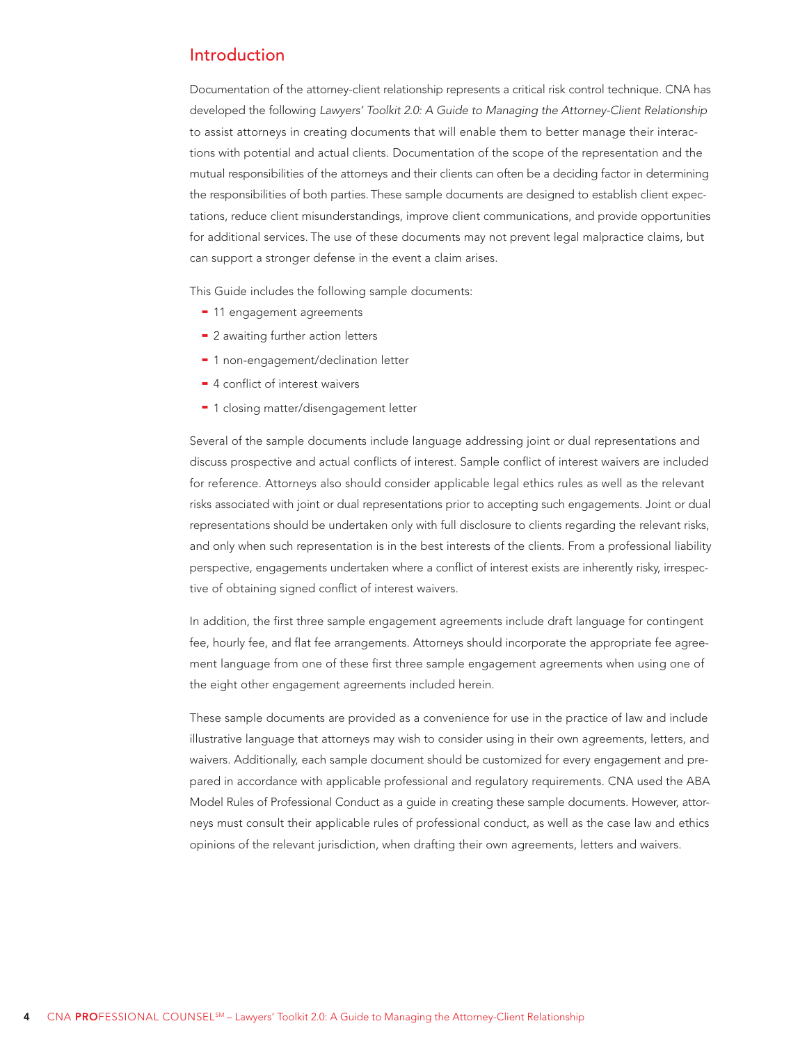## Introduction

Documentation of the attorney-client relationship represents a critical risk control technique. CNA has developed the following *Lawyers' Toolkit 2.0: A Guide to Managing the Attorney-Client Relationship* to assist attorneys in creating documents that will enable them to better manage their interactions with potential and actual clients. Documentation of the scope of the representation and the mutual responsibilities of the attorneys and their clients can often be a deciding factor in determining the responsibilities of both parties. These sample documents are designed to establish client expectations, reduce client misunderstandings, improve client communications, and provide opportunities for additional services. The use of these documents may not prevent legal malpractice claims, but can support a stronger defense in the event a claim arises.

This Guide includes the following sample documents:

- 11 engagement agreements
- 2 awaiting further action letters
- 1 non-engagement/declination letter
- 4 conflict of interest waivers
- 1 closing matter/disengagement letter

Several of the sample documents include language addressing joint or dual representations and discuss prospective and actual conflicts of interest. Sample conflict of interest waivers are included for reference. Attorneys also should consider applicable legal ethics rules as well as the relevant risks associated with joint or dual representations prior to accepting such engagements. Joint or dual representations should be undertaken only with full disclosure to clients regarding the relevant risks, and only when such representation is in the best interests of the clients. From a professional liability perspective, engagements undertaken where a conflict of interest exists are inherently risky, irrespective of obtaining signed conflict of interest waivers.

In addition, the first three sample engagement agreements include draft language for contingent fee, hourly fee, and flat fee arrangements. Attorneys should incorporate the appropriate fee agreement language from one of these first three sample engagement agreements when using one of the eight other engagement agreements included herein.

These sample documents are provided as a convenience for use in the practice of law and include illustrative language that attorneys may wish to consider using in their own agreements, letters, and waivers. Additionally, each sample document should be customized for every engagement and prepared in accordance with applicable professional and regulatory requirements. CNA used the ABA Model Rules of Professional Conduct as a guide in creating these sample documents. However, attorneys must consult their applicable rules of professional conduct, as well as the case law and ethics opinions of the relevant jurisdiction, when drafting their own agreements, letters and waivers.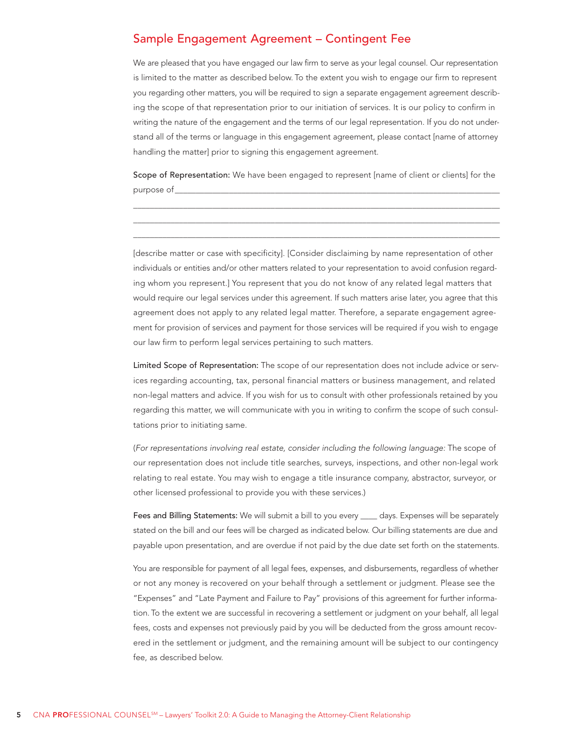## Sample Engagement Agreement – Contingent Fee

We are pleased that you have engaged our law firm to serve as your legal counsel. Our representation is limited to the matter as described below. To the extent you wish to engage our firm to represent you regarding other matters, you will be required to sign a separate engagement agreement describing the scope of that representation prior to our initiation of services. It is our policy to confirm in writing the nature of the engagement and the terms of our legal representation. If you do not understand all of the terms or language in this engagement agreement, please contact [name of attorney handling the matter] prior to signing this engagement agreement.

**Scope of Representation:** We have been engaged to represent [name of client or clients] for the purpose of ______________________________________________________________________

______________________________________________________________________________

______________________________________________________________________________

______________________________________________________________________________

[describe matter or case with specificity]. [Consider disclaiming by name representation of other individuals or entities and/or other matters related to your representation to avoid confusion regarding whom you represent.] You represent that you do not know of any related legal matters that would require our legal services under this agreement. If such matters arise later, you agree that this agreement does not apply to any related legal matter. Therefore, a separate engagement agreement for provision of services and payment for those services will be required if you wish to engage our law firm to perform legal services pertaining to such matters.

**Limited Scope of Representation:** The scope of our representation does not include advice or services regarding accounting, tax, personal financial matters or business management, and related non-legal matters and advice. If you wish for us to consult with other professionals retained by you regarding this matter, we will communicate with you in writing to confirm the scope of such consultations prior to initiating same.

(*For representations involving real estate, consider including the following language:* The scope of our representation does not include title searches, surveys, inspections, and other non-legal work relating to real estate. You may wish to engage a title insurance company, abstractor, surveyor, or other licensed professional to provide you with these services.)

**Fees and Billing Statements:** We will submit a bill to you every ____ days. Expenses will be separately stated on the bill and our fees will be charged as indicated below. Our billing statements are due and payable upon presentation, and are overdue if not paid by the due date set forth on the statements.

You are responsible for payment of all legal fees, expenses, and disbursements, regardless of whether or not any money is recovered on your behalf through a settlement or judgment. Please see the "Expenses" and "Late Payment and Failure to Pay" provisions of this agreement for further information. To the extent we are successful in recovering a settlement or judgment on your behalf, all legal fees, costs and expenses not previously paid by you will be deducted from the gross amount recovered in the settlement or judgment, and the remaining amount will be subject to our contingency fee, as described below.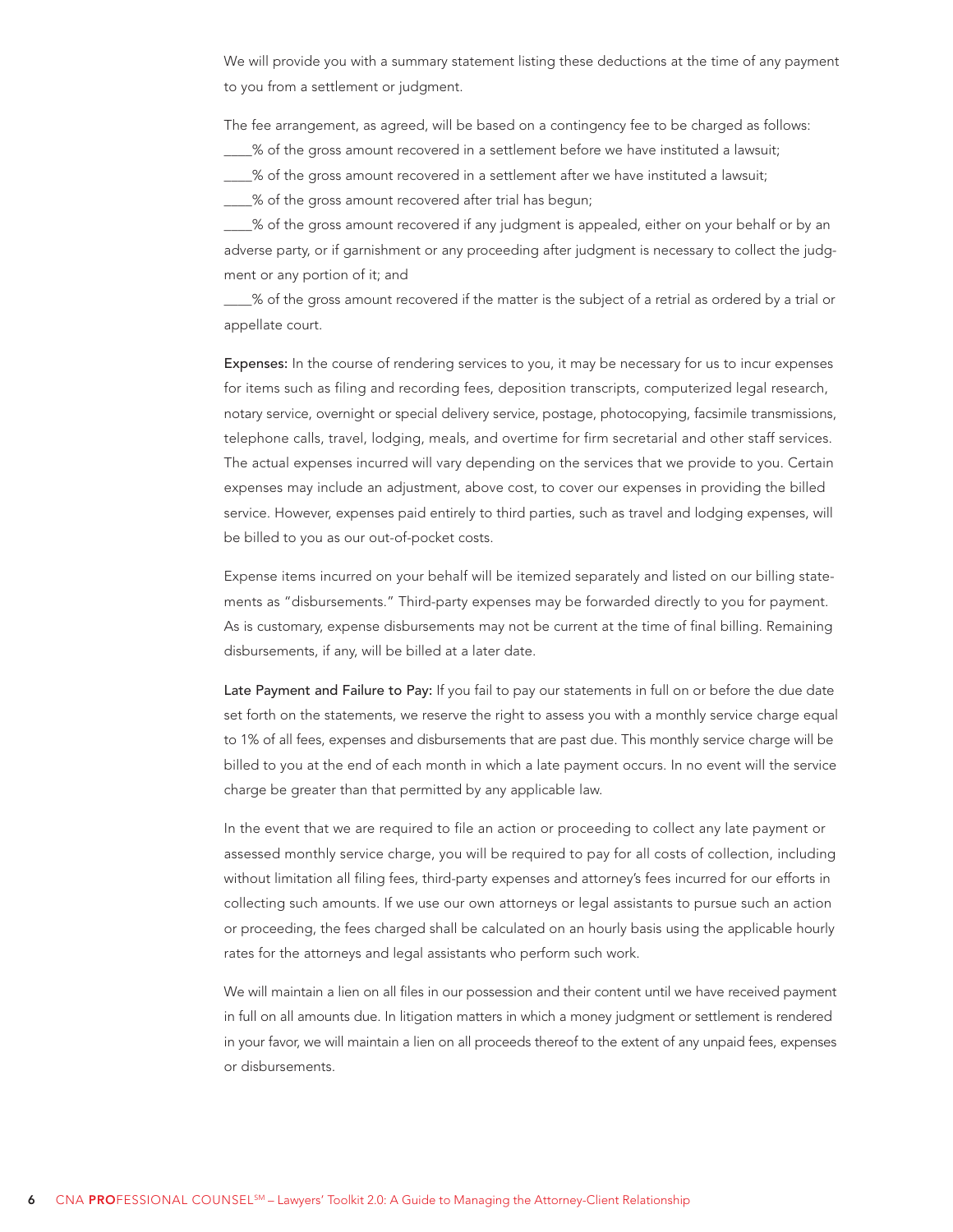We will provide you with a summary statement listing these deductions at the time of any payment to you from a settlement or judgment.

The fee arrangement, as agreed, will be based on a contingency fee to be charged as follows:
____% of the gross amount recovered in a settlement before we have instituted a lawsuit;
____% of the gross amount recovered in a settlement after we have instituted a lawsuit;
____% of the gross amount recovered after trial has begun;
____% of the gross amount recovered if any judgment is appealed, either on your behalf or by an adverse party, or if garnishment or any proceeding after judgment is necessary to collect the judgment or any portion of it; and
____% of the gross amount recovered if the matter is the subject of a retrial as ordered by a trial or appellate court.

**Expenses:** In the course of rendering services to you, it may be necessary for us to incur expenses for items such as filing and recording fees, deposition transcripts, computerized legal research, notary service, overnight or special delivery service, postage, photocopying, facsimile transmissions, telephone calls, travel, lodging, meals, and overtime for firm secretarial and other staff services. The actual expenses incurred will vary depending on the services that we provide to you. Certain expenses may include an adjustment, above cost, to cover our expenses in providing the billed service. However, expenses paid entirely to third parties, such as travel and lodging expenses, will be billed to you as our out-of-pocket costs.

Expense items incurred on your behalf will be itemized separately and listed on our billing statements as "disbursements." Third-party expenses may be forwarded directly to you for payment. As is customary, expense disbursements may not be current at the time of final billing. Remaining disbursements, if any, will be billed at a later date.

**Late Payment and Failure to Pay:** If you fail to pay our statements in full on or before the due date set forth on the statements, we reserve the right to assess you with a monthly service charge equal to 1% of all fees, expenses and disbursements that are past due. This monthly service charge will be billed to you at the end of each month in which a late payment occurs. In no event will the service charge be greater than that permitted by any applicable law.

In the event that we are required to file an action or proceeding to collect any late payment or assessed monthly service charge, you will be required to pay for all costs of collection, including without limitation all filing fees, third-party expenses and attorney's fees incurred for our efforts in collecting such amounts. If we use our own attorneys or legal assistants to pursue such an action or proceeding, the fees charged shall be calculated on an hourly basis using the applicable hourly rates for the attorneys and legal assistants who perform such work.

We will maintain a lien on all files in our possession and their content until we have received payment in full on all amounts due. In litigation matters in which a money judgment or settlement is rendered in your favor, we will maintain a lien on all proceeds thereof to the extent of any unpaid fees, expenses or disbursements.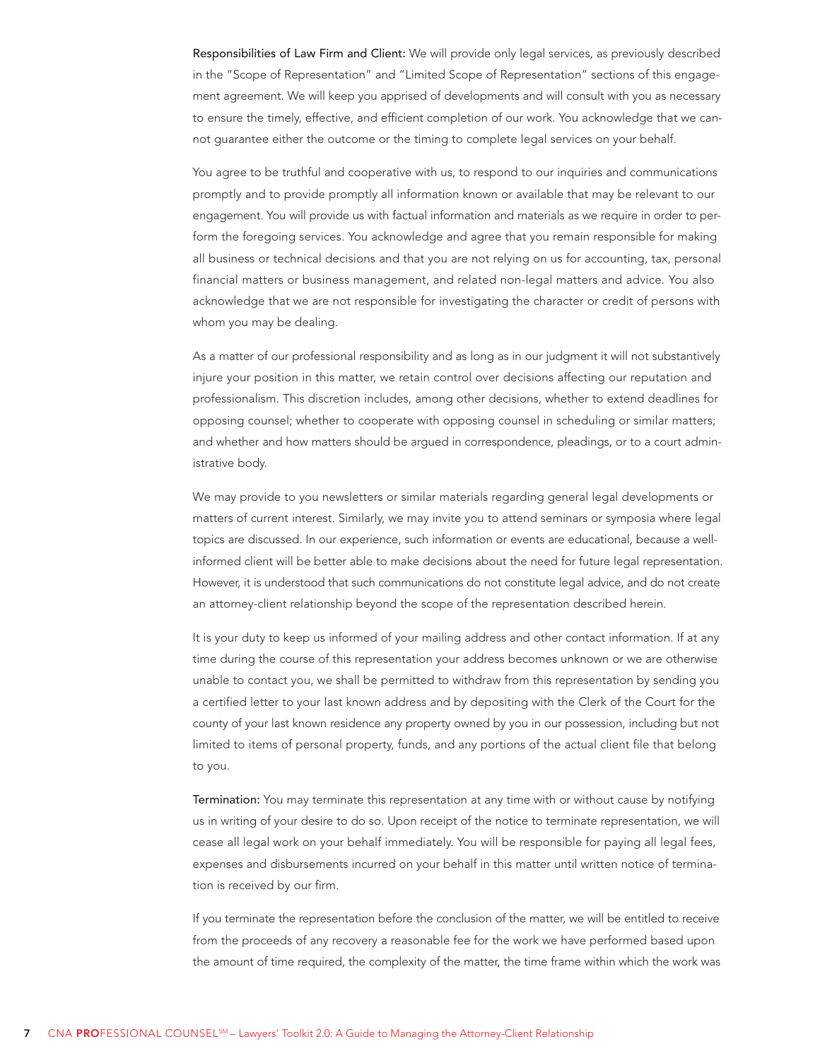**Responsibilities of Law Firm and Client:** We will provide only legal services, as previously described in the "Scope of Representation" and "Limited Scope of Representation" sections of this engagement agreement. We will keep you apprised of developments and will consult with you as necessary to ensure the timely, effective, and efficient completion of our work. You acknowledge that we cannot guarantee either the outcome or the timing to complete legal services on your behalf.

You agree to be truthful and cooperative with us, to respond to our inquiries and communications promptly and to provide promptly all information known or available that may be relevant to our engagement. You will provide us with factual information and materials as we require in order to perform the foregoing services. You acknowledge and agree that you remain responsible for making all business or technical decisions and that you are not relying on us for accounting, tax, personal financial matters or business management, and related non-legal matters and advice. You also acknowledge that we are not responsible for investigating the character or credit of persons with whom you may be dealing.

As a matter of our professional responsibility and as long as in our judgment it will not substantively injure your position in this matter, we retain control over decisions affecting our reputation and professionalism. This discretion includes, among other decisions, whether to extend deadlines for opposing counsel; whether to cooperate with opposing counsel in scheduling or similar matters; and whether and how matters should be argued in correspondence, pleadings, or to a court administrative body.

We may provide to you newsletters or similar materials regarding general legal developments or matters of current interest. Similarly, we may invite you to attend seminars or symposia where legal topics are discussed. In our experience, such information or events are educational, because a well-informed client will be better able to make decisions about the need for future legal representation. However, it is understood that such communications do not constitute legal advice, and do not create an attorney-client relationship beyond the scope of the representation described herein.

It is your duty to keep us informed of your mailing address and other contact information. If at any time during the course of this representation your address becomes unknown or we are otherwise unable to contact you, we shall be permitted to withdraw from this representation by sending you a certified letter to your last known address and by depositing with the Clerk of the Court for the county of your last known residence any property owned by you in our possession, including but not limited to items of personal property, funds, and any portions of the actual client file that belong to you.

**Termination:** You may terminate this representation at any time with or without cause by notifying us in writing of your desire to do so. Upon receipt of the notice to terminate representation, we will cease all legal work on your behalf immediately. You will be responsible for paying all legal fees, expenses and disbursements incurred on your behalf in this matter until written notice of termination is received by our firm.

If you terminate the representation before the conclusion of the matter, we will be entitled to receive from the proceeds of any recovery a reasonable fee for the work we have performed based upon the amount of time required, the complexity of the matter, the time frame within which the work was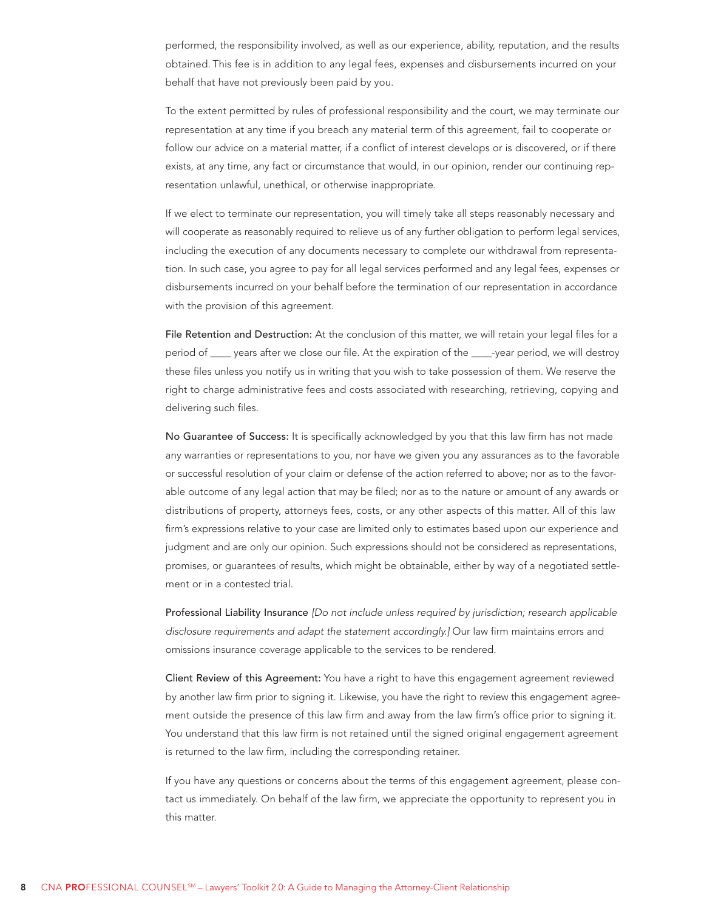performed, the responsibility involved, as well as our experience, ability, reputation, and the results obtained. This fee is in addition to any legal fees, expenses and disbursements incurred on your behalf that have not previously been paid by you.

To the extent permitted by rules of professional responsibility and the court, we may terminate our representation at any time if you breach any material term of this agreement, fail to cooperate or follow our advice on a material matter, if a conflict of interest develops or is discovered, or if there exists, at any time, any fact or circumstance that would, in our opinion, render our continuing representation unlawful, unethical, or otherwise inappropriate.

If we elect to terminate our representation, you will timely take all steps reasonably necessary and will cooperate as reasonably required to relieve us of any further obligation to perform legal services, including the execution of any documents necessary to complete our withdrawal from representation. In such case, you agree to pay for all legal services performed and any legal fees, expenses or disbursements incurred on your behalf before the termination of our representation in accordance with the provision of this agreement.

File Retention and Destruction: At the conclusion of this matter, we will retain your legal files for a period of ____ years after we close our file. At the expiration of the ____-year period, we will destroy these files unless you notify us in writing that you wish to take possession of them. We reserve the right to charge administrative fees and costs associated with researching, retrieving, copying and delivering such files.

No Guarantee of Success: It is specifically acknowledged by you that this law firm has not made any warranties or representations to you, nor have we given you any assurances as to the favorable or successful resolution of your claim or defense of the action referred to above; nor as to the favorable outcome of any legal action that may be filed; nor as to the nature or amount of any awards or distributions of property, attorneys fees, costs, or any other aspects of this matter. All of this law firm's expressions relative to your case are limited only to estimates based upon our experience and judgment and are only our opinion. Such expressions should not be considered as representations, promises, or guarantees of results, which might be obtainable, either by way of a negotiated settlement or in a contested trial.

Professional Liability Insurance *[Do not include unless required by jurisdiction; research applicable disclosure requirements and adapt the statement accordingly.]* Our law firm maintains errors and omissions insurance coverage applicable to the services to be rendered.

Client Review of this Agreement: You have a right to have this engagement agreement reviewed by another law firm prior to signing it. Likewise, you have the right to review this engagement agreement outside the presence of this law firm and away from the law firm's office prior to signing it. You understand that this law firm is not retained until the signed original engagement agreement is returned to the law firm, including the corresponding retainer.

If you have any questions or concerns about the terms of this engagement agreement, please contact us immediately. On behalf of the law firm, we appreciate the opportunity to represent you in this matter.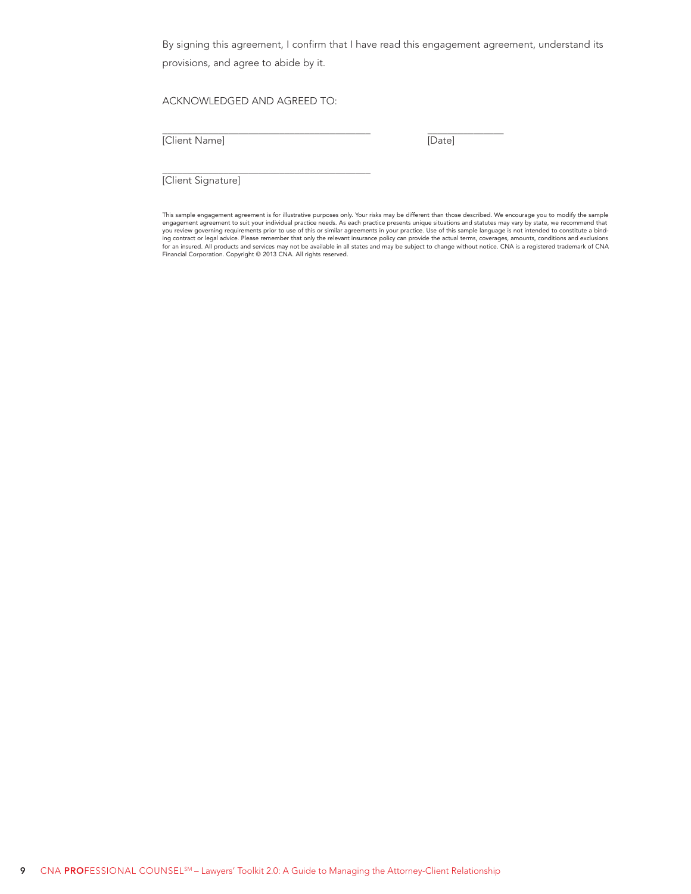By signing this agreement, I confirm that I have read this engagement agreement, understand its provisions, and agree to abide by it.

ACKNOWLEDGED AND AGREED TO:

\_\_\_\_\_\_\_\_\_\_\_\_\_\_\_\_\_\_\_\_\_\_\_\_\_\_\_\_\_\_\_\_\_\_\_\_\_\_\_\_ \_\_\_\_\_\_\_\_\_\_\_\_\_\_\_
[Client Name] [Date]

\_\_\_\_\_\_\_\_\_\_\_\_\_\_\_\_\_\_\_\_\_\_\_\_\_\_\_\_\_\_\_\_\_\_\_\_\_\_\_\_
[Client Signature]

This sample engagement agreement is for illustrative purposes only. Your risks may be different than those described. We encourage you to modify the sample engagement agreement to suit your individual practice needs. As each practice presents unique situations and statutes may vary by state, we recommend that you review governing requirements prior to use of this or similar agreements in your practice. Use of this sample language is not intended to constitute a binding contract or legal advice. Please remember that only the relevant insurance policy can provide the actual terms, coverages, amounts, conditions and exclusions for an insured. All products and services may not be available in all states and may be subject to change without notice. CNA is a registered trademark of CNA Financial Corporation. Copyright © 2013 CNA. All rights reserved.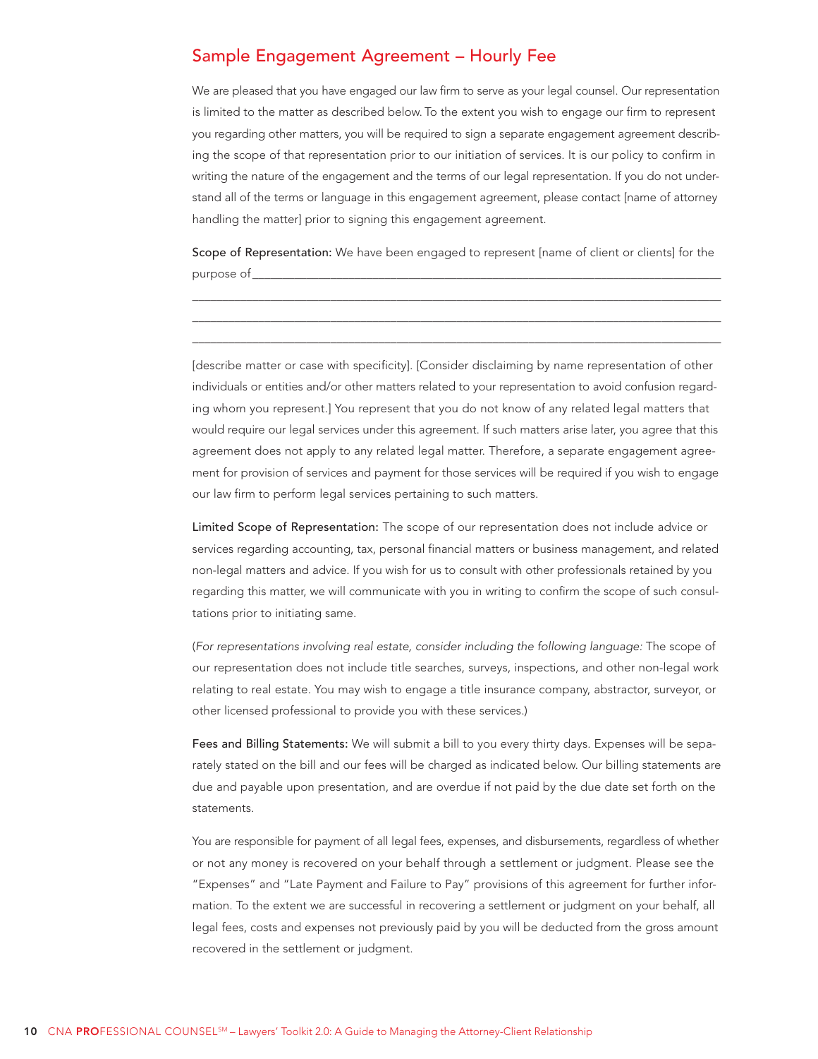## Sample Engagement Agreement – Hourly Fee

We are pleased that you have engaged our law firm to serve as your legal counsel. Our representation is limited to the matter as described below. To the extent you wish to engage our firm to represent you regarding other matters, you will be required to sign a separate engagement agreement describing the scope of that representation prior to our initiation of services. It is our policy to confirm in writing the nature of the engagement and the terms of our legal representation. If you do not understand all of the terms or language in this engagement agreement, please contact [name of attorney handling the matter] prior to signing this engagement agreement.

**Scope of Representation:** We have been engaged to represent [name of client or clients] for the purpose of\_\_\_\_\_\_\_\_\_\_\_\_\_\_\_\_\_\_\_\_\_\_\_\_\_\_\_\_\_\_\_\_\_\_\_\_\_\_\_\_\_\_\_\_\_\_\_\_\_\_\_\_\_\_\_\_\_\_\_\_\_\_\_\_\_\_\_\_\_\_\_\_\_\_

\_\_\_\_\_\_\_\_\_\_\_\_\_\_\_\_\_\_\_\_\_\_\_\_\_\_\_\_\_\_\_\_\_\_\_\_\_\_\_\_\_\_\_\_\_\_\_\_\_\_\_\_\_\_\_\_\_\_\_\_\_\_\_\_\_\_\_\_\_\_\_\_\_\_\_\_\_\_\_\_\_\_\_\_

\_\_\_\_\_\_\_\_\_\_\_\_\_\_\_\_\_\_\_\_\_\_\_\_\_\_\_\_\_\_\_\_\_\_\_\_\_\_\_\_\_\_\_\_\_\_\_\_\_\_\_\_\_\_\_\_\_\_\_\_\_\_\_\_\_\_\_\_\_\_\_\_\_\_\_\_\_\_\_\_\_\_\_\_

\_\_\_\_\_\_\_\_\_\_\_\_\_\_\_\_\_\_\_\_\_\_\_\_\_\_\_\_\_\_\_\_\_\_\_\_\_\_\_\_\_\_\_\_\_\_\_\_\_\_\_\_\_\_\_\_\_\_\_\_\_\_\_\_\_\_\_\_\_\_\_\_\_\_\_\_\_\_\_\_\_\_\_\_

[describe matter or case with specificity]. [Consider disclaiming by name representation of other individuals or entities and/or other matters related to your representation to avoid confusion regarding whom you represent.] You represent that you do not know of any related legal matters that would require our legal services under this agreement. If such matters arise later, you agree that this agreement does not apply to any related legal matter. Therefore, a separate engagement agreement for provision of services and payment for those services will be required if you wish to engage our law firm to perform legal services pertaining to such matters.

**Limited Scope of Representation:** The scope of our representation does not include advice or services regarding accounting, tax, personal financial matters or business management, and related non-legal matters and advice. If you wish for us to consult with other professionals retained by you regarding this matter, we will communicate with you in writing to confirm the scope of such consultations prior to initiating same.

(*For representations involving real estate, consider including the following language:* The scope of our representation does not include title searches, surveys, inspections, and other non-legal work relating to real estate. You may wish to engage a title insurance company, abstractor, surveyor, or other licensed professional to provide you with these services.)

**Fees and Billing Statements:** We will submit a bill to you every thirty days. Expenses will be separately stated on the bill and our fees will be charged as indicated below. Our billing statements are due and payable upon presentation, and are overdue if not paid by the due date set forth on the statements.

You are responsible for payment of all legal fees, expenses, and disbursements, regardless of whether or not any money is recovered on your behalf through a settlement or judgment. Please see the "Expenses" and "Late Payment and Failure to Pay" provisions of this agreement for further information. To the extent we are successful in recovering a settlement or judgment on your behalf, all legal fees, costs and expenses not previously paid by you will be deducted from the gross amount recovered in the settlement or judgment.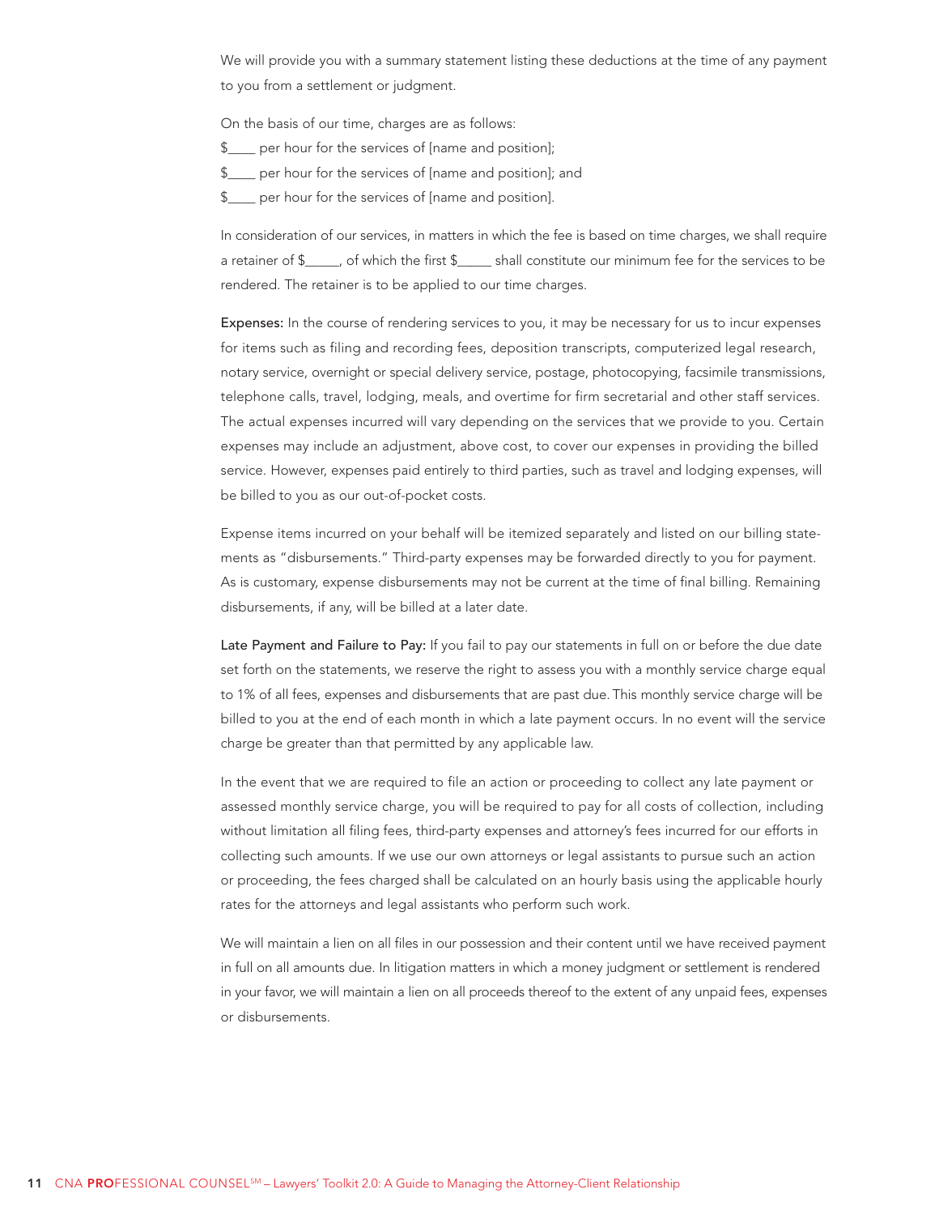We will provide you with a summary statement listing these deductions at the time of any payment to you from a settlement or judgment.

On the basis of our time, charges are as follows:

$____ per hour for the services of [name and position];
$____ per hour for the services of [name and position]; and
$____ per hour for the services of [name and position].

In consideration of our services, in matters in which the fee is based on time charges, we shall require a retainer of $_____, of which the first $_____ shall constitute our minimum fee for the services to be rendered. The retainer is to be applied to our time charges.

**Expenses:** In the course of rendering services to you, it may be necessary for us to incur expenses for items such as filing and recording fees, deposition transcripts, computerized legal research, notary service, overnight or special delivery service, postage, photocopying, facsimile transmissions, telephone calls, travel, lodging, meals, and overtime for firm secretarial and other staff services. The actual expenses incurred will vary depending on the services that we provide to you. Certain expenses may include an adjustment, above cost, to cover our expenses in providing the billed service. However, expenses paid entirely to third parties, such as travel and lodging expenses, will be billed to you as our out-of-pocket costs.

Expense items incurred on your behalf will be itemized separately and listed on our billing statements as "disbursements." Third-party expenses may be forwarded directly to you for payment. As is customary, expense disbursements may not be current at the time of final billing. Remaining disbursements, if any, will be billed at a later date.

**Late Payment and Failure to Pay:** If you fail to pay our statements in full on or before the due date set forth on the statements, we reserve the right to assess you with a monthly service charge equal to 1% of all fees, expenses and disbursements that are past due. This monthly service charge will be billed to you at the end of each month in which a late payment occurs. In no event will the service charge be greater than that permitted by any applicable law.

In the event that we are required to file an action or proceeding to collect any late payment or assessed monthly service charge, you will be required to pay for all costs of collection, including without limitation all filing fees, third-party expenses and attorney's fees incurred for our efforts in collecting such amounts. If we use our own attorneys or legal assistants to pursue such an action or proceeding, the fees charged shall be calculated on an hourly basis using the applicable hourly rates for the attorneys and legal assistants who perform such work.

We will maintain a lien on all files in our possession and their content until we have received payment in full on all amounts due. In litigation matters in which a money judgment or settlement is rendered in your favor, we will maintain a lien on all proceeds thereof to the extent of any unpaid fees, expenses or disbursements.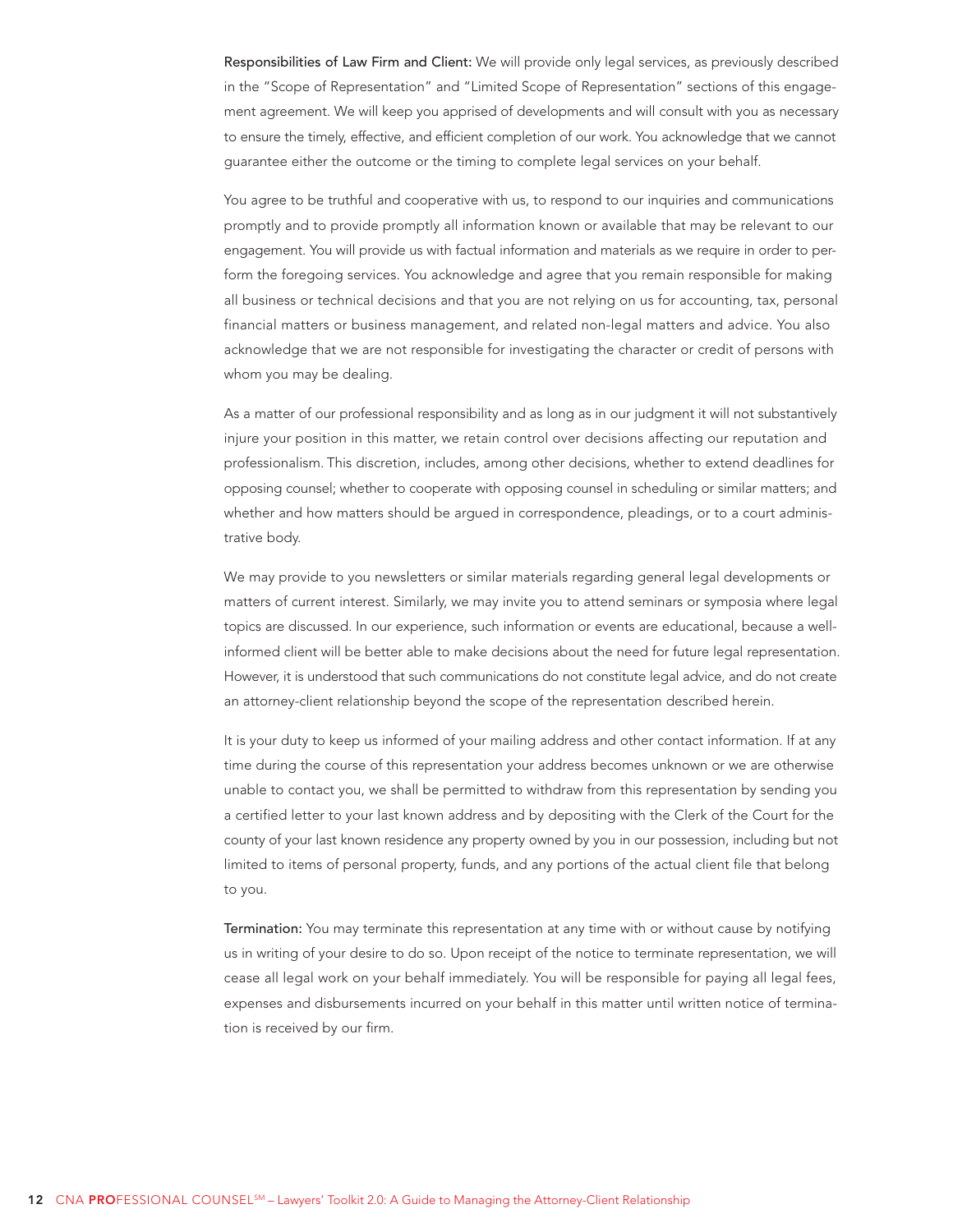**Responsibilities of Law Firm and Client:** We will provide only legal services, as previously described in the "Scope of Representation" and "Limited Scope of Representation" sections of this engagement agreement. We will keep you apprised of developments and will consult with you as necessary to ensure the timely, effective, and efficient completion of our work. You acknowledge that we cannot guarantee either the outcome or the timing to complete legal services on your behalf.

You agree to be truthful and cooperative with us, to respond to our inquiries and communications promptly and to provide promptly all information known or available that may be relevant to our engagement. You will provide us with factual information and materials as we require in order to perform the foregoing services. You acknowledge and agree that you remain responsible for making all business or technical decisions and that you are not relying on us for accounting, tax, personal financial matters or business management, and related non-legal matters and advice. You also acknowledge that we are not responsible for investigating the character or credit of persons with whom you may be dealing.

As a matter of our professional responsibility and as long as in our judgment it will not substantively injure your position in this matter, we retain control over decisions affecting our reputation and professionalism. This discretion, includes, among other decisions, whether to extend deadlines for opposing counsel; whether to cooperate with opposing counsel in scheduling or similar matters; and whether and how matters should be argued in correspondence, pleadings, or to a court administrative body.

We may provide to you newsletters or similar materials regarding general legal developments or matters of current interest. Similarly, we may invite you to attend seminars or symposia where legal topics are discussed. In our experience, such information or events are educational, because a well-informed client will be better able to make decisions about the need for future legal representation. However, it is understood that such communications do not constitute legal advice, and do not create an attorney-client relationship beyond the scope of the representation described herein.

It is your duty to keep us informed of your mailing address and other contact information. If at any time during the course of this representation your address becomes unknown or we are otherwise unable to contact you, we shall be permitted to withdraw from this representation by sending you a certified letter to your last known address and by depositing with the Clerk of the Court for the county of your last known residence any property owned by you in our possession, including but not limited to items of personal property, funds, and any portions of the actual client file that belong to you.

**Termination:** You may terminate this representation at any time with or without cause by notifying us in writing of your desire to do so. Upon receipt of the notice to terminate representation, we will cease all legal work on your behalf immediately. You will be responsible for paying all legal fees, expenses and disbursements incurred on your behalf in this matter until written notice of termination is received by our firm.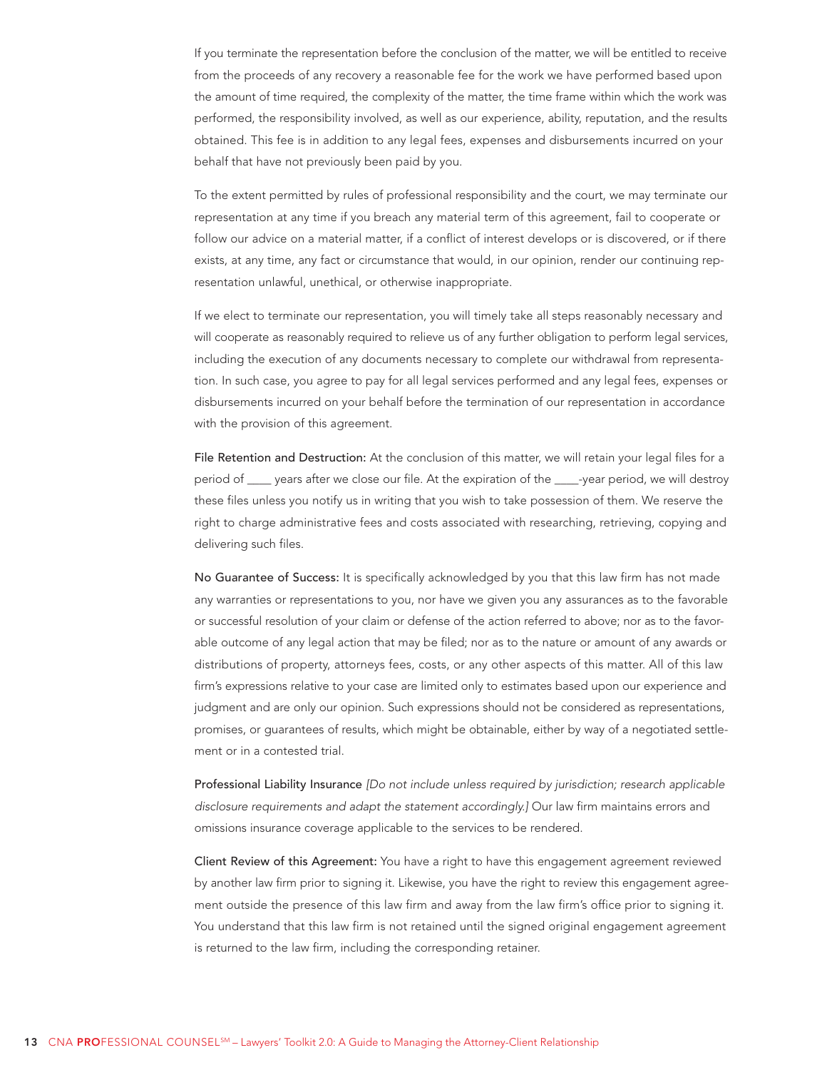If you terminate the representation before the conclusion of the matter, we will be entitled to receive from the proceeds of any recovery a reasonable fee for the work we have performed based upon the amount of time required, the complexity of the matter, the time frame within which the work was performed, the responsibility involved, as well as our experience, ability, reputation, and the results obtained. This fee is in addition to any legal fees, expenses and disbursements incurred on your behalf that have not previously been paid by you.

To the extent permitted by rules of professional responsibility and the court, we may terminate our representation at any time if you breach any material term of this agreement, fail to cooperate or follow our advice on a material matter, if a conflict of interest develops or is discovered, or if there exists, at any time, any fact or circumstance that would, in our opinion, render our continuing representation unlawful, unethical, or otherwise inappropriate.

If we elect to terminate our representation, you will timely take all steps reasonably necessary and will cooperate as reasonably required to relieve us of any further obligation to perform legal services, including the execution of any documents necessary to complete our withdrawal from representation. In such case, you agree to pay for all legal services performed and any legal fees, expenses or disbursements incurred on your behalf before the termination of our representation in accordance with the provision of this agreement.

File Retention and Destruction: At the conclusion of this matter, we will retain your legal files for a period of ____ years after we close our file. At the expiration of the ____-year period, we will destroy these files unless you notify us in writing that you wish to take possession of them. We reserve the right to charge administrative fees and costs associated with researching, retrieving, copying and delivering such files.

No Guarantee of Success: It is specifically acknowledged by you that this law firm has not made any warranties or representations to you, nor have we given you any assurances as to the favorable or successful resolution of your claim or defense of the action referred to above; nor as to the favorable outcome of any legal action that may be filed; nor as to the nature or amount of any awards or distributions of property, attorneys fees, costs, or any other aspects of this matter. All of this law firm's expressions relative to your case are limited only to estimates based upon our experience and judgment and are only our opinion. Such expressions should not be considered as representations, promises, or guarantees of results, which might be obtainable, either by way of a negotiated settlement or in a contested trial.

Professional Liability Insurance *[Do not include unless required by jurisdiction; research applicable disclosure requirements and adapt the statement accordingly.]* Our law firm maintains errors and omissions insurance coverage applicable to the services to be rendered.

Client Review of this Agreement: You have a right to have this engagement agreement reviewed by another law firm prior to signing it. Likewise, you have the right to review this engagement agreement outside the presence of this law firm and away from the law firm's office prior to signing it. You understand that this law firm is not retained until the signed original engagement agreement is returned to the law firm, including the corresponding retainer.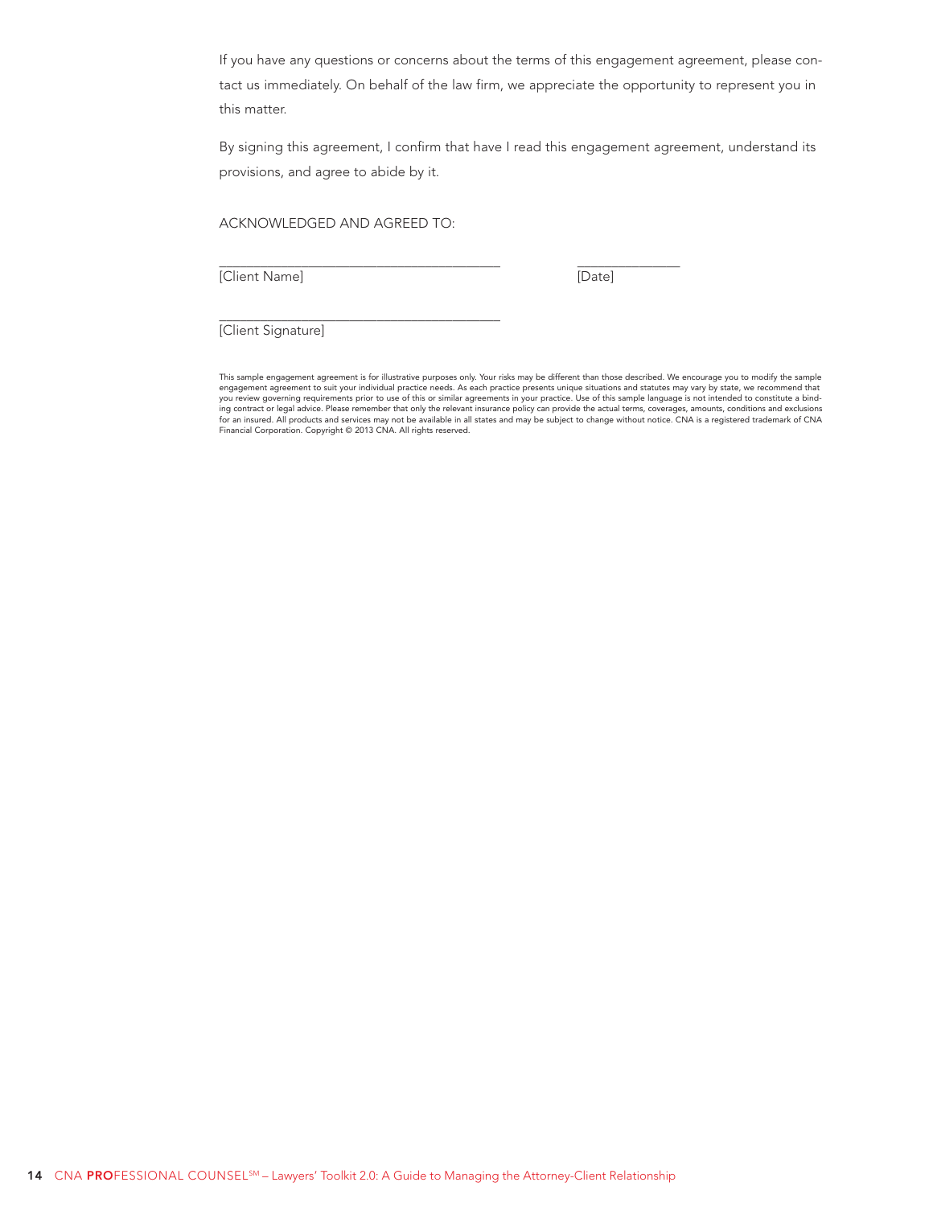If you have any questions or concerns about the terms of this engagement agreement, please contact us immediately. On behalf of the law firm, we appreciate the opportunity to represent you in this matter.

By signing this agreement, I confirm that have I read this engagement agreement, understand its provisions, and agree to abide by it.

ACKNOWLEDGED AND AGREED TO:

\_\_\_\_\_\_\_\_\_\_\_\_\_\_\_\_\_\_\_\_\_\_\_\_\_\_\_\_\_\_\_\_\_\_\_\_\_\_\_\_ \_\_\_\_\_\_\_\_\_\_\_\_\_\_\_
[Client Name] [Date]

\_\_\_\_\_\_\_\_\_\_\_\_\_\_\_\_\_\_\_\_\_\_\_\_\_\_\_\_\_\_\_\_\_\_\_\_\_\_\_\_
[Client Signature]

This sample engagement agreement is for illustrative purposes only. Your risks may be different than those described. We encourage you to modify the sample engagement agreement to suit your individual practice needs. As each practice presents unique situations and statutes may vary by state, we recommend that you review governing requirements prior to use of this or similar agreements in your practice. Use of this sample language is not intended to constitute a binding contract or legal advice. Please remember that only the relevant insurance policy can provide the actual terms, coverages, amounts, conditions and exclusions for an insured. All products and services may not be available in all states and may be subject to change without notice. CNA is a registered trademark of CNA Financial Corporation. Copyright © 2013 CNA. All rights reserved.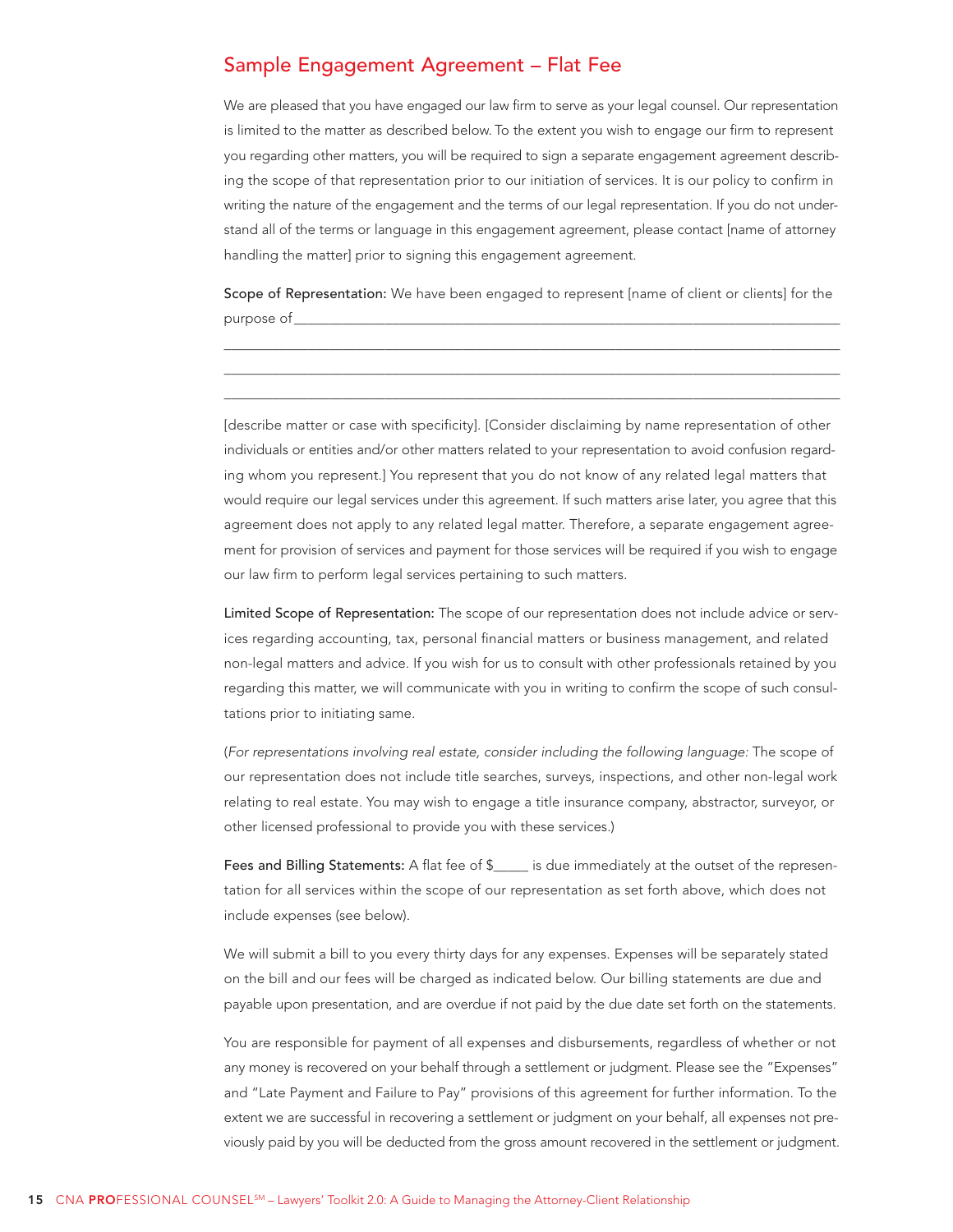## Sample Engagement Agreement – Flat Fee

We are pleased that you have engaged our law firm to serve as your legal counsel. Our representation is limited to the matter as described below. To the extent you wish to engage our firm to represent you regarding other matters, you will be required to sign a separate engagement agreement describing the scope of that representation prior to our initiation of services. It is our policy to confirm in writing the nature of the engagement and the terms of our legal representation. If you do not understand all of the terms or language in this engagement agreement, please contact [name of attorney handling the matter] prior to signing this engagement agreement.

**Scope of Representation:** We have been engaged to represent [name of client or clients] for the purpose of\_\_\_\_\_\_\_\_\_\_\_\_\_\_\_\_\_\_\_\_\_\_\_\_\_\_\_\_\_\_\_\_\_\_\_\_\_\_\_\_\_\_\_\_\_\_\_\_\_\_\_\_\_\_\_\_\_\_\_\_\_\_\_\_\_\_\_\_\_\_

\_\_\_\_\_\_\_\_\_\_\_\_\_\_\_\_\_\_\_\_\_\_\_\_\_\_\_\_\_\_\_\_\_\_\_\_\_\_\_\_\_\_\_\_\_\_\_\_\_\_\_\_\_\_\_\_\_\_\_\_\_\_\_\_\_\_\_\_\_\_\_\_\_\_\_\_\_\_\_\_\_\_

\_\_\_\_\_\_\_\_\_\_\_\_\_\_\_\_\_\_\_\_\_\_\_\_\_\_\_\_\_\_\_\_\_\_\_\_\_\_\_\_\_\_\_\_\_\_\_\_\_\_\_\_\_\_\_\_\_\_\_\_\_\_\_\_\_\_\_\_\_\_\_\_\_\_\_\_\_\_\_\_\_\_

\_\_\_\_\_\_\_\_\_\_\_\_\_\_\_\_\_\_\_\_\_\_\_\_\_\_\_\_\_\_\_\_\_\_\_\_\_\_\_\_\_\_\_\_\_\_\_\_\_\_\_\_\_\_\_\_\_\_\_\_\_\_\_\_\_\_\_\_\_\_\_\_\_\_\_\_\_\_\_\_\_\_

[describe matter or case with specificity]. [Consider disclaiming by name representation of other individuals or entities and/or other matters related to your representation to avoid confusion regarding whom you represent.] You represent that you do not know of any related legal matters that would require our legal services under this agreement. If such matters arise later, you agree that this agreement does not apply to any related legal matter. Therefore, a separate engagement agreement for provision of services and payment for those services will be required if you wish to engage our law firm to perform legal services pertaining to such matters.

**Limited Scope of Representation:** The scope of our representation does not include advice or services regarding accounting, tax, personal financial matters or business management, and related non-legal matters and advice. If you wish for us to consult with other professionals retained by you regarding this matter, we will communicate with you in writing to confirm the scope of such consultations prior to initiating same.

(*For representations involving real estate, consider including the following language:* The scope of our representation does not include title searches, surveys, inspections, and other non-legal work relating to real estate. You may wish to engage a title insurance company, abstractor, surveyor, or other licensed professional to provide you with these services.)

**Fees and Billing Statements:** A flat fee of $\_\_\_\_\_ is due immediately at the outset of the representation for all services within the scope of our representation as set forth above, which does not include expenses (see below).

We will submit a bill to you every thirty days for any expenses. Expenses will be separately stated on the bill and our fees will be charged as indicated below. Our billing statements are due and payable upon presentation, and are overdue if not paid by the due date set forth on the statements.

You are responsible for payment of all expenses and disbursements, regardless of whether or not any money is recovered on your behalf through a settlement or judgment. Please see the "Expenses" and "Late Payment and Failure to Pay" provisions of this agreement for further information. To the extent we are successful in recovering a settlement or judgment on your behalf, all expenses not previously paid by you will be deducted from the gross amount recovered in the settlement or judgment.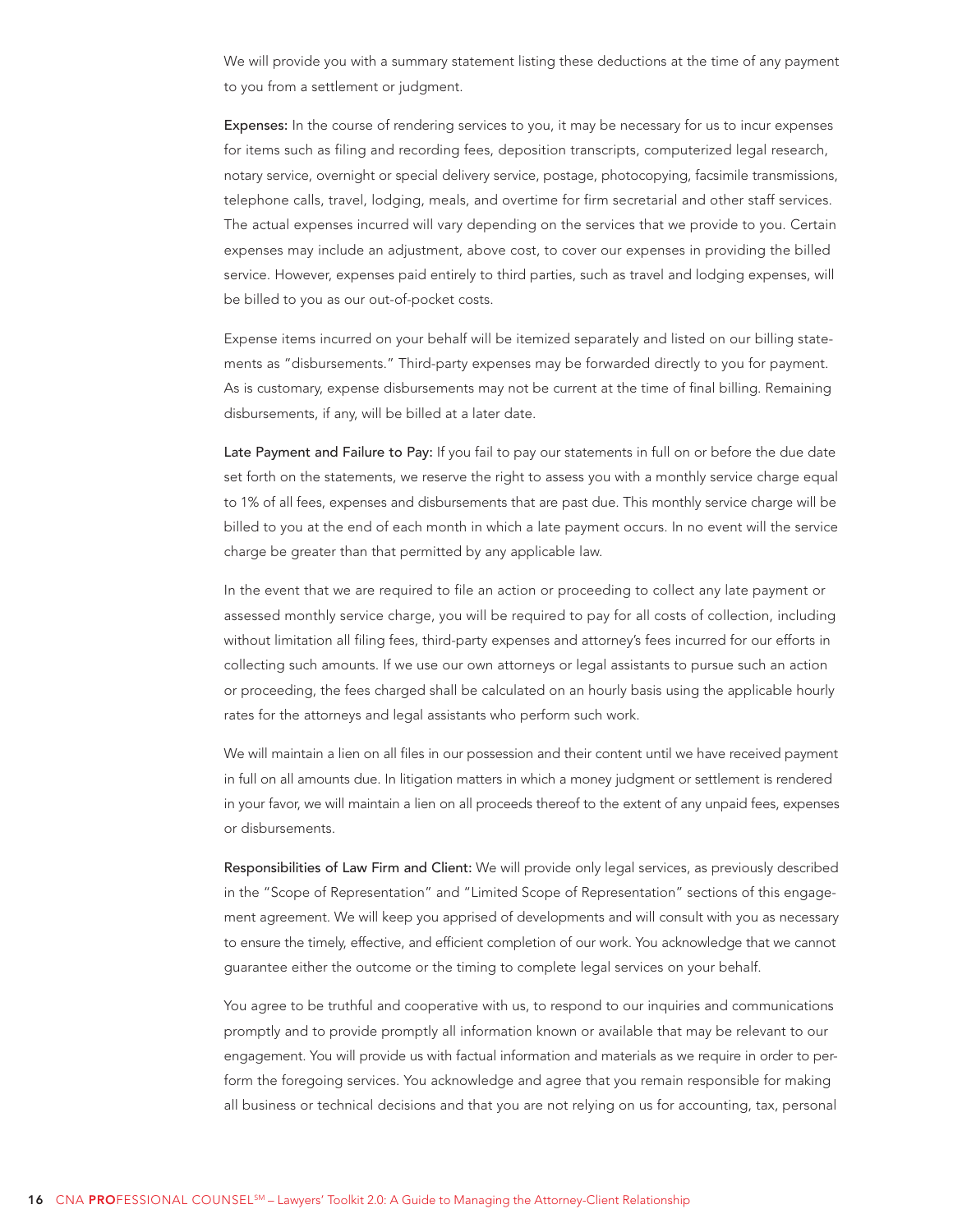We will provide you with a summary statement listing these deductions at the time of any payment to you from a settlement or judgment.

**Expenses:** In the course of rendering services to you, it may be necessary for us to incur expenses for items such as filing and recording fees, deposition transcripts, computerized legal research, notary service, overnight or special delivery service, postage, photocopying, facsimile transmissions, telephone calls, travel, lodging, meals, and overtime for firm secretarial and other staff services. The actual expenses incurred will vary depending on the services that we provide to you. Certain expenses may include an adjustment, above cost, to cover our expenses in providing the billed service. However, expenses paid entirely to third parties, such as travel and lodging expenses, will be billed to you as our out-of-pocket costs.

Expense items incurred on your behalf will be itemized separately and listed on our billing statements as "disbursements." Third-party expenses may be forwarded directly to you for payment. As is customary, expense disbursements may not be current at the time of final billing. Remaining disbursements, if any, will be billed at a later date.

**Late Payment and Failure to Pay:** If you fail to pay our statements in full on or before the due date set forth on the statements, we reserve the right to assess you with a monthly service charge equal to 1% of all fees, expenses and disbursements that are past due. This monthly service charge will be billed to you at the end of each month in which a late payment occurs. In no event will the service charge be greater than that permitted by any applicable law.

In the event that we are required to file an action or proceeding to collect any late payment or assessed monthly service charge, you will be required to pay for all costs of collection, including without limitation all filing fees, third-party expenses and attorney's fees incurred for our efforts in collecting such amounts. If we use our own attorneys or legal assistants to pursue such an action or proceeding, the fees charged shall be calculated on an hourly basis using the applicable hourly rates for the attorneys and legal assistants who perform such work.

We will maintain a lien on all files in our possession and their content until we have received payment in full on all amounts due. In litigation matters in which a money judgment or settlement is rendered in your favor, we will maintain a lien on all proceeds thereof to the extent of any unpaid fees, expenses or disbursements.

**Responsibilities of Law Firm and Client:** We will provide only legal services, as previously described in the "Scope of Representation" and "Limited Scope of Representation" sections of this engagement agreement. We will keep you apprised of developments and will consult with you as necessary to ensure the timely, effective, and efficient completion of our work. You acknowledge that we cannot guarantee either the outcome or the timing to complete legal services on your behalf.

You agree to be truthful and cooperative with us, to respond to our inquiries and communications promptly and to provide promptly all information known or available that may be relevant to our engagement. You will provide us with factual information and materials as we require in order to perform the foregoing services. You acknowledge and agree that you remain responsible for making all business or technical decisions and that you are not relying on us for accounting, tax, personal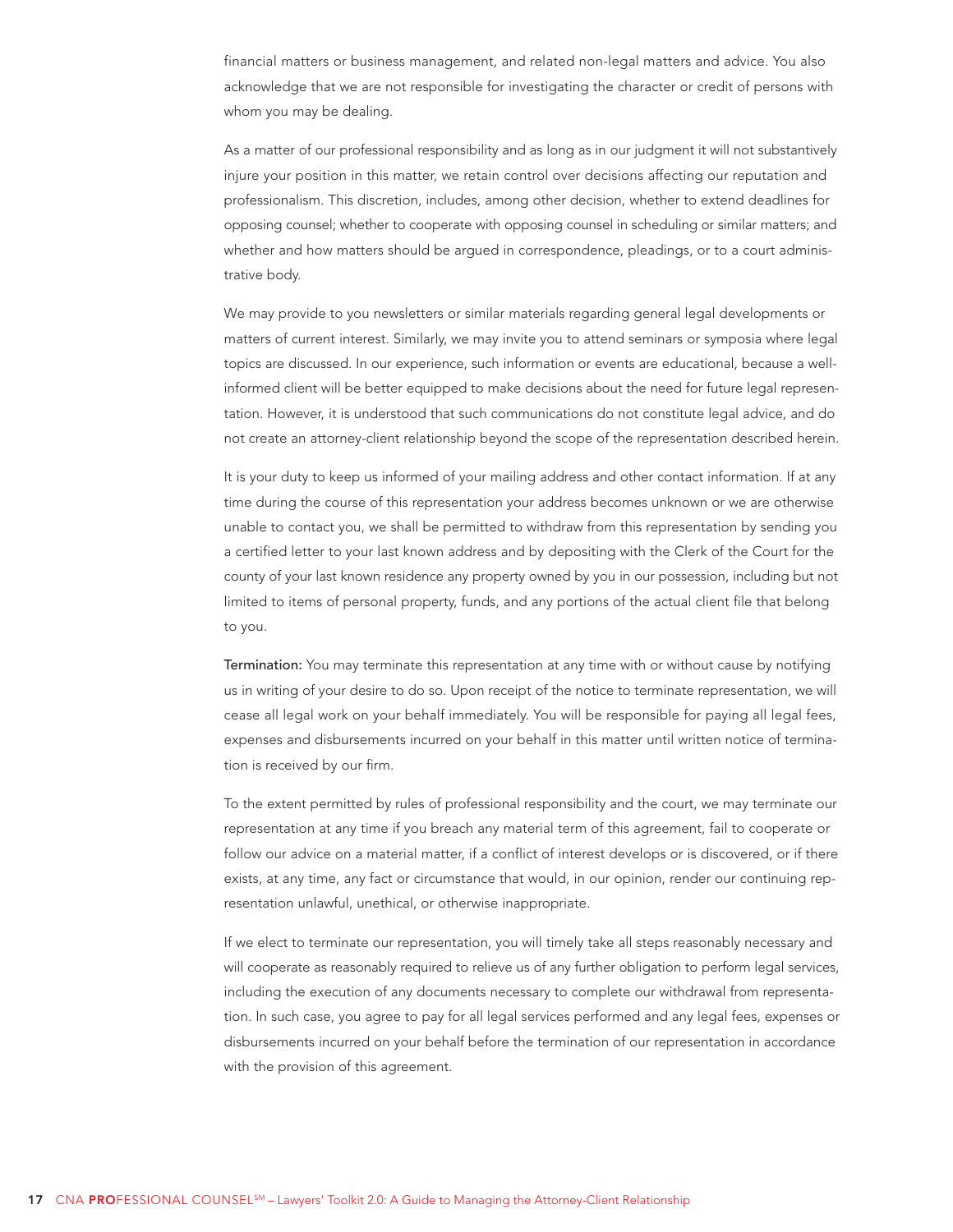financial matters or business management, and related non-legal matters and advice. You also acknowledge that we are not responsible for investigating the character or credit of persons with whom you may be dealing.

As a matter of our professional responsibility and as long as in our judgment it will not substantively injure your position in this matter, we retain control over decisions affecting our reputation and professionalism. This discretion, includes, among other decision, whether to extend deadlines for opposing counsel; whether to cooperate with opposing counsel in scheduling or similar matters; and whether and how matters should be argued in correspondence, pleadings, or to a court administrative body.

We may provide to you newsletters or similar materials regarding general legal developments or matters of current interest. Similarly, we may invite you to attend seminars or symposia where legal topics are discussed. In our experience, such information or events are educational, because a well-informed client will be better equipped to make decisions about the need for future legal representation. However, it is understood that such communications do not constitute legal advice, and do not create an attorney-client relationship beyond the scope of the representation described herein.

It is your duty to keep us informed of your mailing address and other contact information. If at any time during the course of this representation your address becomes unknown or we are otherwise unable to contact you, we shall be permitted to withdraw from this representation by sending you a certified letter to your last known address and by depositing with the Clerk of the Court for the county of your last known residence any property owned by you in our possession, including but not limited to items of personal property, funds, and any portions of the actual client file that belong to you.

**Termination:** You may terminate this representation at any time with or without cause by notifying us in writing of your desire to do so. Upon receipt of the notice to terminate representation, we will cease all legal work on your behalf immediately. You will be responsible for paying all legal fees, expenses and disbursements incurred on your behalf in this matter until written notice of termination is received by our firm.

To the extent permitted by rules of professional responsibility and the court, we may terminate our representation at any time if you breach any material term of this agreement, fail to cooperate or follow our advice on a material matter, if a conflict of interest develops or is discovered, or if there exists, at any time, any fact or circumstance that would, in our opinion, render our continuing representation unlawful, unethical, or otherwise inappropriate.

If we elect to terminate our representation, you will timely take all steps reasonably necessary and will cooperate as reasonably required to relieve us of any further obligation to perform legal services, including the execution of any documents necessary to complete our withdrawal from representation. In such case, you agree to pay for all legal services performed and any legal fees, expenses or disbursements incurred on your behalf before the termination of our representation in accordance with the provision of this agreement.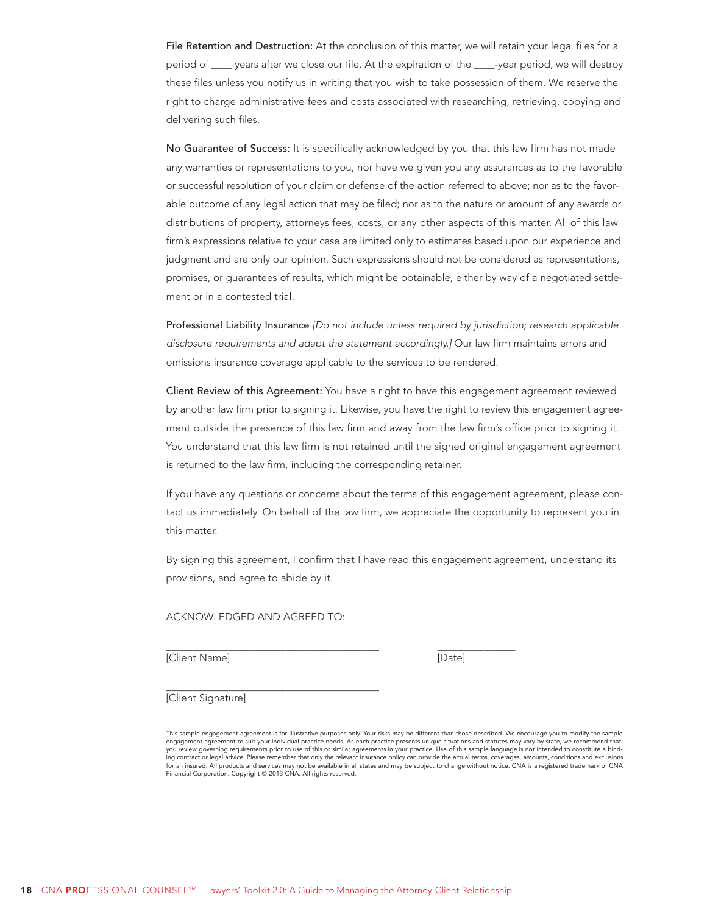**File Retention and Destruction:** At the conclusion of this matter, we will retain your legal files for a period of ____ years after we close our file. At the expiration of the ____-year period, we will destroy these files unless you notify us in writing that you wish to take possession of them. We reserve the right to charge administrative fees and costs associated with researching, retrieving, copying and delivering such files.

**No Guarantee of Success:** It is specifically acknowledged by you that this law firm has not made any warranties or representations to you, nor have we given you any assurances as to the favorable or successful resolution of your claim or defense of the action referred to above; nor as to the favorable outcome of any legal action that may be filed; nor as to the nature or amount of any awards or distributions of property, attorneys fees, costs, or any other aspects of this matter. All of this law firm's expressions relative to your case are limited only to estimates based upon our experience and judgment and are only our opinion. Such expressions should not be considered as representations, promises, or guarantees of results, which might be obtainable, either by way of a negotiated settlement or in a contested trial.

**Professional Liability Insurance** *[Do not include unless required by jurisdiction; research applicable disclosure requirements and adapt the statement accordingly.]* Our law firm maintains errors and omissions insurance coverage applicable to the services to be rendered.

**Client Review of this Agreement:** You have a right to have this engagement agreement reviewed by another law firm prior to signing it. Likewise, you have the right to review this engagement agreement outside the presence of this law firm and away from the law firm's office prior to signing it. You understand that this law firm is not retained until the signed original engagement agreement is returned to the law firm, including the corresponding retainer.

If you have any questions or concerns about the terms of this engagement agreement, please contact us immediately. On behalf of the law firm, we appreciate the opportunity to represent you in this matter.

By signing this agreement, I confirm that I have read this engagement agreement, understand its provisions, and agree to abide by it.

ACKNOWLEDGED AND AGREED TO:

________________________________________ ______________
[Client Name] [Date]

________________________________________
[Client Signature]

This sample engagement agreement is for illustrative purposes only. Your risks may be different than those described. We encourage you to modify the sample engagement agreement to suit your individual practice needs. As each practice presents unique situations and statutes may vary by state, we recommend that you review governing requirements prior to use of this or similar agreements in your practice. Use of this sample language is not intended to constitute a binding contract or legal advice. Please remember that only the relevant insurance policy can provide the actual terms, coverages, amounts, conditions and exclusions for an insured. All products and services may not be available in all states and may be subject to change without notice. CNA is a registered trademark of CNA Financial Corporation. Copyright © 2013 CNA. All rights reserved.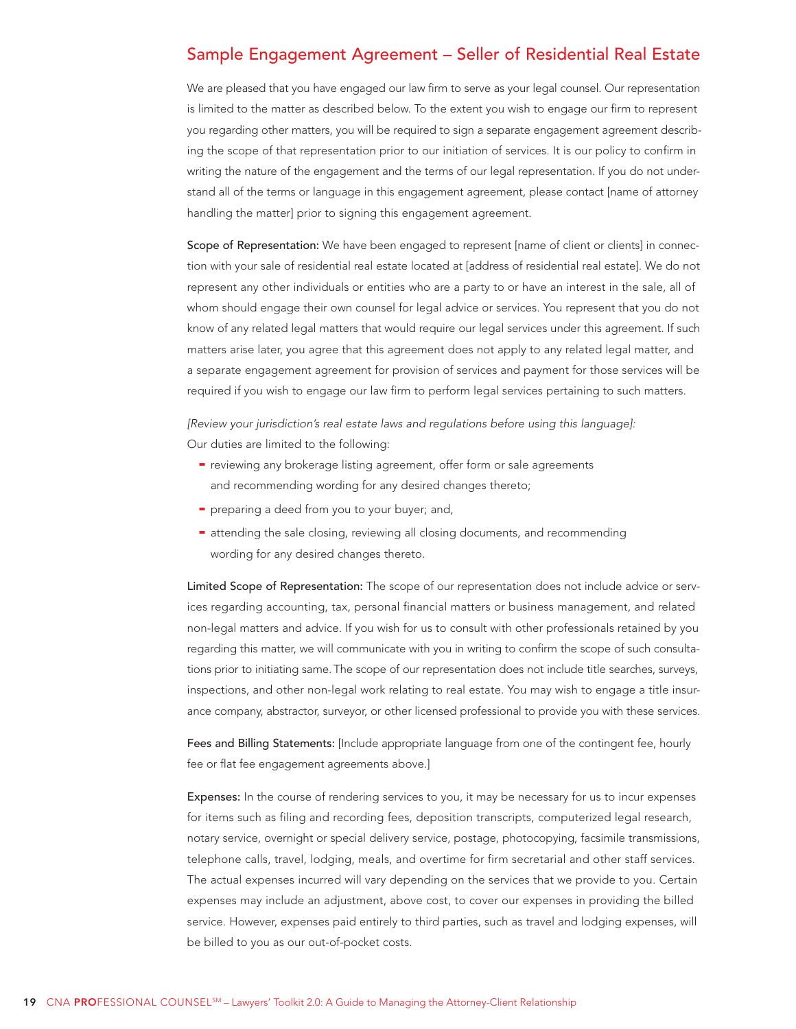## Sample Engagement Agreement – Seller of Residential Real Estate

We are pleased that you have engaged our law firm to serve as your legal counsel. Our representation is limited to the matter as described below. To the extent you wish to engage our firm to represent you regarding other matters, you will be required to sign a separate engagement agreement describing the scope of that representation prior to our initiation of services. It is our policy to confirm in writing the nature of the engagement and the terms of our legal representation. If you do not understand all of the terms or language in this engagement agreement, please contact [name of attorney handling the matter] prior to signing this engagement agreement.

**Scope of Representation:** We have been engaged to represent [name of client or clients] in connection with your sale of residential real estate located at [address of residential real estate]. We do not represent any other individuals or entities who are a party to or have an interest in the sale, all of whom should engage their own counsel for legal advice or services. You represent that you do not know of any related legal matters that would require our legal services under this agreement. If such matters arise later, you agree that this agreement does not apply to any related legal matter, and a separate engagement agreement for provision of services and payment for those services will be required if you wish to engage our law firm to perform legal services pertaining to such matters.

*[Review your jurisdiction's real estate laws and regulations before using this language]:*
Our duties are limited to the following:

- reviewing any brokerage listing agreement, offer form or sale agreements and recommending wording for any desired changes thereto;
- preparing a deed from you to your buyer; and,
- attending the sale closing, reviewing all closing documents, and recommending wording for any desired changes thereto.

**Limited Scope of Representation:** The scope of our representation does not include advice or services regarding accounting, tax, personal financial matters or business management, and related non-legal matters and advice. If you wish for us to consult with other professionals retained by you regarding this matter, we will communicate with you in writing to confirm the scope of such consultations prior to initiating same. The scope of our representation does not include title searches, surveys, inspections, and other non-legal work relating to real estate. You may wish to engage a title insurance company, abstractor, surveyor, or other licensed professional to provide you with these services.

**Fees and Billing Statements:** [Include appropriate language from one of the contingent fee, hourly fee or flat fee engagement agreements above.]

**Expenses:** In the course of rendering services to you, it may be necessary for us to incur expenses for items such as filing and recording fees, deposition transcripts, computerized legal research, notary service, overnight or special delivery service, postage, photocopying, facsimile transmissions, telephone calls, travel, lodging, meals, and overtime for firm secretarial and other staff services. The actual expenses incurred will vary depending on the services that we provide to you. Certain expenses may include an adjustment, above cost, to cover our expenses in providing the billed service. However, expenses paid entirely to third parties, such as travel and lodging expenses, will be billed to you as our out-of-pocket costs.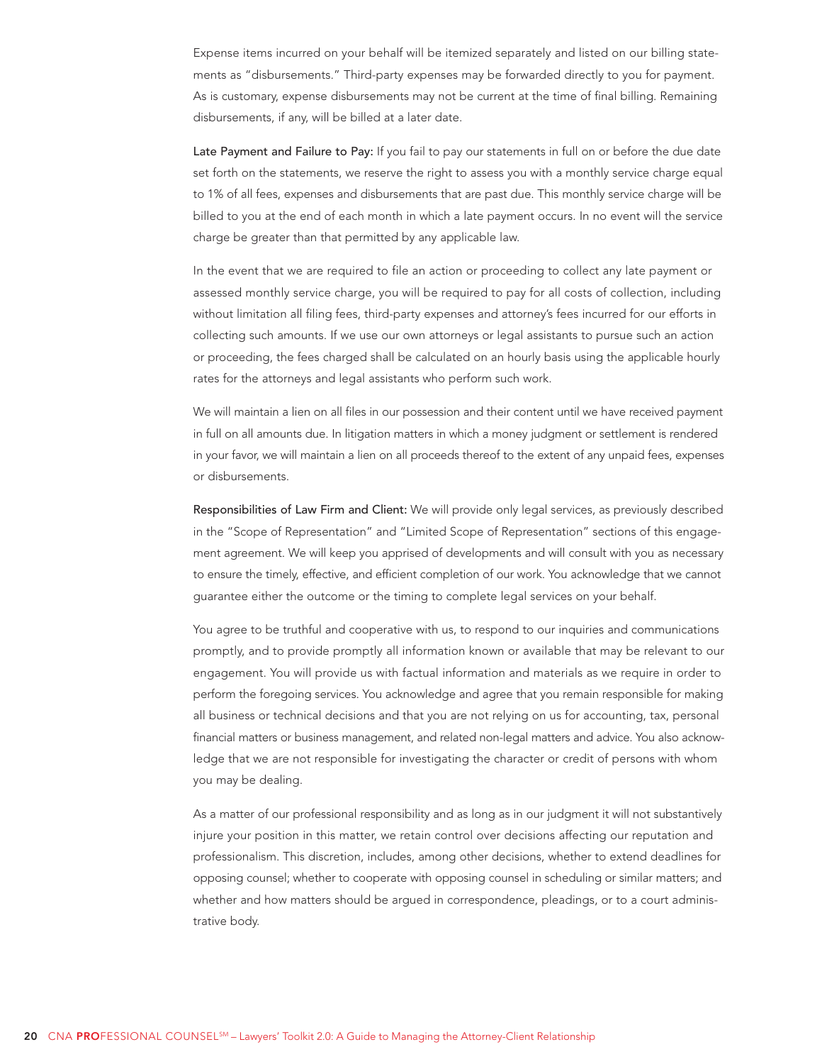Expense items incurred on your behalf will be itemized separately and listed on our billing statements as "disbursements." Third-party expenses may be forwarded directly to you for payment. As is customary, expense disbursements may not be current at the time of final billing. Remaining disbursements, if any, will be billed at a later date.

**Late Payment and Failure to Pay:** If you fail to pay our statements in full on or before the due date set forth on the statements, we reserve the right to assess you with a monthly service charge equal to 1% of all fees, expenses and disbursements that are past due. This monthly service charge will be billed to you at the end of each month in which a late payment occurs. In no event will the service charge be greater than that permitted by any applicable law.

In the event that we are required to file an action or proceeding to collect any late payment or assessed monthly service charge, you will be required to pay for all costs of collection, including without limitation all filing fees, third-party expenses and attorney's fees incurred for our efforts in collecting such amounts. If we use our own attorneys or legal assistants to pursue such an action or proceeding, the fees charged shall be calculated on an hourly basis using the applicable hourly rates for the attorneys and legal assistants who perform such work.

We will maintain a lien on all files in our possession and their content until we have received payment in full on all amounts due. In litigation matters in which a money judgment or settlement is rendered in your favor, we will maintain a lien on all proceeds thereof to the extent of any unpaid fees, expenses or disbursements.

**Responsibilities of Law Firm and Client:** We will provide only legal services, as previously described in the "Scope of Representation" and "Limited Scope of Representation" sections of this engagement agreement. We will keep you apprised of developments and will consult with you as necessary to ensure the timely, effective, and efficient completion of our work. You acknowledge that we cannot guarantee either the outcome or the timing to complete legal services on your behalf.

You agree to be truthful and cooperative with us, to respond to our inquiries and communications promptly, and to provide promptly all information known or available that may be relevant to our engagement. You will provide us with factual information and materials as we require in order to perform the foregoing services. You acknowledge and agree that you remain responsible for making all business or technical decisions and that you are not relying on us for accounting, tax, personal financial matters or business management, and related non-legal matters and advice. You also acknowledge that we are not responsible for investigating the character or credit of persons with whom you may be dealing.

As a matter of our professional responsibility and as long as in our judgment it will not substantively injure your position in this matter, we retain control over decisions affecting our reputation and professionalism. This discretion, includes, among other decisions, whether to extend deadlines for opposing counsel; whether to cooperate with opposing counsel in scheduling or similar matters; and whether and how matters should be argued in correspondence, pleadings, or to a court administrative body.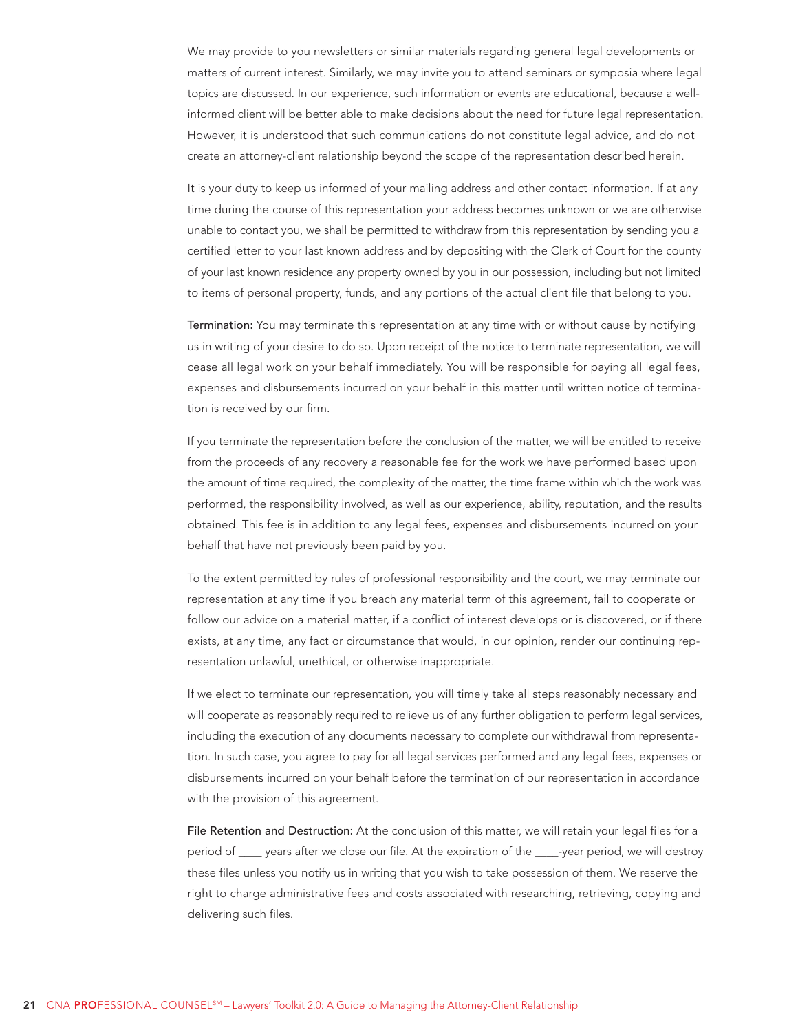We may provide to you newsletters or similar materials regarding general legal developments or matters of current interest. Similarly, we may invite you to attend seminars or symposia where legal topics are discussed. In our experience, such information or events are educational, because a well-informed client will be better able to make decisions about the need for future legal representation. However, it is understood that such communications do not constitute legal advice, and do not create an attorney-client relationship beyond the scope of the representation described herein.

It is your duty to keep us informed of your mailing address and other contact information. If at any time during the course of this representation your address becomes unknown or we are otherwise unable to contact you, we shall be permitted to withdraw from this representation by sending you a certified letter to your last known address and by depositing with the Clerk of Court for the county of your last known residence any property owned by you in our possession, including but not limited to items of personal property, funds, and any portions of the actual client file that belong to you.

**Termination:** You may terminate this representation at any time with or without cause by notifying us in writing of your desire to do so. Upon receipt of the notice to terminate representation, we will cease all legal work on your behalf immediately. You will be responsible for paying all legal fees, expenses and disbursements incurred on your behalf in this matter until written notice of termination is received by our firm.

If you terminate the representation before the conclusion of the matter, we will be entitled to receive from the proceeds of any recovery a reasonable fee for the work we have performed based upon the amount of time required, the complexity of the matter, the time frame within which the work was performed, the responsibility involved, as well as our experience, ability, reputation, and the results obtained. This fee is in addition to any legal fees, expenses and disbursements incurred on your behalf that have not previously been paid by you.

To the extent permitted by rules of professional responsibility and the court, we may terminate our representation at any time if you breach any material term of this agreement, fail to cooperate or follow our advice on a material matter, if a conflict of interest develops or is discovered, or if there exists, at any time, any fact or circumstance that would, in our opinion, render our continuing representation unlawful, unethical, or otherwise inappropriate.

If we elect to terminate our representation, you will timely take all steps reasonably necessary and will cooperate as reasonably required to relieve us of any further obligation to perform legal services, including the execution of any documents necessary to complete our withdrawal from representation. In such case, you agree to pay for all legal services performed and any legal fees, expenses or disbursements incurred on your behalf before the termination of our representation in accordance with the provision of this agreement.

**File Retention and Destruction:** At the conclusion of this matter, we will retain your legal files for a period of ____ years after we close our file. At the expiration of the ____-year period, we will destroy these files unless you notify us in writing that you wish to take possession of them. We reserve the right to charge administrative fees and costs associated with researching, retrieving, copying and delivering such files.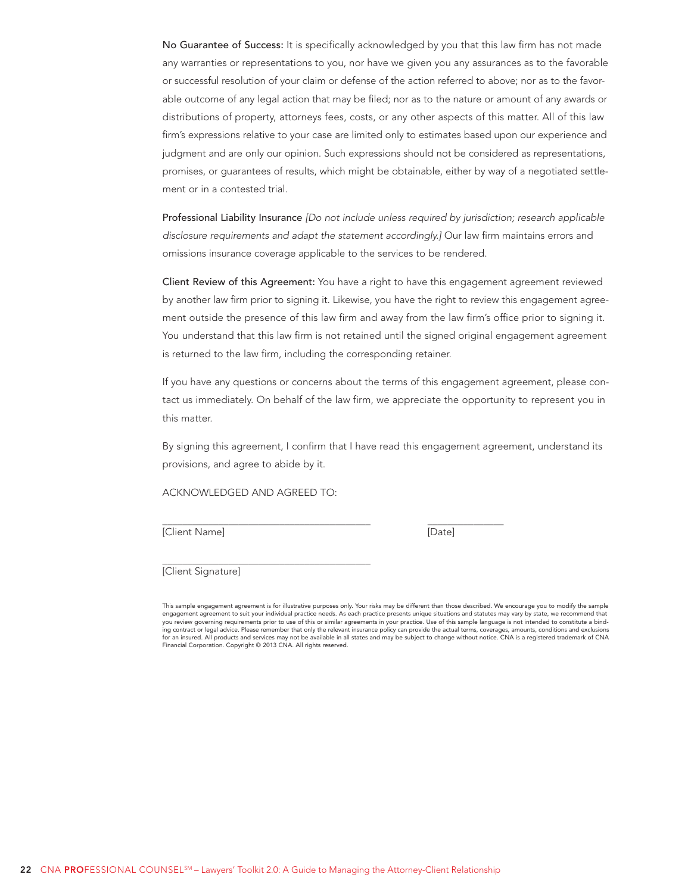**No Guarantee of Success:** It is specifically acknowledged by you that this law firm has not made any warranties or representations to you, nor have we given you any assurances as to the favorable or successful resolution of your claim or defense of the action referred to above; nor as to the favorable outcome of any legal action that may be filed; nor as to the nature or amount of any awards or distributions of property, attorneys fees, costs, or any other aspects of this matter. All of this law firm's expressions relative to your case are limited only to estimates based upon our experience and judgment and are only our opinion. Such expressions should not be considered as representations, promises, or guarantees of results, which might be obtainable, either by way of a negotiated settlement or in a contested trial.

**Professional Liability Insurance** *[Do not include unless required by jurisdiction; research applicable disclosure requirements and adapt the statement accordingly.]* Our law firm maintains errors and omissions insurance coverage applicable to the services to be rendered.

**Client Review of this Agreement:** You have a right to have this engagement agreement reviewed by another law firm prior to signing it. Likewise, you have the right to review this engagement agreement outside the presence of this law firm and away from the law firm's office prior to signing it. You understand that this law firm is not retained until the signed original engagement agreement is returned to the law firm, including the corresponding retainer.

If you have any questions or concerns about the terms of this engagement agreement, please contact us immediately. On behalf of the law firm, we appreciate the opportunity to represent you in this matter.

By signing this agreement, I confirm that I have read this engagement agreement, understand its provisions, and agree to abide by it.

ACKNOWLEDGED AND AGREED TO:

\_\_\_\_\_\_\_\_\_\_\_\_\_\_\_\_\_\_\_\_\_\_\_\_\_\_\_\_\_\_\_\_\_\_\_\_\_\_\_\_ \_\_\_\_\_\_\_\_\_\_\_\_\_\_\_
[Client Name] [Date]

\_\_\_\_\_\_\_\_\_\_\_\_\_\_\_\_\_\_\_\_\_\_\_\_\_\_\_\_\_\_\_\_\_\_\_\_\_\_\_\_
[Client Signature]

This sample engagement agreement is for illustrative purposes only. Your risks may be different than those described. We encourage you to modify the sample engagement agreement to suit your individual practice needs. As each practice presents unique situations and statutes may vary by state, we recommend that you review governing requirements prior to use of this or similar agreements in your practice. Use of this sample language is not intended to constitute a binding contract or legal advice. Please remember that only the relevant insurance policy can provide the actual terms, coverages, amounts, conditions and exclusions for an insured. All products and services may not be available in all states and may be subject to change without notice. CNA is a registered trademark of CNA Financial Corporation. Copyright © 2013 CNA. All rights reserved.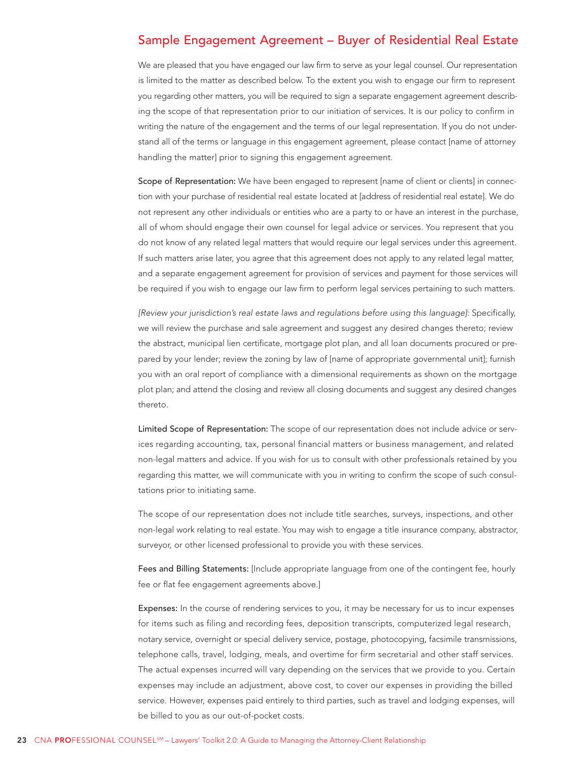## Sample Engagement Agreement – Buyer of Residential Real Estate

We are pleased that you have engaged our law firm to serve as your legal counsel. Our representation is limited to the matter as described below. To the extent you wish to engage our firm to represent you regarding other matters, you will be required to sign a separate engagement agreement describing the scope of that representation prior to our initiation of services. It is our policy to confirm in writing the nature of the engagement and the terms of our legal representation. If you do not understand all of the terms or language in this engagement agreement, please contact [name of attorney handling the matter] prior to signing this engagement agreement.

**Scope of Representation:** We have been engaged to represent [name of client or clients] in connection with your purchase of residential real estate located at [address of residential real estate]. We do not represent any other individuals or entities who are a party to or have an interest in the purchase, all of whom should engage their own counsel for legal advice or services. You represent that you do not know of any related legal matters that would require our legal services under this agreement. If such matters arise later, you agree that this agreement does not apply to any related legal matter, and a separate engagement agreement for provision of services and payment for those services will be required if you wish to engage our law firm to perform legal services pertaining to such matters.

*[Review your jurisdiction's real estate laws and regulations before using this language]*: Specifically, we will review the purchase and sale agreement and suggest any desired changes thereto; review the abstract, municipal lien certificate, mortgage plot plan, and all loan documents procured or prepared by your lender; review the zoning by law of [name of appropriate governmental unit]; furnish you with an oral report of compliance with a dimensional requirements as shown on the mortgage plot plan; and attend the closing and review all closing documents and suggest any desired changes thereto.

**Limited Scope of Representation:** The scope of our representation does not include advice or services regarding accounting, tax, personal financial matters or business management, and related non-legal matters and advice. If you wish for us to consult with other professionals retained by you regarding this matter, we will communicate with you in writing to confirm the scope of such consultations prior to initiating same.

The scope of our representation does not include title searches, surveys, inspections, and other non-legal work relating to real estate. You may wish to engage a title insurance company, abstractor, surveyor, or other licensed professional to provide you with these services.

**Fees and Billing Statements:** [Include appropriate language from one of the contingent fee, hourly fee or flat fee engagement agreements above.]

**Expenses:** In the course of rendering services to you, it may be necessary for us to incur expenses for items such as filing and recording fees, deposition transcripts, computerized legal research, notary service, overnight or special delivery service, postage, photocopying, facsimile transmissions, telephone calls, travel, lodging, meals, and overtime for firm secretarial and other staff services. The actual expenses incurred will vary depending on the services that we provide to you. Certain expenses may include an adjustment, above cost, to cover our expenses in providing the billed service. However, expenses paid entirely to third parties, such as travel and lodging expenses, will be billed to you as our out-of-pocket costs.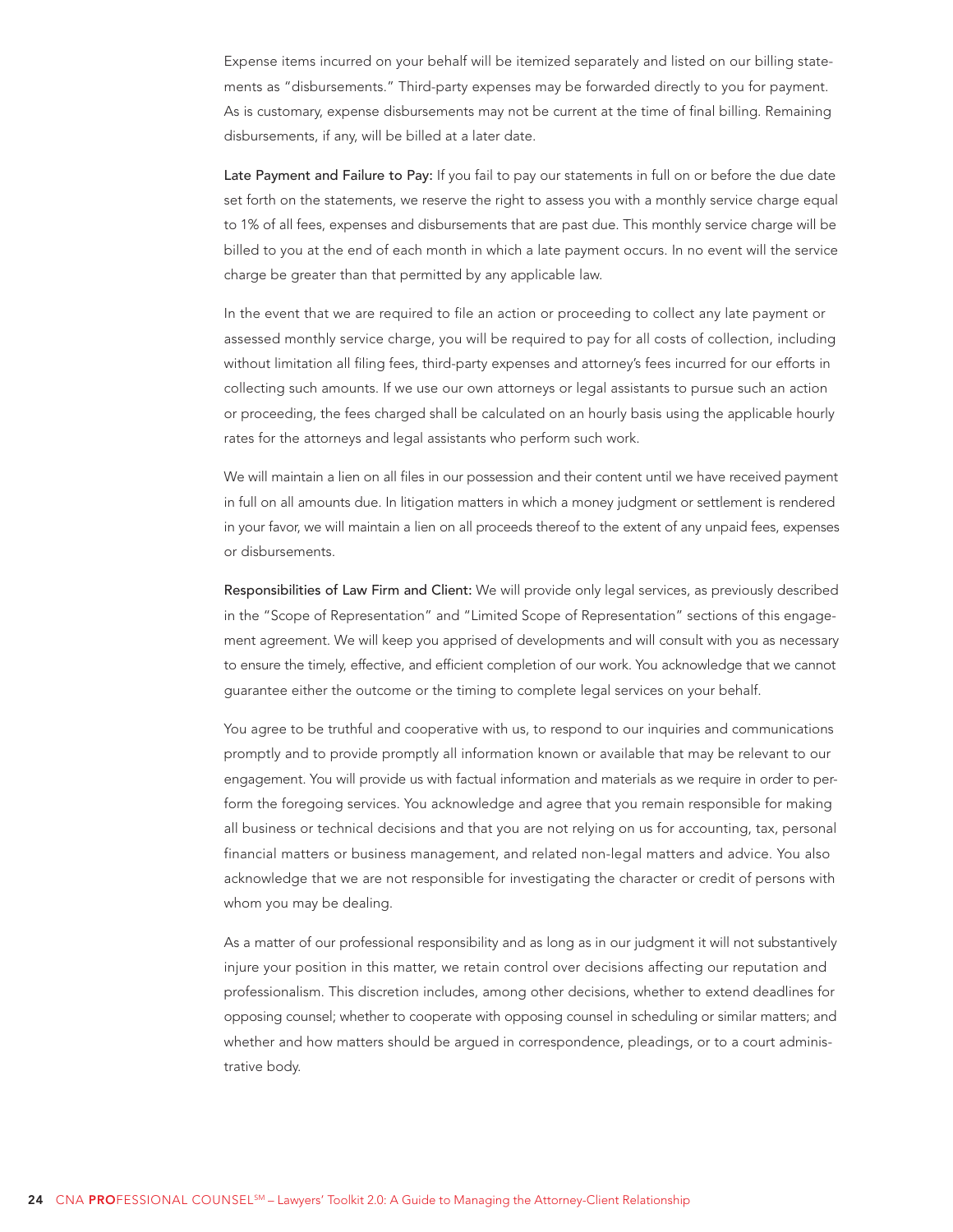Expense items incurred on your behalf will be itemized separately and listed on our billing statements as "disbursements." Third-party expenses may be forwarded directly to you for payment. As is customary, expense disbursements may not be current at the time of final billing. Remaining disbursements, if any, will be billed at a later date.

**Late Payment and Failure to Pay:** If you fail to pay our statements in full on or before the due date set forth on the statements, we reserve the right to assess you with a monthly service charge equal to 1% of all fees, expenses and disbursements that are past due. This monthly service charge will be billed to you at the end of each month in which a late payment occurs. In no event will the service charge be greater than that permitted by any applicable law.

In the event that we are required to file an action or proceeding to collect any late payment or assessed monthly service charge, you will be required to pay for all costs of collection, including without limitation all filing fees, third-party expenses and attorney's fees incurred for our efforts in collecting such amounts. If we use our own attorneys or legal assistants to pursue such an action or proceeding, the fees charged shall be calculated on an hourly basis using the applicable hourly rates for the attorneys and legal assistants who perform such work.

We will maintain a lien on all files in our possession and their content until we have received payment in full on all amounts due. In litigation matters in which a money judgment or settlement is rendered in your favor, we will maintain a lien on all proceeds thereof to the extent of any unpaid fees, expenses or disbursements.

**Responsibilities of Law Firm and Client:** We will provide only legal services, as previously described in the "Scope of Representation" and "Limited Scope of Representation" sections of this engagement agreement. We will keep you apprised of developments and will consult with you as necessary to ensure the timely, effective, and efficient completion of our work. You acknowledge that we cannot guarantee either the outcome or the timing to complete legal services on your behalf.

You agree to be truthful and cooperative with us, to respond to our inquiries and communications promptly and to provide promptly all information known or available that may be relevant to our engagement. You will provide us with factual information and materials as we require in order to perform the foregoing services. You acknowledge and agree that you remain responsible for making all business or technical decisions and that you are not relying on us for accounting, tax, personal financial matters or business management, and related non-legal matters and advice. You also acknowledge that we are not responsible for investigating the character or credit of persons with whom you may be dealing.

As a matter of our professional responsibility and as long as in our judgment it will not substantively injure your position in this matter, we retain control over decisions affecting our reputation and professionalism. This discretion includes, among other decisions, whether to extend deadlines for opposing counsel; whether to cooperate with opposing counsel in scheduling or similar matters; and whether and how matters should be argued in correspondence, pleadings, or to a court administrative body.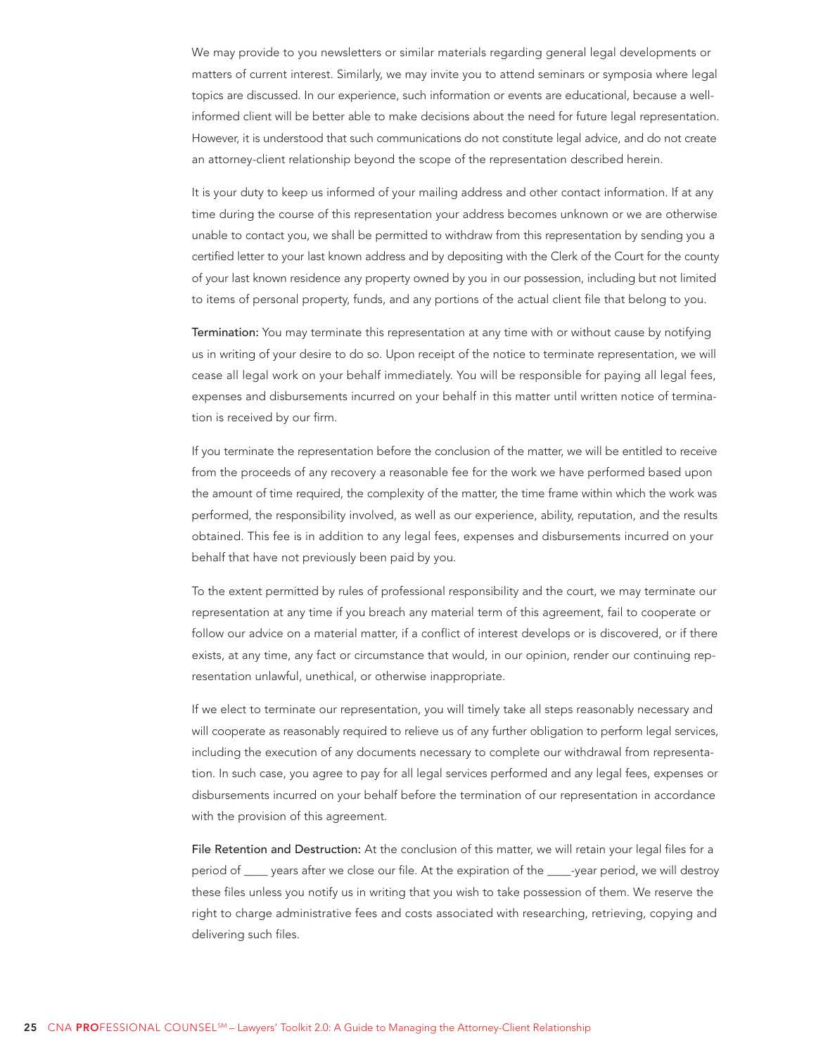We may provide to you newsletters or similar materials regarding general legal developments or matters of current interest. Similarly, we may invite you to attend seminars or symposia where legal topics are discussed. In our experience, such information or events are educational, because a well-informed client will be better able to make decisions about the need for future legal representation. However, it is understood that such communications do not constitute legal advice, and do not create an attorney-client relationship beyond the scope of the representation described herein.

It is your duty to keep us informed of your mailing address and other contact information. If at any time during the course of this representation your address becomes unknown or we are otherwise unable to contact you, we shall be permitted to withdraw from this representation by sending you a certified letter to your last known address and by depositing with the Clerk of the Court for the county of your last known residence any property owned by you in our possession, including but not limited to items of personal property, funds, and any portions of the actual client file that belong to you.

**Termination:** You may terminate this representation at any time with or without cause by notifying us in writing of your desire to do so. Upon receipt of the notice to terminate representation, we will cease all legal work on your behalf immediately. You will be responsible for paying all legal fees, expenses and disbursements incurred on your behalf in this matter until written notice of termination is received by our firm.

If you terminate the representation before the conclusion of the matter, we will be entitled to receive from the proceeds of any recovery a reasonable fee for the work we have performed based upon the amount of time required, the complexity of the matter, the time frame within which the work was performed, the responsibility involved, as well as our experience, ability, reputation, and the results obtained. This fee is in addition to any legal fees, expenses and disbursements incurred on your behalf that have not previously been paid by you.

To the extent permitted by rules of professional responsibility and the court, we may terminate our representation at any time if you breach any material term of this agreement, fail to cooperate or follow our advice on a material matter, if a conflict of interest develops or is discovered, or if there exists, at any time, any fact or circumstance that would, in our opinion, render our continuing representation unlawful, unethical, or otherwise inappropriate.

If we elect to terminate our representation, you will timely take all steps reasonably necessary and will cooperate as reasonably required to relieve us of any further obligation to perform legal services, including the execution of any documents necessary to complete our withdrawal from representation. In such case, you agree to pay for all legal services performed and any legal fees, expenses or disbursements incurred on your behalf before the termination of our representation in accordance with the provision of this agreement.

**File Retention and Destruction:** At the conclusion of this matter, we will retain your legal files for a period of ____ years after we close our file. At the expiration of the ____-year period, we will destroy these files unless you notify us in writing that you wish to take possession of them. We reserve the right to charge administrative fees and costs associated with researching, retrieving, copying and delivering such files.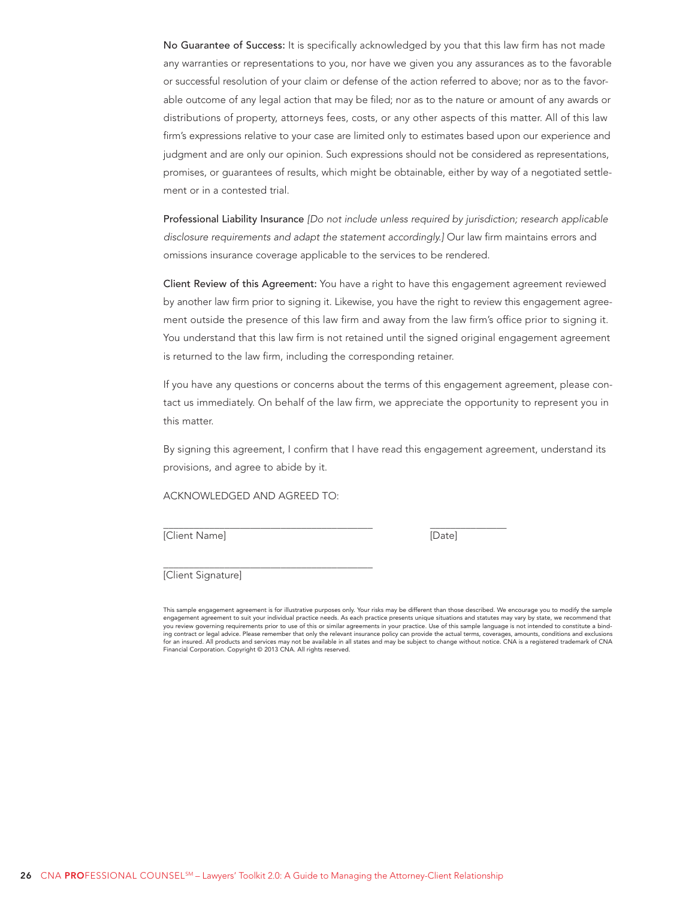**No Guarantee of Success:** It is specifically acknowledged by you that this law firm has not made any warranties or representations to you, nor have we given you any assurances as to the favorable or successful resolution of your claim or defense of the action referred to above; nor as to the favorable outcome of any legal action that may be filed; nor as to the nature or amount of any awards or distributions of property, attorneys fees, costs, or any other aspects of this matter. All of this law firm's expressions relative to your case are limited only to estimates based upon our experience and judgment and are only our opinion. Such expressions should not be considered as representations, promises, or guarantees of results, which might be obtainable, either by way of a negotiated settlement or in a contested trial.

**Professional Liability Insurance** *[Do not include unless required by jurisdiction; research applicable disclosure requirements and adapt the statement accordingly.]* Our law firm maintains errors and omissions insurance coverage applicable to the services to be rendered.

**Client Review of this Agreement:** You have a right to have this engagement agreement reviewed by another law firm prior to signing it. Likewise, you have the right to review this engagement agreement outside the presence of this law firm and away from the law firm's office prior to signing it. You understand that this law firm is not retained until the signed original engagement agreement is returned to the law firm, including the corresponding retainer.

If you have any questions or concerns about the terms of this engagement agreement, please contact us immediately. On behalf of the law firm, we appreciate the opportunity to represent you in this matter.

By signing this agreement, I confirm that I have read this engagement agreement, understand its provisions, and agree to abide by it.

ACKNOWLEDGED AND AGREED TO:

\_\_\_\_\_\_\_\_\_\_\_\_\_\_\_\_\_\_\_\_\_\_\_\_\_\_\_\_\_\_\_\_\_\_\_\_\_\_\_ \_\_\_\_\_\_\_\_\_\_\_\_\_\_\_
[Client Name] [Date]

\_\_\_\_\_\_\_\_\_\_\_\_\_\_\_\_\_\_\_\_\_\_\_\_\_\_\_\_\_\_\_\_\_\_\_\_\_\_\_
[Client Signature]

This sample engagement agreement is for illustrative purposes only. Your risks may be different than those described. We encourage you to modify the sample engagement agreement to suit your individual practice needs. As each practice presents unique situations and statutes may vary by state, we recommend that you review governing requirements prior to use of this or similar agreements in your practice. Use of this sample language is not intended to constitute a binding contract or legal advice. Please remember that only the relevant insurance policy can provide the actual terms, coverages, amounts, conditions and exclusions for an insured. All products and services may not be available in all states and may be subject to change without notice. CNA is a registered trademark of CNA Financial Corporation. Copyright © 2013 CNA. All rights reserved.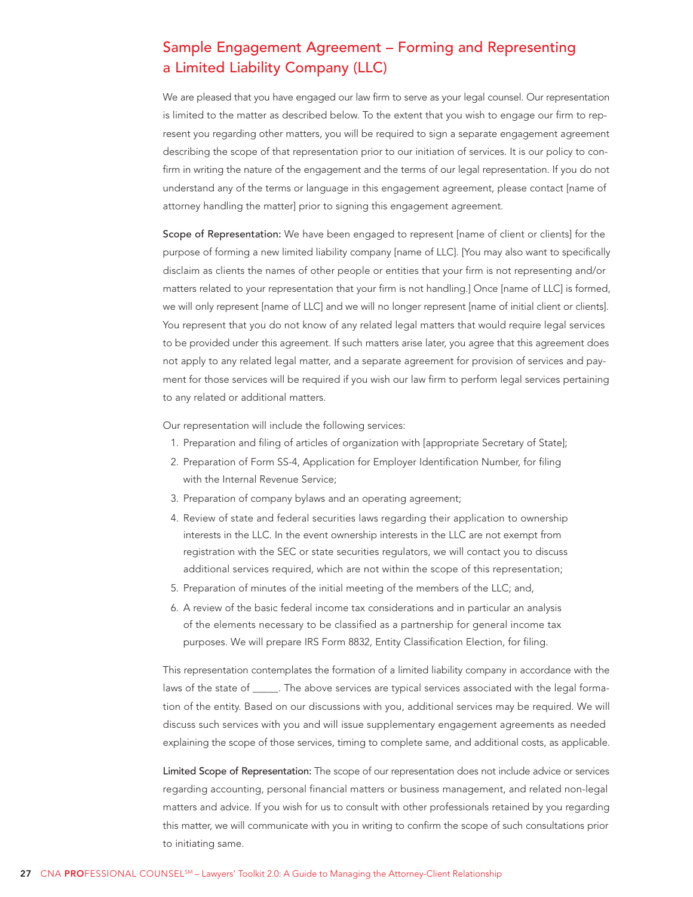## Sample Engagement Agreement – Forming and Representing a Limited Liability Company (LLC)

We are pleased that you have engaged our law firm to serve as your legal counsel. Our representation is limited to the matter as described below. To the extent that you wish to engage our firm to represent you regarding other matters, you will be required to sign a separate engagement agreement describing the scope of that representation prior to our initiation of services. It is our policy to confirm in writing the nature of the engagement and the terms of our legal representation. If you do not understand any of the terms or language in this engagement agreement, please contact [name of attorney handling the matter] prior to signing this engagement agreement.

**Scope of Representation:** We have been engaged to represent [name of client or clients] for the purpose of forming a new limited liability company [name of LLC]. [You may also want to specifically disclaim as clients the names of other people or entities that your firm is not representing and/or matters related to your representation that your firm is not handling.] Once [name of LLC] is formed, we will only represent [name of LLC] and we will no longer represent [name of initial client or clients]. You represent that you do not know of any related legal matters that would require legal services to be provided under this agreement. If such matters arise later, you agree that this agreement does not apply to any related legal matter, and a separate agreement for provision of services and payment for those services will be required if you wish our law firm to perform legal services pertaining to any related or additional matters.

Our representation will include the following services:

1. Preparation and filing of articles of organization with [appropriate Secretary of State];
2. Preparation of Form SS-4, Application for Employer Identification Number, for filing with the Internal Revenue Service;
3. Preparation of company bylaws and an operating agreement;
4. Review of state and federal securities laws regarding their application to ownership interests in the LLC. In the event ownership interests in the LLC are not exempt from registration with the SEC or state securities regulators, we will contact you to discuss additional services required, which are not within the scope of this representation;
5. Preparation of minutes of the initial meeting of the members of the LLC; and,
6. A review of the basic federal income tax considerations and in particular an analysis of the elements necessary to be classified as a partnership for general income tax purposes. We will prepare IRS Form 8832, Entity Classification Election, for filing.

This representation contemplates the formation of a limited liability company in accordance with the laws of the state of _____. The above services are typical services associated with the legal formation of the entity. Based on our discussions with you, additional services may be required. We will discuss such services with you and will issue supplementary engagement agreements as needed explaining the scope of those services, timing to complete same, and additional costs, as applicable.

**Limited Scope of Representation:** The scope of our representation does not include advice or services regarding accounting, personal financial matters or business management, and related non-legal matters and advice. If you wish for us to consult with other professionals retained by you regarding this matter, we will communicate with you in writing to confirm the scope of such consultations prior to initiating same.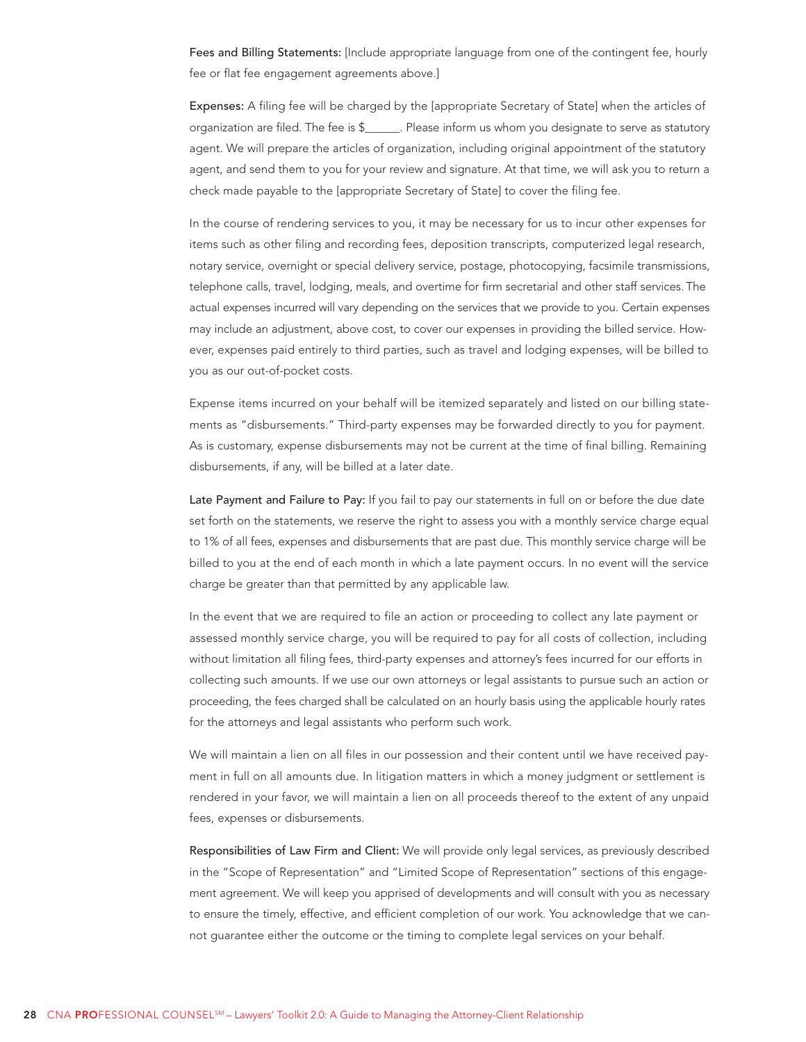**Fees and Billing Statements:** [Include appropriate language from one of the contingent fee, hourly fee or flat fee engagement agreements above.]

**Expenses:** A filing fee will be charged by the [appropriate Secretary of State] when the articles of organization are filed. The fee is $______. Please inform us whom you designate to serve as statutory agent. We will prepare the articles of organization, including original appointment of the statutory agent, and send them to you for your review and signature. At that time, we will ask you to return a check made payable to the [appropriate Secretary of State] to cover the filing fee.

In the course of rendering services to you, it may be necessary for us to incur other expenses for items such as other filing and recording fees, deposition transcripts, computerized legal research, notary service, overnight or special delivery service, postage, photocopying, facsimile transmissions, telephone calls, travel, lodging, meals, and overtime for firm secretarial and other staff services. The actual expenses incurred will vary depending on the services that we provide to you. Certain expenses may include an adjustment, above cost, to cover our expenses in providing the billed service. However, expenses paid entirely to third parties, such as travel and lodging expenses, will be billed to you as our out-of-pocket costs.

Expense items incurred on your behalf will be itemized separately and listed on our billing statements as "disbursements." Third-party expenses may be forwarded directly to you for payment. As is customary, expense disbursements may not be current at the time of final billing. Remaining disbursements, if any, will be billed at a later date.

**Late Payment and Failure to Pay:** If you fail to pay our statements in full on or before the due date set forth on the statements, we reserve the right to assess you with a monthly service charge equal to 1% of all fees, expenses and disbursements that are past due. This monthly service charge will be billed to you at the end of each month in which a late payment occurs. In no event will the service charge be greater than that permitted by any applicable law.

In the event that we are required to file an action or proceeding to collect any late payment or assessed monthly service charge, you will be required to pay for all costs of collection, including without limitation all filing fees, third-party expenses and attorney's fees incurred for our efforts in collecting such amounts. If we use our own attorneys or legal assistants to pursue such an action or proceeding, the fees charged shall be calculated on an hourly basis using the applicable hourly rates for the attorneys and legal assistants who perform such work.

We will maintain a lien on all files in our possession and their content until we have received payment in full on all amounts due. In litigation matters in which a money judgment or settlement is rendered in your favor, we will maintain a lien on all proceeds thereof to the extent of any unpaid fees, expenses or disbursements.

**Responsibilities of Law Firm and Client:** We will provide only legal services, as previously described in the "Scope of Representation" and "Limited Scope of Representation" sections of this engagement agreement. We will keep you apprised of developments and will consult with you as necessary to ensure the timely, effective, and efficient completion of our work. You acknowledge that we cannot guarantee either the outcome or the timing to complete legal services on your behalf.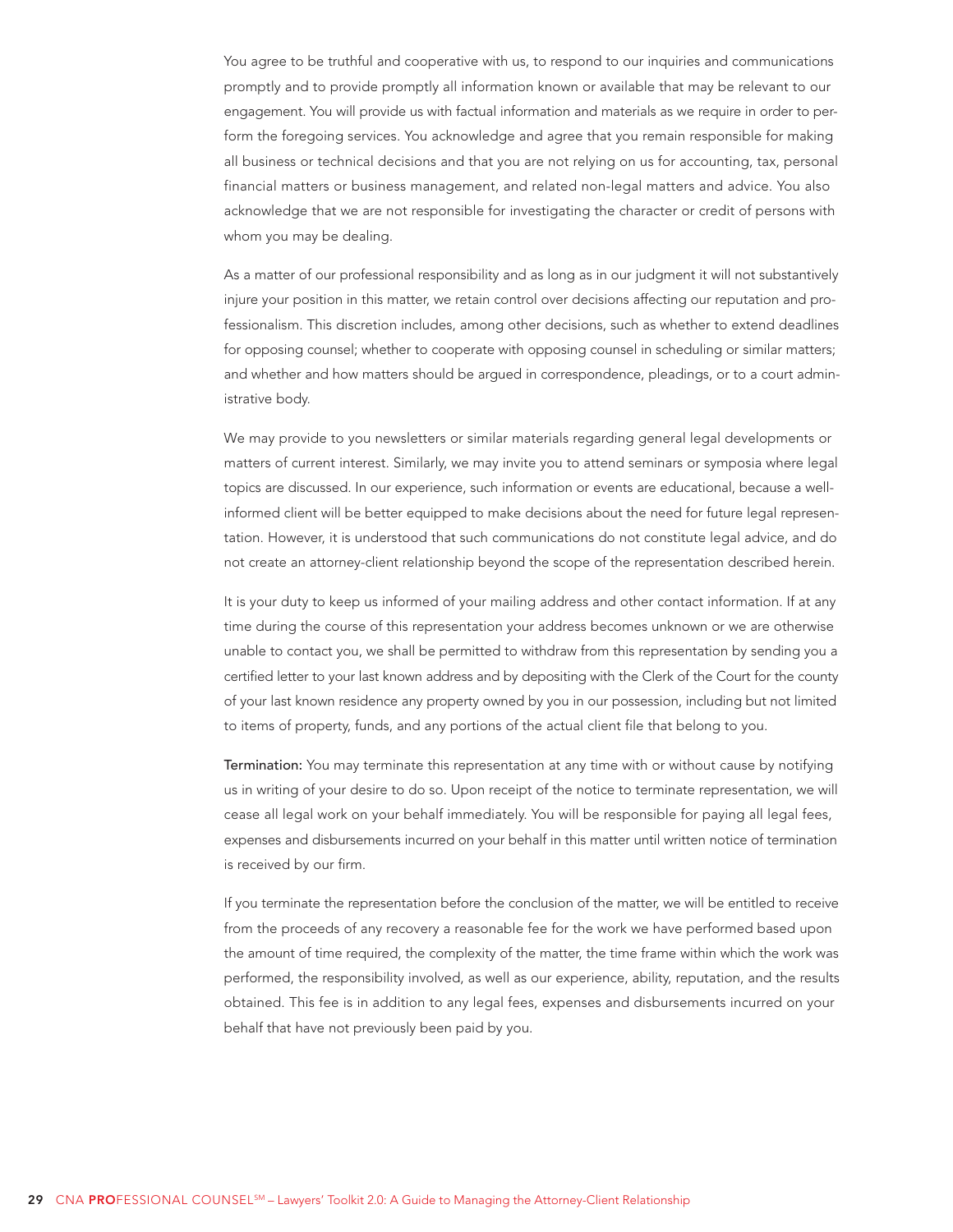You agree to be truthful and cooperative with us, to respond to our inquiries and communications promptly and to provide promptly all information known or available that may be relevant to our engagement. You will provide us with factual information and materials as we require in order to perform the foregoing services. You acknowledge and agree that you remain responsible for making all business or technical decisions and that you are not relying on us for accounting, tax, personal financial matters or business management, and related non-legal matters and advice. You also acknowledge that we are not responsible for investigating the character or credit of persons with whom you may be dealing.

As a matter of our professional responsibility and as long as in our judgment it will not substantively injure your position in this matter, we retain control over decisions affecting our reputation and professionalism. This discretion includes, among other decisions, such as whether to extend deadlines for opposing counsel; whether to cooperate with opposing counsel in scheduling or similar matters; and whether and how matters should be argued in correspondence, pleadings, or to a court administrative body.

We may provide to you newsletters or similar materials regarding general legal developments or matters of current interest. Similarly, we may invite you to attend seminars or symposia where legal topics are discussed. In our experience, such information or events are educational, because a well-informed client will be better equipped to make decisions about the need for future legal representation. However, it is understood that such communications do not constitute legal advice, and do not create an attorney-client relationship beyond the scope of the representation described herein.

It is your duty to keep us informed of your mailing address and other contact information. If at any time during the course of this representation your address becomes unknown or we are otherwise unable to contact you, we shall be permitted to withdraw from this representation by sending you a certified letter to your last known address and by depositing with the Clerk of the Court for the county of your last known residence any property owned by you in our possession, including but not limited to items of property, funds, and any portions of the actual client file that belong to you.

**Termination:** You may terminate this representation at any time with or without cause by notifying us in writing of your desire to do so. Upon receipt of the notice to terminate representation, we will cease all legal work on your behalf immediately. You will be responsible for paying all legal fees, expenses and disbursements incurred on your behalf in this matter until written notice of termination is received by our firm.

If you terminate the representation before the conclusion of the matter, we will be entitled to receive from the proceeds of any recovery a reasonable fee for the work we have performed based upon the amount of time required, the complexity of the matter, the time frame within which the work was performed, the responsibility involved, as well as our experience, ability, reputation, and the results obtained. This fee is in addition to any legal fees, expenses and disbursements incurred on your behalf that have not previously been paid by you.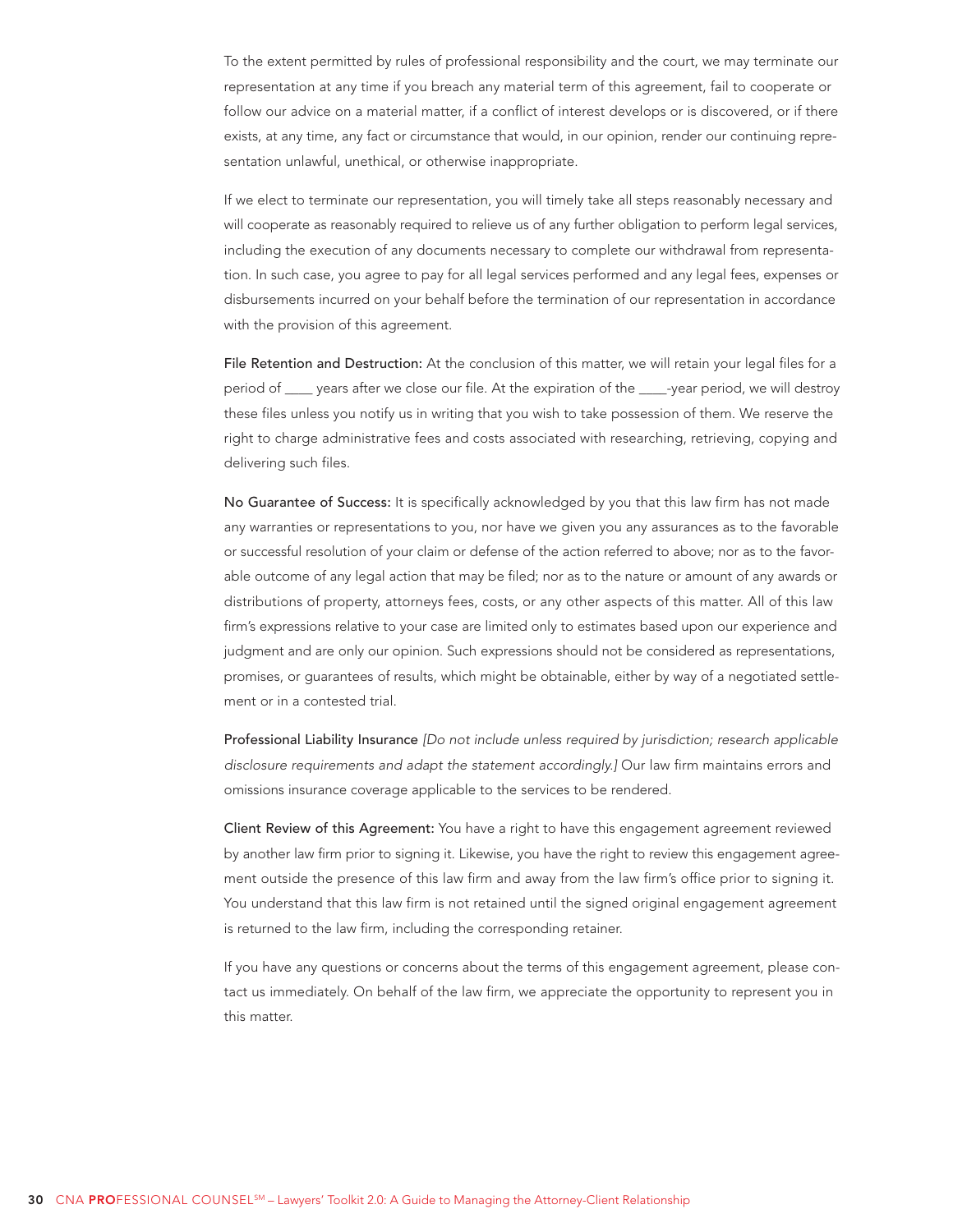To the extent permitted by rules of professional responsibility and the court, we may terminate our representation at any time if you breach any material term of this agreement, fail to cooperate or follow our advice on a material matter, if a conflict of interest develops or is discovered, or if there exists, at any time, any fact or circumstance that would, in our opinion, render our continuing representation unlawful, unethical, or otherwise inappropriate.

If we elect to terminate our representation, you will timely take all steps reasonably necessary and will cooperate as reasonably required to relieve us of any further obligation to perform legal services, including the execution of any documents necessary to complete our withdrawal from representation. In such case, you agree to pay for all legal services performed and any legal fees, expenses or disbursements incurred on your behalf before the termination of our representation in accordance with the provision of this agreement.

File Retention and Destruction: At the conclusion of this matter, we will retain your legal files for a period of ____ years after we close our file. At the expiration of the ____-year period, we will destroy these files unless you notify us in writing that you wish to take possession of them. We reserve the right to charge administrative fees and costs associated with researching, retrieving, copying and delivering such files.

No Guarantee of Success: It is specifically acknowledged by you that this law firm has not made any warranties or representations to you, nor have we given you any assurances as to the favorable or successful resolution of your claim or defense of the action referred to above; nor as to the favorable outcome of any legal action that may be filed; nor as to the nature or amount of any awards or distributions of property, attorneys fees, costs, or any other aspects of this matter. All of this law firm's expressions relative to your case are limited only to estimates based upon our experience and judgment and are only our opinion. Such expressions should not be considered as representations, promises, or guarantees of results, which might be obtainable, either by way of a negotiated settlement or in a contested trial.

Professional Liability Insurance *[Do not include unless required by jurisdiction; research applicable disclosure requirements and adapt the statement accordingly.]* Our law firm maintains errors and omissions insurance coverage applicable to the services to be rendered.

Client Review of this Agreement: You have a right to have this engagement agreement reviewed by another law firm prior to signing it. Likewise, you have the right to review this engagement agreement outside the presence of this law firm and away from the law firm's office prior to signing it. You understand that this law firm is not retained until the signed original engagement agreement is returned to the law firm, including the corresponding retainer.

If you have any questions or concerns about the terms of this engagement agreement, please contact us immediately. On behalf of the law firm, we appreciate the opportunity to represent you in this matter.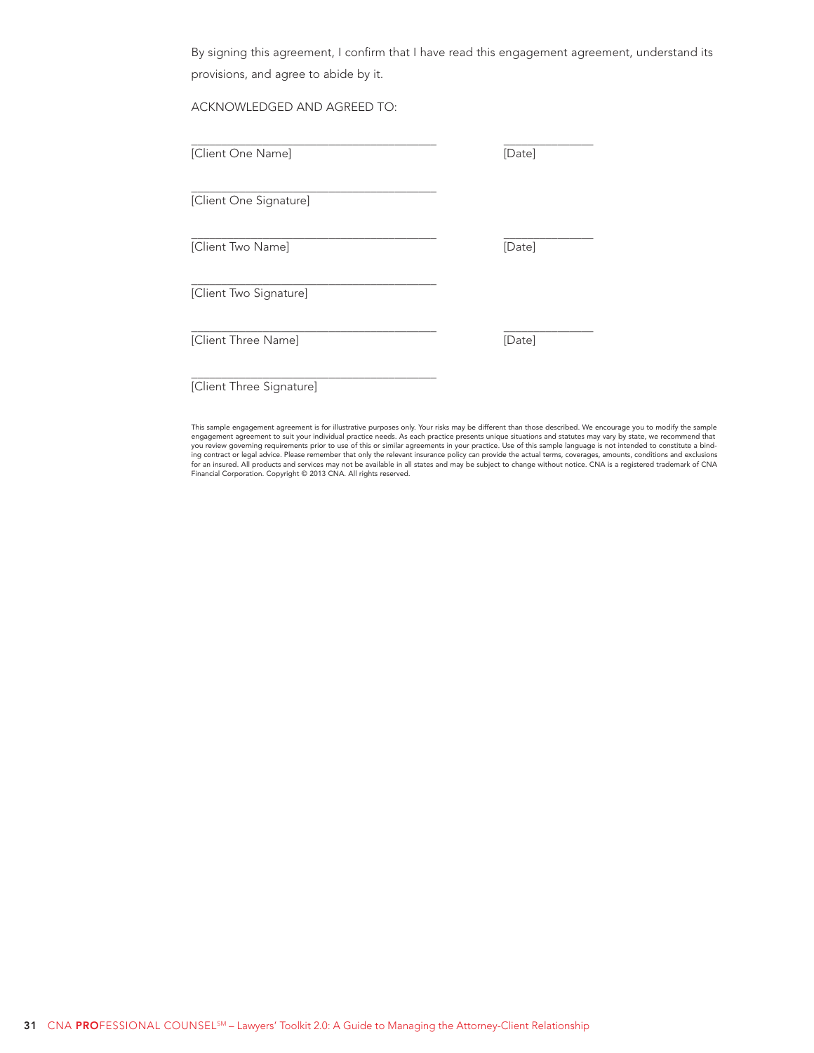By signing this agreement, I confirm that I have read this engagement agreement, understand its provisions, and agree to abide by it.

ACKNOWLEDGED AND AGREED TO:

\_\_\_\_\_\_\_\_\_\_\_\_\_\_\_\_\_\_\_\_\_\_\_\_\_\_\_\_\_\_\_\_\_\_\_\_\_\_\_\_ \_\_\_\_\_\_\_\_\_\_\_\_\_\_\_
[Client One Name] [Date]

\_\_\_\_\_\_\_\_\_\_\_\_\_\_\_\_\_\_\_\_\_\_\_\_\_\_\_\_\_\_\_\_\_\_\_\_\_\_\_\_
[Client One Signature]

\_\_\_\_\_\_\_\_\_\_\_\_\_\_\_\_\_\_\_\_\_\_\_\_\_\_\_\_\_\_\_\_\_\_\_\_\_\_\_\_ \_\_\_\_\_\_\_\_\_\_\_\_\_\_\_
[Client Two Name] [Date]

\_\_\_\_\_\_\_\_\_\_\_\_\_\_\_\_\_\_\_\_\_\_\_\_\_\_\_\_\_\_\_\_\_\_\_\_\_\_\_\_
[Client Two Signature]

\_\_\_\_\_\_\_\_\_\_\_\_\_\_\_\_\_\_\_\_\_\_\_\_\_\_\_\_\_\_\_\_\_\_\_\_\_\_\_\_ \_\_\_\_\_\_\_\_\_\_\_\_\_\_\_
[Client Three Name] [Date]

\_\_\_\_\_\_\_\_\_\_\_\_\_\_\_\_\_\_\_\_\_\_\_\_\_\_\_\_\_\_\_\_\_\_\_\_\_\_\_\_
[Client Three Signature]

This sample engagement agreement is for illustrative purposes only. Your risks may be different than those described. We encourage you to modify the sample engagement agreement to suit your individual practice needs. As each practice presents unique situations and statutes may vary by state, we recommend that you review governing requirements prior to use of this or similar agreements in your practice. Use of this sample language is not intended to constitute a binding contract or legal advice. Please remember that only the relevant insurance policy can provide the actual terms, coverages, amounts, conditions and exclusions for an insured. All products and services may not be available in all states and may be subject to change without notice. CNA is a registered trademark of CNA Financial Corporation. Copyright © 2013 CNA. All rights reserved.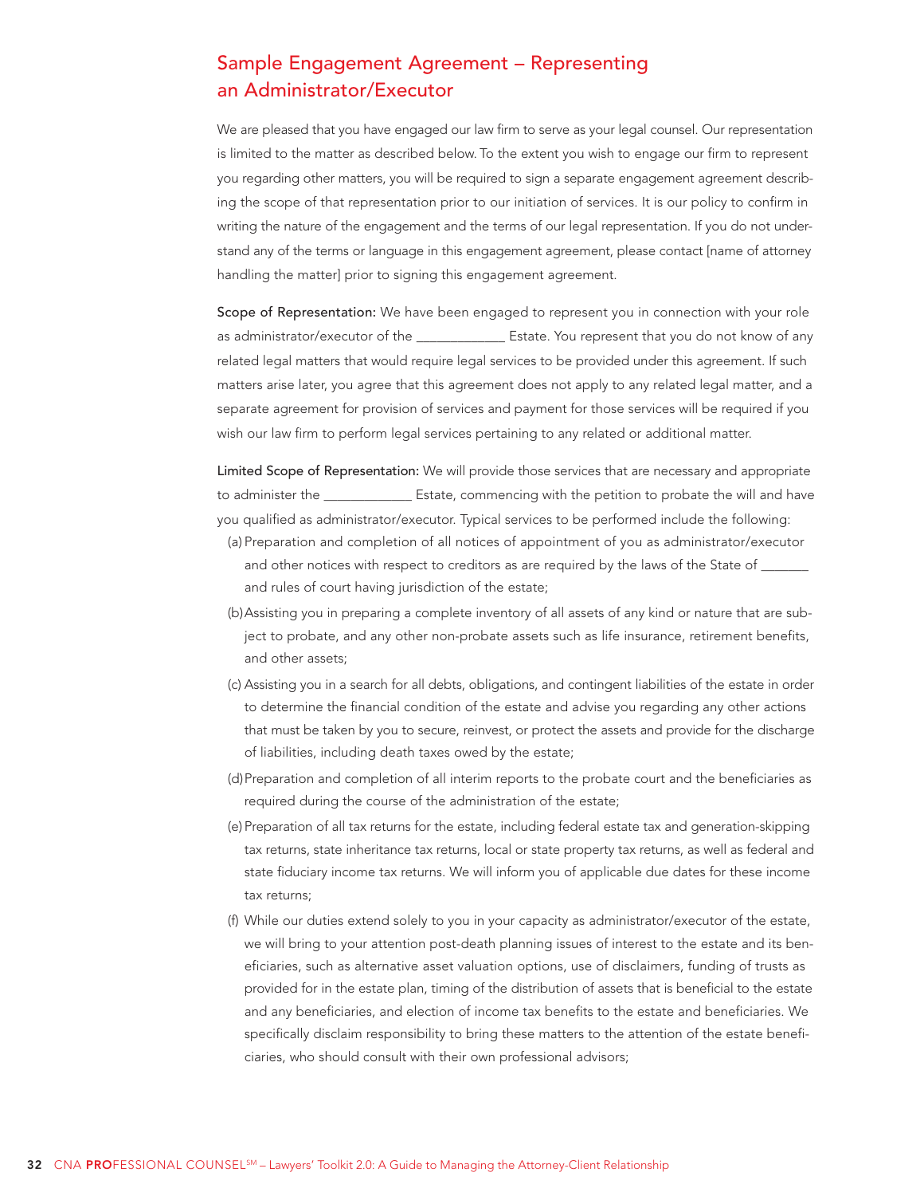## Sample Engagement Agreement – Representing an Administrator/Executor

We are pleased that you have engaged our law firm to serve as your legal counsel. Our representation is limited to the matter as described below. To the extent you wish to engage our firm to represent you regarding other matters, you will be required to sign a separate engagement agreement describing the scope of that representation prior to our initiation of services. It is our policy to confirm in writing the nature of the engagement and the terms of our legal representation. If you do not understand any of the terms or language in this engagement agreement, please contact [name of attorney handling the matter] prior to signing this engagement agreement.

**Scope of Representation:** We have been engaged to represent you in connection with your role as administrator/executor of the ____________ Estate. You represent that you do not know of any related legal matters that would require legal services to be provided under this agreement. If such matters arise later, you agree that this agreement does not apply to any related legal matter, and a separate agreement for provision of services and payment for those services will be required if you wish our law firm to perform legal services pertaining to any related or additional matter.

**Limited Scope of Representation:** We will provide those services that are necessary and appropriate to administer the ____________ Estate, commencing with the petition to probate the will and have you qualified as administrator/executor. Typical services to be performed include the following:

(a) Preparation and completion of all notices of appointment of you as administrator/executor and other notices with respect to creditors as are required by the laws of the State of _______ and rules of court having jurisdiction of the estate;

(b) Assisting you in preparing a complete inventory of all assets of any kind or nature that are subject to probate, and any other non-probate assets such as life insurance, retirement benefits, and other assets;

(c) Assisting you in a search for all debts, obligations, and contingent liabilities of the estate in order to determine the financial condition of the estate and advise you regarding any other actions that must be taken by you to secure, reinvest, or protect the assets and provide for the discharge of liabilities, including death taxes owed by the estate;

(d) Preparation and completion of all interim reports to the probate court and the beneficiaries as required during the course of the administration of the estate;

(e) Preparation of all tax returns for the estate, including federal estate tax and generation-skipping tax returns, state inheritance tax returns, local or state property tax returns, as well as federal and state fiduciary income tax returns. We will inform you of applicable due dates for these income tax returns;

(f) While our duties extend solely to you in your capacity as administrator/executor of the estate, we will bring to your attention post-death planning issues of interest to the estate and its beneficiaries, such as alternative asset valuation options, use of disclaimers, funding of trusts as provided for in the estate plan, timing of the distribution of assets that is beneficial to the estate and any beneficiaries, and election of income tax benefits to the estate and beneficiaries. We specifically disclaim responsibility to bring these matters to the attention of the estate beneficiaries, who should consult with their own professional advisors;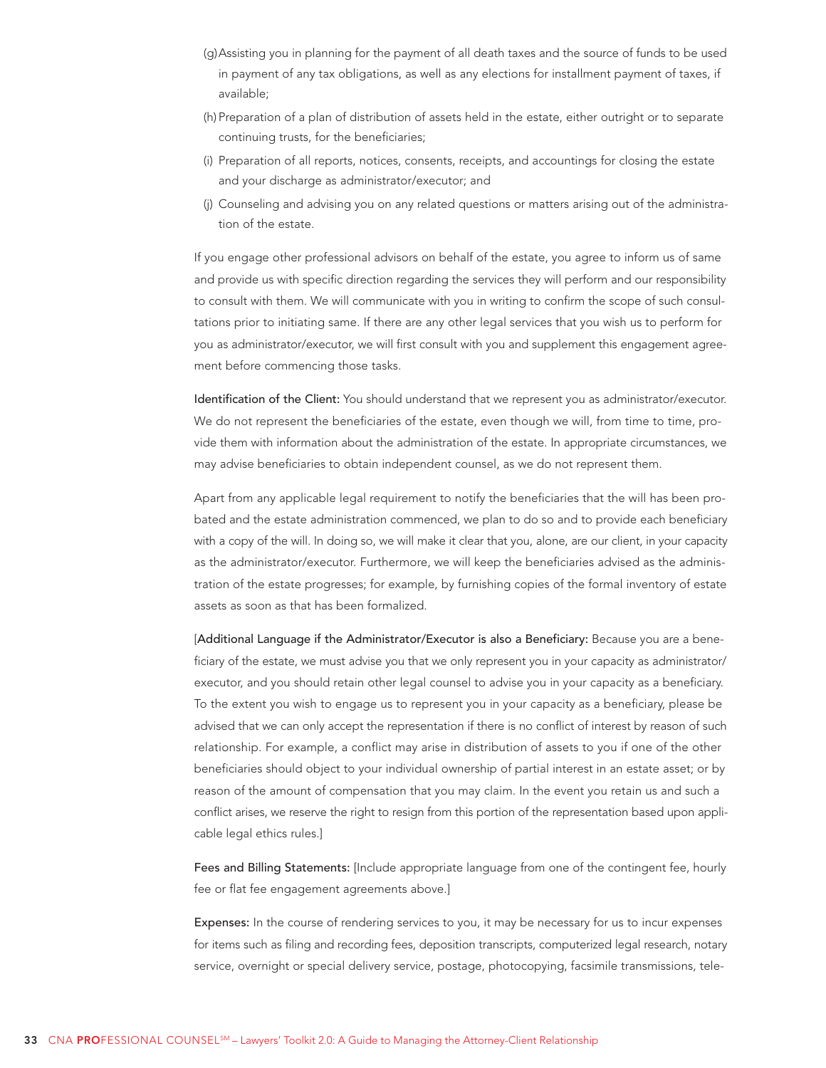(g) Assisting you in planning for the payment of all death taxes and the source of funds to be used in payment of any tax obligations, as well as any elections for installment payment of taxes, if available;

(h) Preparation of a plan of distribution of assets held in the estate, either outright or to separate continuing trusts, for the beneficiaries;

(i) Preparation of all reports, notices, consents, receipts, and accountings for closing the estate and your discharge as administrator/executor; and

(j) Counseling and advising you on any related questions or matters arising out of the administration of the estate.

If you engage other professional advisors on behalf of the estate, you agree to inform us of same and provide us with specific direction regarding the services they will perform and our responsibility to consult with them. We will communicate with you in writing to confirm the scope of such consultations prior to initiating same. If there are any other legal services that you wish us to perform for you as administrator/executor, we will first consult with you and supplement this engagement agreement before commencing those tasks.

**Identification of the Client:** You should understand that we represent you as administrator/executor. We do not represent the beneficiaries of the estate, even though we will, from time to time, provide them with information about the administration of the estate. In appropriate circumstances, we may advise beneficiaries to obtain independent counsel, as we do not represent them.

Apart from any applicable legal requirement to notify the beneficiaries that the will has been probated and the estate administration commenced, we plan to do so and to provide each beneficiary with a copy of the will. In doing so, we will make it clear that you, alone, are our client, in your capacity as the administrator/executor. Furthermore, we will keep the beneficiaries advised as the administration of the estate progresses; for example, by furnishing copies of the formal inventory of estate assets as soon as that has been formalized.

[**Additional Language if the Administrator/Executor is also a Beneficiary:** Because you are a beneficiary of the estate, we must advise you that we only represent you in your capacity as administrator/executor, and you should retain other legal counsel to advise you in your capacity as a beneficiary. To the extent you wish to engage us to represent you in your capacity as a beneficiary, please be advised that we can only accept the representation if there is no conflict of interest by reason of such relationship. For example, a conflict may arise in distribution of assets to you if one of the other beneficiaries should object to your individual ownership of partial interest in an estate asset; or by reason of the amount of compensation that you may claim. In the event you retain us and such a conflict arises, we reserve the right to resign from this portion of the representation based upon applicable legal ethics rules.]

**Fees and Billing Statements:** [Include appropriate language from one of the contingent fee, hourly fee or flat fee engagement agreements above.]

**Expenses:** In the course of rendering services to you, it may be necessary for us to incur expenses for items such as filing and recording fees, deposition transcripts, computerized legal research, notary service, overnight or special delivery service, postage, photocopying, facsimile transmissions, tele-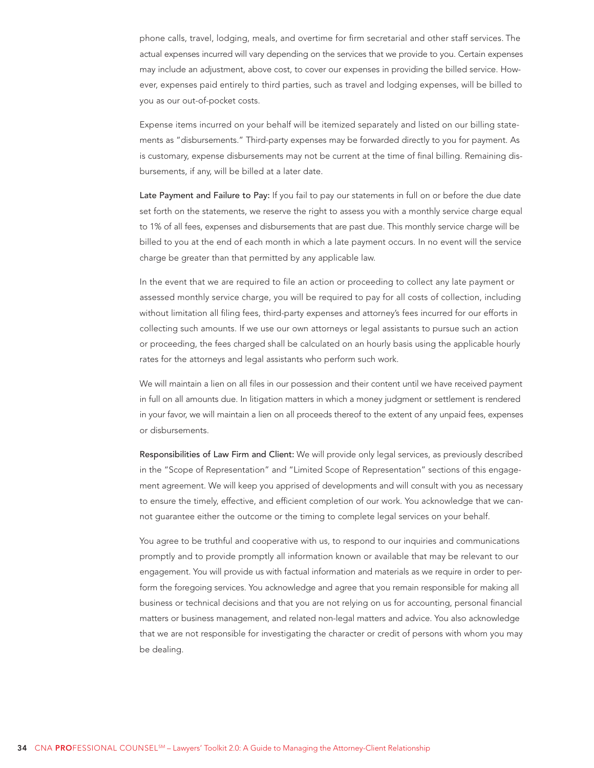phone calls, travel, lodging, meals, and overtime for firm secretarial and other staff services. The actual expenses incurred will vary depending on the services that we provide to you. Certain expenses may include an adjustment, above cost, to cover our expenses in providing the billed service. However, expenses paid entirely to third parties, such as travel and lodging expenses, will be billed to you as our out-of-pocket costs.

Expense items incurred on your behalf will be itemized separately and listed on our billing statements as "disbursements." Third-party expenses may be forwarded directly to you for payment. As is customary, expense disbursements may not be current at the time of final billing. Remaining disbursements, if any, will be billed at a later date.

**Late Payment and Failure to Pay:** If you fail to pay our statements in full on or before the due date set forth on the statements, we reserve the right to assess you with a monthly service charge equal to 1% of all fees, expenses and disbursements that are past due. This monthly service charge will be billed to you at the end of each month in which a late payment occurs. In no event will the service charge be greater than that permitted by any applicable law.

In the event that we are required to file an action or proceeding to collect any late payment or assessed monthly service charge, you will be required to pay for all costs of collection, including without limitation all filing fees, third-party expenses and attorney's fees incurred for our efforts in collecting such amounts. If we use our own attorneys or legal assistants to pursue such an action or proceeding, the fees charged shall be calculated on an hourly basis using the applicable hourly rates for the attorneys and legal assistants who perform such work.

We will maintain a lien on all files in our possession and their content until we have received payment in full on all amounts due. In litigation matters in which a money judgment or settlement is rendered in your favor, we will maintain a lien on all proceeds thereof to the extent of any unpaid fees, expenses or disbursements.

**Responsibilities of Law Firm and Client:** We will provide only legal services, as previously described in the "Scope of Representation" and "Limited Scope of Representation" sections of this engagement agreement. We will keep you apprised of developments and will consult with you as necessary to ensure the timely, effective, and efficient completion of our work. You acknowledge that we cannot guarantee either the outcome or the timing to complete legal services on your behalf.

You agree to be truthful and cooperative with us, to respond to our inquiries and communications promptly and to provide promptly all information known or available that may be relevant to our engagement. You will provide us with factual information and materials as we require in order to perform the foregoing services. You acknowledge and agree that you remain responsible for making all business or technical decisions and that you are not relying on us for accounting, personal financial matters or business management, and related non-legal matters and advice. You also acknowledge that we are not responsible for investigating the character or credit of persons with whom you may be dealing.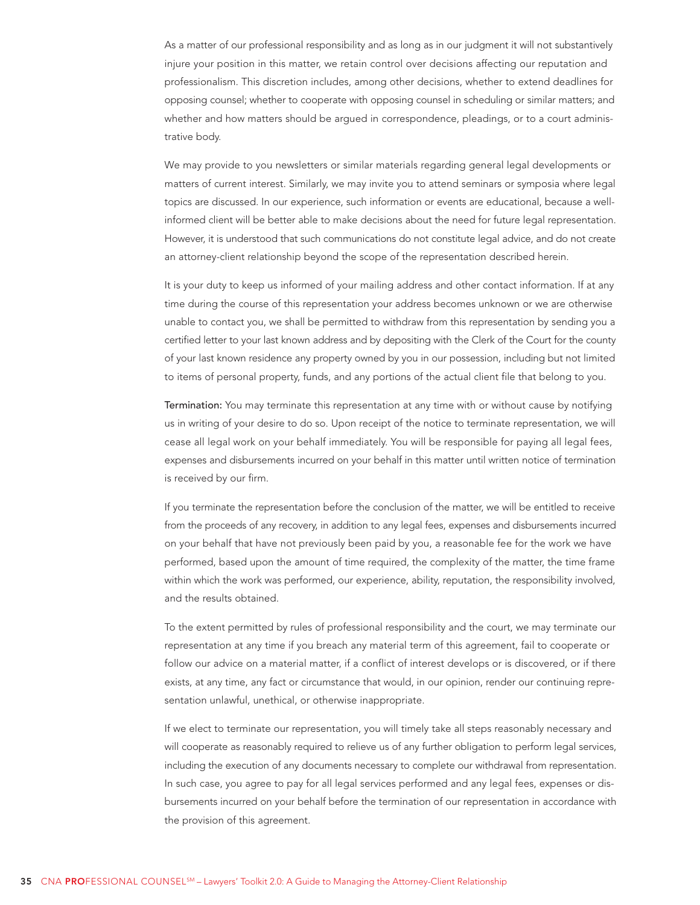As a matter of our professional responsibility and as long as in our judgment it will not substantively injure your position in this matter, we retain control over decisions affecting our reputation and professionalism. This discretion includes, among other decisions, whether to extend deadlines for opposing counsel; whether to cooperate with opposing counsel in scheduling or similar matters; and whether and how matters should be argued in correspondence, pleadings, or to a court administrative body.

We may provide to you newsletters or similar materials regarding general legal developments or matters of current interest. Similarly, we may invite you to attend seminars or symposia where legal topics are discussed. In our experience, such information or events are educational, because a well-informed client will be better able to make decisions about the need for future legal representation. However, it is understood that such communications do not constitute legal advice, and do not create an attorney-client relationship beyond the scope of the representation described herein.

It is your duty to keep us informed of your mailing address and other contact information. If at any time during the course of this representation your address becomes unknown or we are otherwise unable to contact you, we shall be permitted to withdraw from this representation by sending you a certified letter to your last known address and by depositing with the Clerk of the Court for the county of your last known residence any property owned by you in our possession, including but not limited to items of personal property, funds, and any portions of the actual client file that belong to you.

**Termination:** You may terminate this representation at any time with or without cause by notifying us in writing of your desire to do so. Upon receipt of the notice to terminate representation, we will cease all legal work on your behalf immediately. You will be responsible for paying all legal fees, expenses and disbursements incurred on your behalf in this matter until written notice of termination is received by our firm.

If you terminate the representation before the conclusion of the matter, we will be entitled to receive from the proceeds of any recovery, in addition to any legal fees, expenses and disbursements incurred on your behalf that have not previously been paid by you, a reasonable fee for the work we have performed, based upon the amount of time required, the complexity of the matter, the time frame within which the work was performed, our experience, ability, reputation, the responsibility involved, and the results obtained.

To the extent permitted by rules of professional responsibility and the court, we may terminate our representation at any time if you breach any material term of this agreement, fail to cooperate or follow our advice on a material matter, if a conflict of interest develops or is discovered, or if there exists, at any time, any fact or circumstance that would, in our opinion, render our continuing representation unlawful, unethical, or otherwise inappropriate.

If we elect to terminate our representation, you will timely take all steps reasonably necessary and will cooperate as reasonably required to relieve us of any further obligation to perform legal services, including the execution of any documents necessary to complete our withdrawal from representation. In such case, you agree to pay for all legal services performed and any legal fees, expenses or disbursements incurred on your behalf before the termination of our representation in accordance with the provision of this agreement.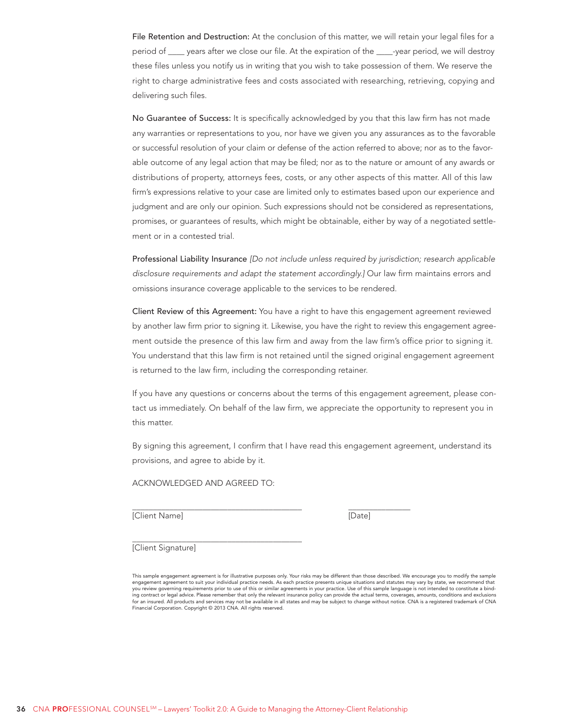**File Retention and Destruction:** At the conclusion of this matter, we will retain your legal files for a period of ____ years after we close our file. At the expiration of the ____-year period, we will destroy these files unless you notify us in writing that you wish to take possession of them. We reserve the right to charge administrative fees and costs associated with researching, retrieving, copying and delivering such files.

**No Guarantee of Success:** It is specifically acknowledged by you that this law firm has not made any warranties or representations to you, nor have we given you any assurances as to the favorable or successful resolution of your claim or defense of the action referred to above; nor as to the favorable outcome of any legal action that may be filed; nor as to the nature or amount of any awards or distributions of property, attorneys fees, costs, or any other aspects of this matter. All of this law firm's expressions relative to your case are limited only to estimates based upon our experience and judgment and are only our opinion. Such expressions should not be considered as representations, promises, or guarantees of results, which might be obtainable, either by way of a negotiated settlement or in a contested trial.

**Professional Liability Insurance** *[Do not include unless required by jurisdiction; research applicable disclosure requirements and adapt the statement accordingly.]* Our law firm maintains errors and omissions insurance coverage applicable to the services to be rendered.

**Client Review of this Agreement:** You have a right to have this engagement agreement reviewed by another law firm prior to signing it. Likewise, you have the right to review this engagement agreement outside the presence of this law firm and away from the law firm's office prior to signing it. You understand that this law firm is not retained until the signed original engagement agreement is returned to the law firm, including the corresponding retainer.

If you have any questions or concerns about the terms of this engagement agreement, please contact us immediately. On behalf of the law firm, we appreciate the opportunity to represent you in this matter.

By signing this agreement, I confirm that I have read this engagement agreement, understand its provisions, and agree to abide by it.

ACKNOWLEDGED AND AGREED TO:

________________________________________ ______________

[Client Name] [Date]

________________________________________

[Client Signature]

This sample engagement agreement is for illustrative purposes only. Your risks may be different than those described. We encourage you to modify the sample engagement agreement to suit your individual practice needs. As each practice presents unique situations and statutes may vary by state, we recommend that you review governing requirements prior to use of this or similar agreements in your practice. Use of this sample language is not intended to constitute a binding contract or legal advice. Please remember that only the relevant insurance policy can provide the actual terms, coverages, amounts, conditions and exclusions for an insured. All products and services may not be available in all states and may be subject to change without notice. CNA is a registered trademark of CNA Financial Corporation. Copyright © 2013 CNA. All rights reserved.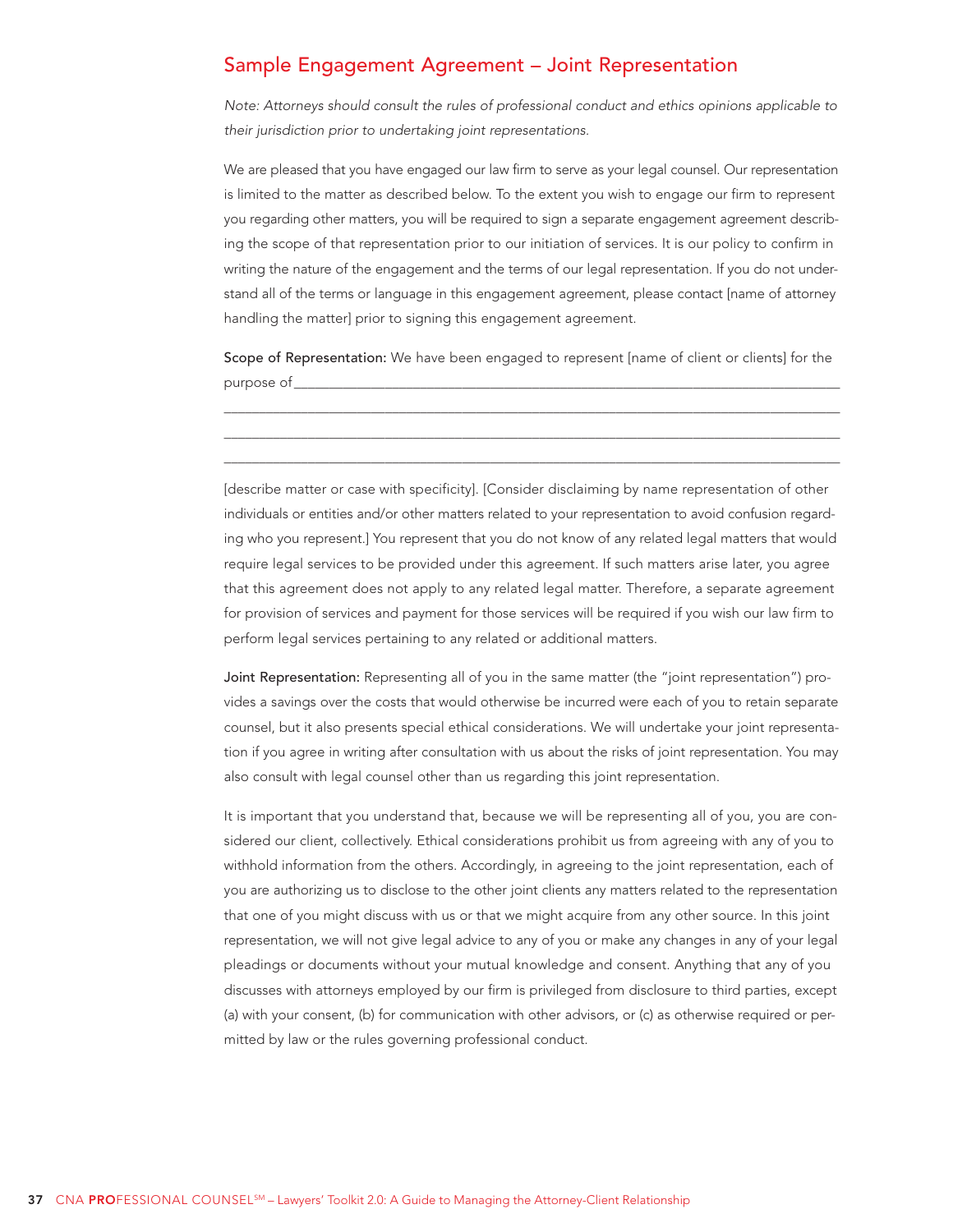## Sample Engagement Agreement – Joint Representation

*Note: Attorneys should consult the rules of professional conduct and ethics opinions applicable to their jurisdiction prior to undertaking joint representations.*

We are pleased that you have engaged our law firm to serve as your legal counsel. Our representation is limited to the matter as described below. To the extent you wish to engage our firm to represent you regarding other matters, you will be required to sign a separate engagement agreement describing the scope of that representation prior to our initiation of services. It is our policy to confirm in writing the nature of the engagement and the terms of our legal representation. If you do not understand all of the terms or language in this engagement agreement, please contact [name of attorney handling the matter] prior to signing this engagement agreement.

**Scope of Representation:** We have been engaged to represent [name of client or clients] for the purpose of\_\_\_\_\_\_\_\_\_\_\_\_\_\_\_\_\_\_\_\_\_\_\_\_\_\_\_\_\_\_\_\_\_\_\_\_\_\_\_\_\_\_\_\_\_\_\_\_\_\_\_\_\_\_\_\_\_\_\_\_

\_\_\_\_\_\_\_\_\_\_\_\_\_\_\_\_\_\_\_\_\_\_\_\_\_\_\_\_\_\_\_\_\_\_\_\_\_\_\_\_\_\_\_\_\_\_\_\_\_\_\_\_\_\_\_\_\_\_\_\_\_\_\_\_\_\_\_\_\_\_\_\_\_\_

\_\_\_\_\_\_\_\_\_\_\_\_\_\_\_\_\_\_\_\_\_\_\_\_\_\_\_\_\_\_\_\_\_\_\_\_\_\_\_\_\_\_\_\_\_\_\_\_\_\_\_\_\_\_\_\_\_\_\_\_\_\_\_\_\_\_\_\_\_\_\_\_\_\_

\_\_\_\_\_\_\_\_\_\_\_\_\_\_\_\_\_\_\_\_\_\_\_\_\_\_\_\_\_\_\_\_\_\_\_\_\_\_\_\_\_\_\_\_\_\_\_\_\_\_\_\_\_\_\_\_\_\_\_\_\_\_\_\_\_\_\_\_\_\_\_\_\_\_

[describe matter or case with specificity]. [Consider disclaiming by name representation of other individuals or entities and/or other matters related to your representation to avoid confusion regarding who you represent.] You represent that you do not know of any related legal matters that would require legal services to be provided under this agreement. If such matters arise later, you agree that this agreement does not apply to any related legal matter. Therefore, a separate agreement for provision of services and payment for those services will be required if you wish our law firm to perform legal services pertaining to any related or additional matters.

**Joint Representation:** Representing all of you in the same matter (the "joint representation") provides a savings over the costs that would otherwise be incurred were each of you to retain separate counsel, but it also presents special ethical considerations. We will undertake your joint representation if you agree in writing after consultation with us about the risks of joint representation. You may also consult with legal counsel other than us regarding this joint representation.

It is important that you understand that, because we will be representing all of you, you are considered our client, collectively. Ethical considerations prohibit us from agreeing with any of you to withhold information from the others. Accordingly, in agreeing to the joint representation, each of you are authorizing us to disclose to the other joint clients any matters related to the representation that one of you might discuss with us or that we might acquire from any other source. In this joint representation, we will not give legal advice to any of you or make any changes in any of your legal pleadings or documents without your mutual knowledge and consent. Anything that any of you discusses with attorneys employed by our firm is privileged from disclosure to third parties, except (a) with your consent, (b) for communication with other advisors, or (c) as otherwise required or permitted by law or the rules governing professional conduct.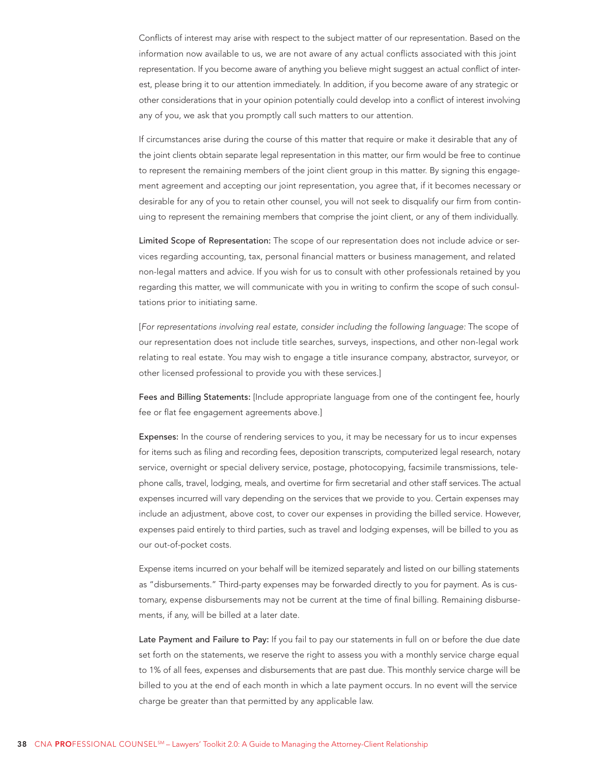Conflicts of interest may arise with respect to the subject matter of our representation. Based on the information now available to us, we are not aware of any actual conflicts associated with this joint representation. If you become aware of anything you believe might suggest an actual conflict of interest, please bring it to our attention immediately. In addition, if you become aware of any strategic or other considerations that in your opinion potentially could develop into a conflict of interest involving any of you, we ask that you promptly call such matters to our attention.

If circumstances arise during the course of this matter that require or make it desirable that any of the joint clients obtain separate legal representation in this matter, our firm would be free to continue to represent the remaining members of the joint client group in this matter. By signing this engagement agreement and accepting our joint representation, you agree that, if it becomes necessary or desirable for any of you to retain other counsel, you will not seek to disqualify our firm from continuing to represent the remaining members that comprise the joint client, or any of them individually.

**Limited Scope of Representation:** The scope of our representation does not include advice or services regarding accounting, tax, personal financial matters or business management, and related non-legal matters and advice. If you wish for us to consult with other professionals retained by you regarding this matter, we will communicate with you in writing to confirm the scope of such consultations prior to initiating same.

[*For representations involving real estate, consider including the following language:* The scope of our representation does not include title searches, surveys, inspections, and other non-legal work relating to real estate. You may wish to engage a title insurance company, abstractor, surveyor, or other licensed professional to provide you with these services.]

**Fees and Billing Statements:** [Include appropriate language from one of the contingent fee, hourly fee or flat fee engagement agreements above.]

**Expenses:** In the course of rendering services to you, it may be necessary for us to incur expenses for items such as filing and recording fees, deposition transcripts, computerized legal research, notary service, overnight or special delivery service, postage, photocopying, facsimile transmissions, telephone calls, travel, lodging, meals, and overtime for firm secretarial and other staff services. The actual expenses incurred will vary depending on the services that we provide to you. Certain expenses may include an adjustment, above cost, to cover our expenses in providing the billed service. However, expenses paid entirely to third parties, such as travel and lodging expenses, will be billed to you as our out-of-pocket costs.

Expense items incurred on your behalf will be itemized separately and listed on our billing statements as "disbursements." Third-party expenses may be forwarded directly to you for payment. As is customary, expense disbursements may not be current at the time of final billing. Remaining disbursements, if any, will be billed at a later date.

**Late Payment and Failure to Pay:** If you fail to pay our statements in full on or before the due date set forth on the statements, we reserve the right to assess you with a monthly service charge equal to 1% of all fees, expenses and disbursements that are past due. This monthly service charge will be billed to you at the end of each month in which a late payment occurs. In no event will the service charge be greater than that permitted by any applicable law.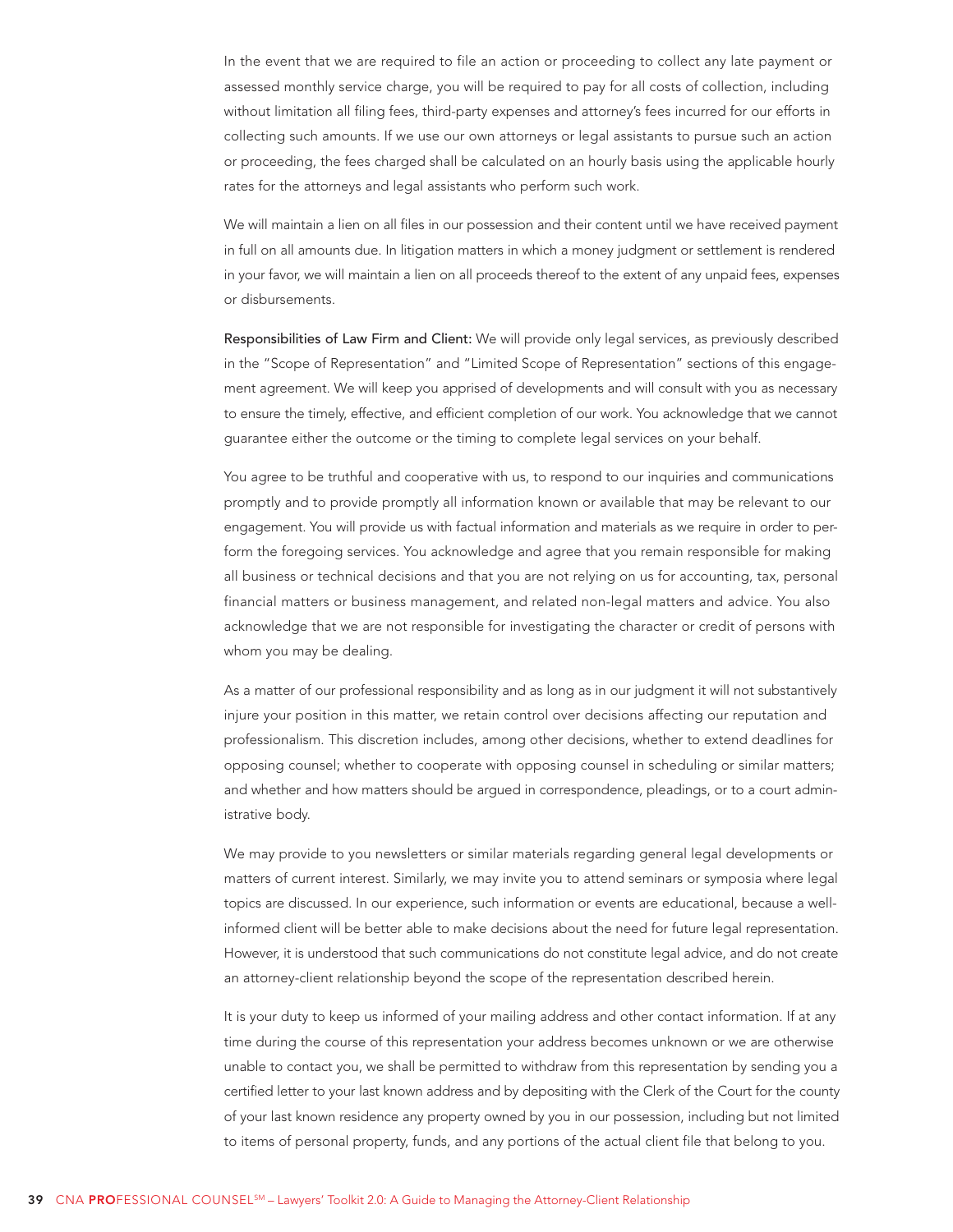In the event that we are required to file an action or proceeding to collect any late payment or assessed monthly service charge, you will be required to pay for all costs of collection, including without limitation all filing fees, third-party expenses and attorney's fees incurred for our efforts in collecting such amounts. If we use our own attorneys or legal assistants to pursue such an action or proceeding, the fees charged shall be calculated on an hourly basis using the applicable hourly rates for the attorneys and legal assistants who perform such work.

We will maintain a lien on all files in our possession and their content until we have received payment in full on all amounts due. In litigation matters in which a money judgment or settlement is rendered in your favor, we will maintain a lien on all proceeds thereof to the extent of any unpaid fees, expenses or disbursements.

**Responsibilities of Law Firm and Client:** We will provide only legal services, as previously described in the "Scope of Representation" and "Limited Scope of Representation" sections of this engagement agreement. We will keep you apprised of developments and will consult with you as necessary to ensure the timely, effective, and efficient completion of our work. You acknowledge that we cannot guarantee either the outcome or the timing to complete legal services on your behalf.

You agree to be truthful and cooperative with us, to respond to our inquiries and communications promptly and to provide promptly all information known or available that may be relevant to our engagement. You will provide us with factual information and materials as we require in order to perform the foregoing services. You acknowledge and agree that you remain responsible for making all business or technical decisions and that you are not relying on us for accounting, tax, personal financial matters or business management, and related non-legal matters and advice. You also acknowledge that we are not responsible for investigating the character or credit of persons with whom you may be dealing.

As a matter of our professional responsibility and as long as in our judgment it will not substantively injure your position in this matter, we retain control over decisions affecting our reputation and professionalism. This discretion includes, among other decisions, whether to extend deadlines for opposing counsel; whether to cooperate with opposing counsel in scheduling or similar matters; and whether and how matters should be argued in correspondence, pleadings, or to a court administrative body.

We may provide to you newsletters or similar materials regarding general legal developments or matters of current interest. Similarly, we may invite you to attend seminars or symposia where legal topics are discussed. In our experience, such information or events are educational, because a well-informed client will be better able to make decisions about the need for future legal representation. However, it is understood that such communications do not constitute legal advice, and do not create an attorney-client relationship beyond the scope of the representation described herein.

It is your duty to keep us informed of your mailing address and other contact information. If at any time during the course of this representation your address becomes unknown or we are otherwise unable to contact you, we shall be permitted to withdraw from this representation by sending you a certified letter to your last known address and by depositing with the Clerk of the Court for the county of your last known residence any property owned by you in our possession, including but not limited to items of personal property, funds, and any portions of the actual client file that belong to you.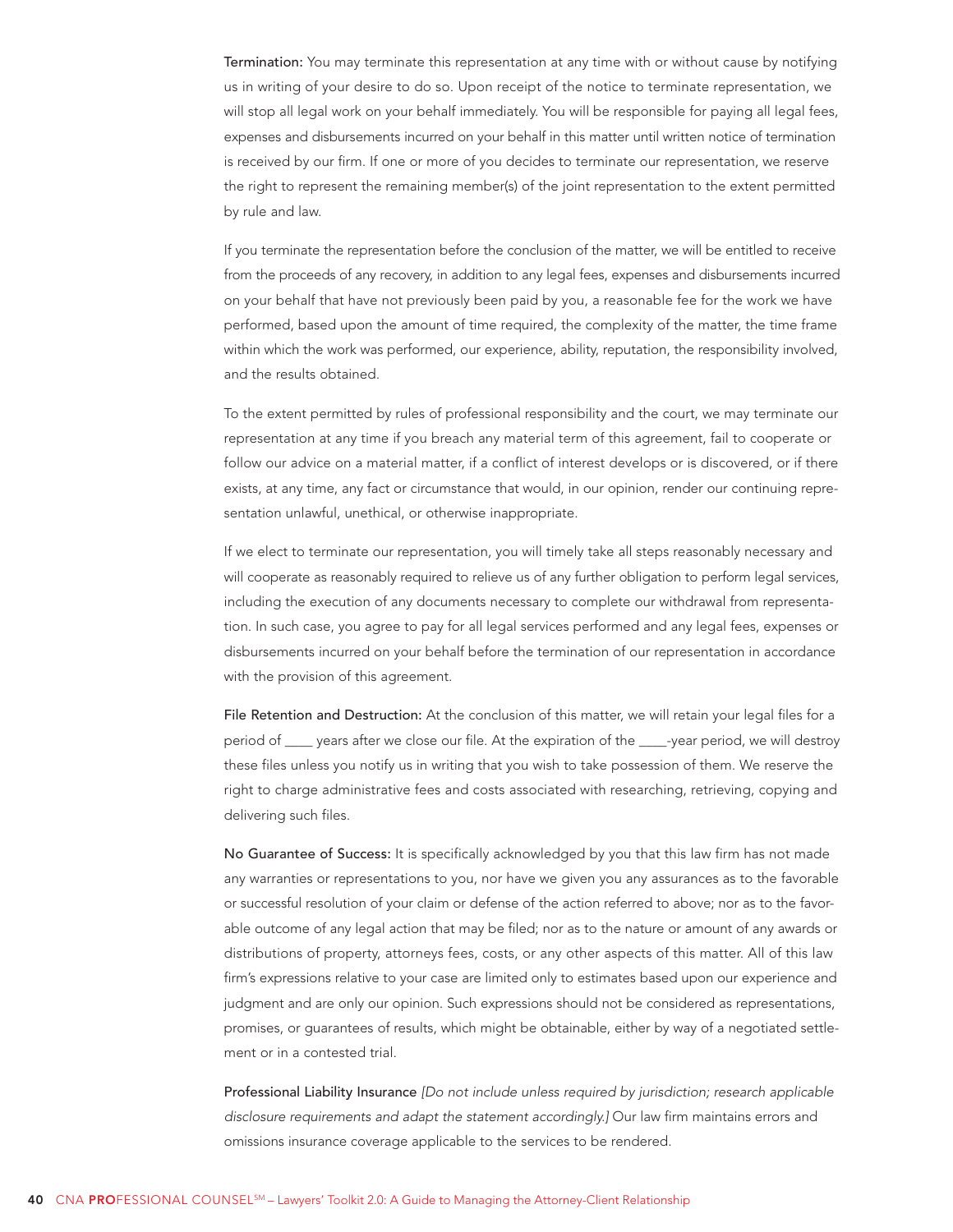**Termination:** You may terminate this representation at any time with or without cause by notifying us in writing of your desire to do so. Upon receipt of the notice to terminate representation, we will stop all legal work on your behalf immediately. You will be responsible for paying all legal fees, expenses and disbursements incurred on your behalf in this matter until written notice of termination is received by our firm. If one or more of you decides to terminate our representation, we reserve the right to represent the remaining member(s) of the joint representation to the extent permitted by rule and law.

If you terminate the representation before the conclusion of the matter, we will be entitled to receive from the proceeds of any recovery, in addition to any legal fees, expenses and disbursements incurred on your behalf that have not previously been paid by you, a reasonable fee for the work we have performed, based upon the amount of time required, the complexity of the matter, the time frame within which the work was performed, our experience, ability, reputation, the responsibility involved, and the results obtained.

To the extent permitted by rules of professional responsibility and the court, we may terminate our representation at any time if you breach any material term of this agreement, fail to cooperate or follow our advice on a material matter, if a conflict of interest develops or is discovered, or if there exists, at any time, any fact or circumstance that would, in our opinion, render our continuing representation unlawful, unethical, or otherwise inappropriate.

If we elect to terminate our representation, you will timely take all steps reasonably necessary and will cooperate as reasonably required to relieve us of any further obligation to perform legal services, including the execution of any documents necessary to complete our withdrawal from representation. In such case, you agree to pay for all legal services performed and any legal fees, expenses or disbursements incurred on your behalf before the termination of our representation in accordance with the provision of this agreement.

**File Retention and Destruction:** At the conclusion of this matter, we will retain your legal files for a period of ____ years after we close our file. At the expiration of the ____-year period, we will destroy these files unless you notify us in writing that you wish to take possession of them. We reserve the right to charge administrative fees and costs associated with researching, retrieving, copying and delivering such files.

**No Guarantee of Success:** It is specifically acknowledged by you that this law firm has not made any warranties or representations to you, nor have we given you any assurances as to the favorable or successful resolution of your claim or defense of the action referred to above; nor as to the favorable outcome of any legal action that may be filed; nor as to the nature or amount of any awards or distributions of property, attorneys fees, costs, or any other aspects of this matter. All of this law firm's expressions relative to your case are limited only to estimates based upon our experience and judgment and are only our opinion. Such expressions should not be considered as representations, promises, or guarantees of results, which might be obtainable, either by way of a negotiated settlement or in a contested trial.

**Professional Liability Insurance** *[Do not include unless required by jurisdiction; research applicable disclosure requirements and adapt the statement accordingly.]* Our law firm maintains errors and omissions insurance coverage applicable to the services to be rendered.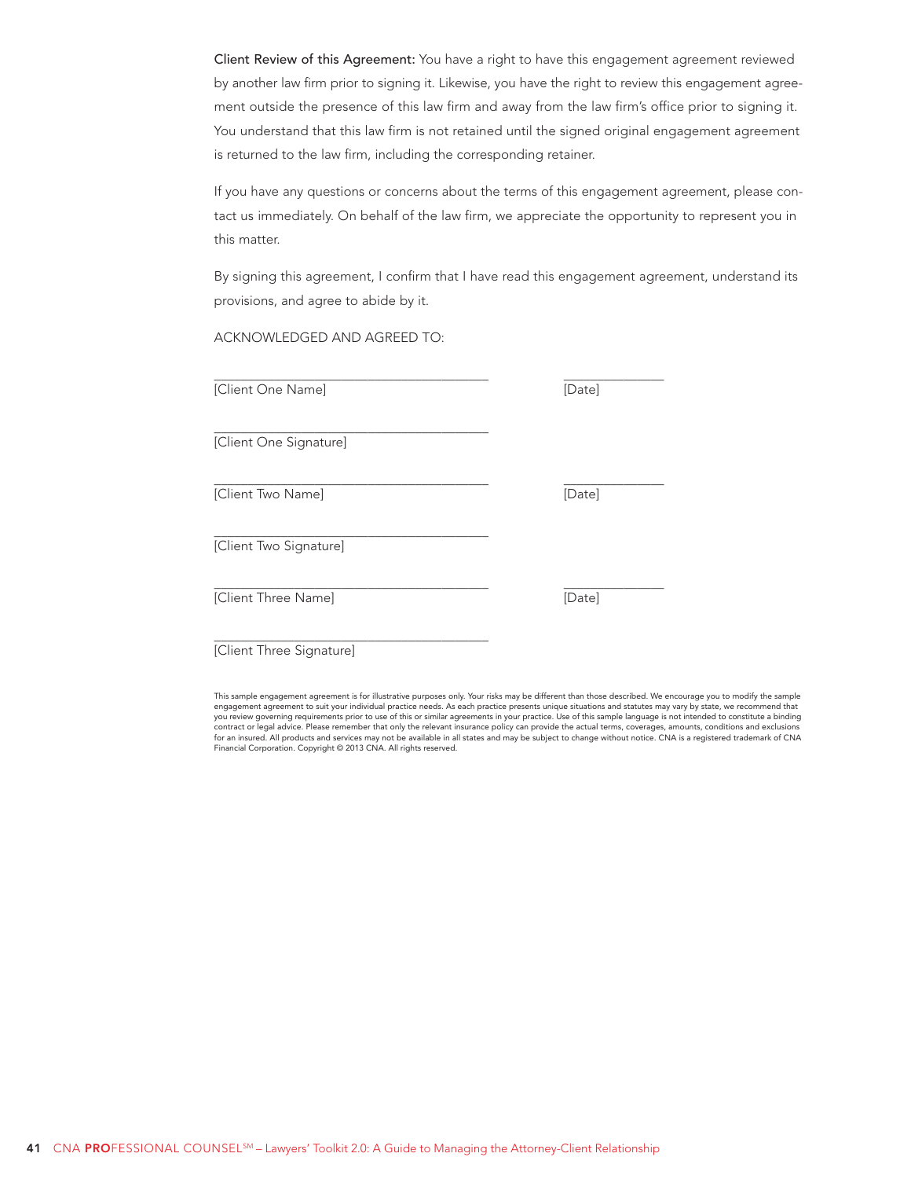**Client Review of this Agreement:** You have a right to have this engagement agreement reviewed by another law firm prior to signing it. Likewise, you have the right to review this engagement agreement outside the presence of this law firm and away from the law firm's office prior to signing it. You understand that this law firm is not retained until the signed original engagement agreement is returned to the law firm, including the corresponding retainer.

If you have any questions or concerns about the terms of this engagement agreement, please contact us immediately. On behalf of the law firm, we appreciate the opportunity to represent you in this matter.

By signing this agreement, I confirm that I have read this engagement agreement, understand its provisions, and agree to abide by it.

ACKNOWLEDGED AND AGREED TO:

________________________________________ ______________
[Client One Name] [Date]

________________________________________
[Client One Signature]

________________________________________ ______________
[Client Two Name] [Date]

________________________________________
[Client Two Signature]

________________________________________ ______________
[Client Three Name] [Date]

________________________________________
[Client Three Signature]

This sample engagement agreement is for illustrative purposes only. Your risks may be different than those described. We encourage you to modify the sample engagement agreement to suit your individual practice needs. As each practice presents unique situations and statutes may vary by state, we recommend that you review governing requirements prior to use of this or similar agreements in your practice. Use of this sample language is not intended to constitute a binding contract or legal advice. Please remember that only the relevant insurance policy can provide the actual terms, coverages, amounts, conditions and exclusions for an insured. All products and services may not be available in all states and may be subject to change without notice. CNA is a registered trademark of CNA Financial Corporation. Copyright © 2013 CNA. All rights reserved.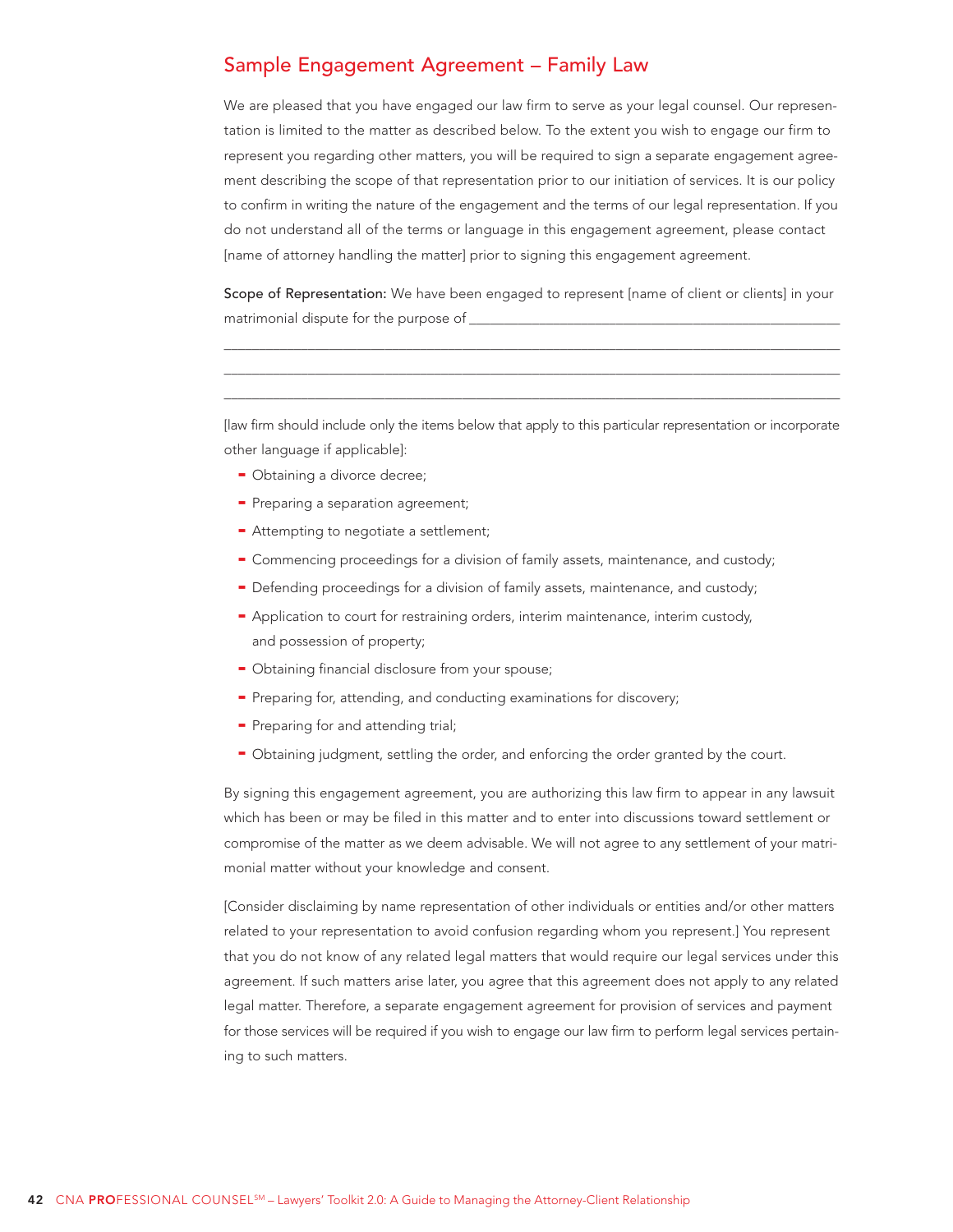## Sample Engagement Agreement – Family Law

We are pleased that you have engaged our law firm to serve as your legal counsel. Our representation is limited to the matter as described below. To the extent you wish to engage our firm to represent you regarding other matters, you will be required to sign a separate engagement agreement describing the scope of that representation prior to our initiation of services. It is our policy to confirm in writing the nature of the engagement and the terms of our legal representation. If you do not understand all of the terms or language in this engagement agreement, please contact [name of attorney handling the matter] prior to signing this engagement agreement.

**Scope of Representation:** We have been engaged to represent [name of client or clients] in your matrimonial dispute for the purpose of ___________________________________________

___________________________________________________________________________

___________________________________________________________________________

___________________________________________________________________________

[law firm should include only the items below that apply to this particular representation or incorporate other language if applicable]:

- Obtaining a divorce decree;
- Preparing a separation agreement;
- Attempting to negotiate a settlement;
- Commencing proceedings for a division of family assets, maintenance, and custody;
- Defending proceedings for a division of family assets, maintenance, and custody;
- Application to court for restraining orders, interim maintenance, interim custody, and possession of property;
- Obtaining financial disclosure from your spouse;
- Preparing for, attending, and conducting examinations for discovery;
- Preparing for and attending trial;
- Obtaining judgment, settling the order, and enforcing the order granted by the court.

By signing this engagement agreement, you are authorizing this law firm to appear in any lawsuit which has been or may be filed in this matter and to enter into discussions toward settlement or compromise of the matter as we deem advisable. We will not agree to any settlement of your matrimonial matter without your knowledge and consent.

[Consider disclaiming by name representation of other individuals or entities and/or other matters related to your representation to avoid confusion regarding whom you represent.] You represent that you do not know of any related legal matters that would require our legal services under this agreement. If such matters arise later, you agree that this agreement does not apply to any related legal matter. Therefore, a separate engagement agreement for provision of services and payment for those services will be required if you wish to engage our law firm to perform legal services pertaining to such matters.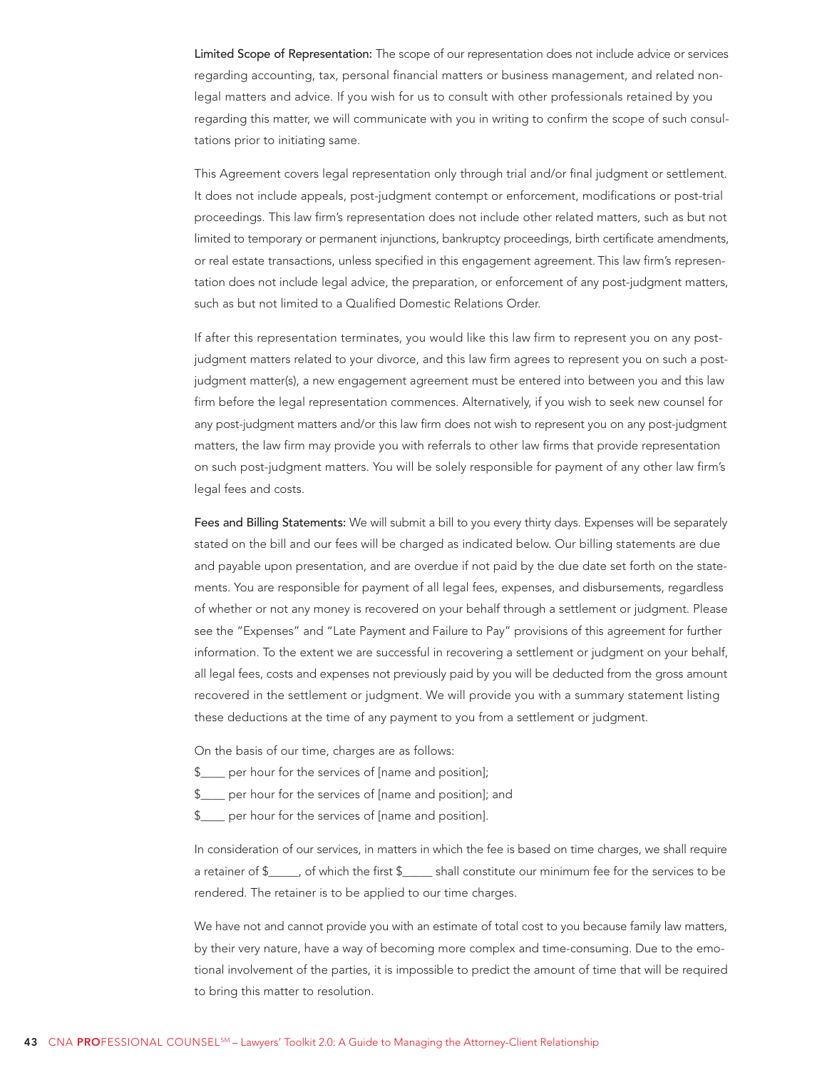**Limited Scope of Representation:** The scope of our representation does not include advice or services regarding accounting, tax, personal financial matters or business management, and related non-legal matters and advice. If you wish for us to consult with other professionals retained by you regarding this matter, we will communicate with you in writing to confirm the scope of such consultations prior to initiating same.

This Agreement covers legal representation only through trial and/or final judgment or settlement. It does not include appeals, post-judgment contempt or enforcement, modifications or post-trial proceedings. This law firm's representation does not include other related matters, such as but not limited to temporary or permanent injunctions, bankruptcy proceedings, birth certificate amendments, or real estate transactions, unless specified in this engagement agreement. This law firm's representation does not include legal advice, the preparation, or enforcement of any post-judgment matters, such as but not limited to a Qualified Domestic Relations Order.

If after this representation terminates, you would like this law firm to represent you on any post-judgment matters related to your divorce, and this law firm agrees to represent you on such a post-judgment matter(s), a new engagement agreement must be entered into between you and this law firm before the legal representation commences. Alternatively, if you wish to seek new counsel for any post-judgment matters and/or this law firm does not wish to represent you on any post-judgment matters, the law firm may provide you with referrals to other law firms that provide representation on such post-judgment matters. You will be solely responsible for payment of any other law firm's legal fees and costs.

**Fees and Billing Statements:** We will submit a bill to you every thirty days. Expenses will be separately stated on the bill and our fees will be charged as indicated below. Our billing statements are due and payable upon presentation, and are overdue if not paid by the due date set forth on the statements. You are responsible for payment of all legal fees, expenses, and disbursements, regardless of whether or not any money is recovered on your behalf through a settlement or judgment. Please see the "Expenses" and "Late Payment and Failure to Pay" provisions of this agreement for further information. To the extent we are successful in recovering a settlement or judgment on your behalf, all legal fees, costs and expenses not previously paid by you will be deducted from the gross amount recovered in the settlement or judgment. We will provide you with a summary statement listing these deductions at the time of any payment to you from a settlement or judgment.

On the basis of our time, charges are as follows:

$____ per hour for the services of [name and position];
$____ per hour for the services of [name and position]; and
$____ per hour for the services of [name and position].

In consideration of our services, in matters in which the fee is based on time charges, we shall require a retainer of $_____, of which the first $_____ shall constitute our minimum fee for the services to be rendered. The retainer is to be applied to our time charges.

We have not and cannot provide you with an estimate of total cost to you because family law matters, by their very nature, have a way of becoming more complex and time-consuming. Due to the emotional involvement of the parties, it is impossible to predict the amount of time that will be required to bring this matter to resolution.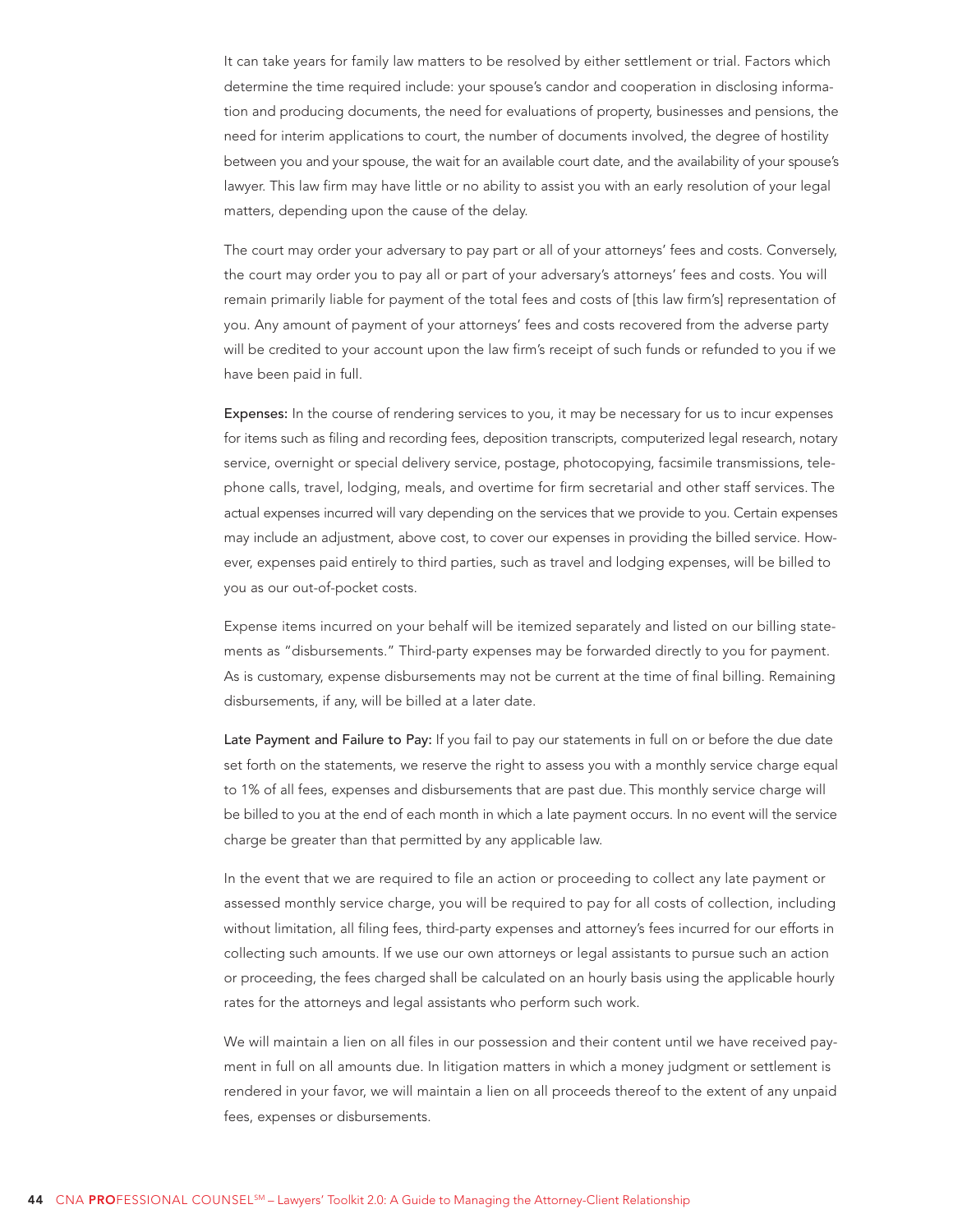It can take years for family law matters to be resolved by either settlement or trial. Factors which determine the time required include: your spouse's candor and cooperation in disclosing information and producing documents, the need for evaluations of property, businesses and pensions, the need for interim applications to court, the number of documents involved, the degree of hostility between you and your spouse, the wait for an available court date, and the availability of your spouse's lawyer. This law firm may have little or no ability to assist you with an early resolution of your legal matters, depending upon the cause of the delay.

The court may order your adversary to pay part or all of your attorneys' fees and costs. Conversely, the court may order you to pay all or part of your adversary's attorneys' fees and costs. You will remain primarily liable for payment of the total fees and costs of [this law firm's] representation of you. Any amount of payment of your attorneys' fees and costs recovered from the adverse party will be credited to your account upon the law firm's receipt of such funds or refunded to you if we have been paid in full.

**Expenses:** In the course of rendering services to you, it may be necessary for us to incur expenses for items such as filing and recording fees, deposition transcripts, computerized legal research, notary service, overnight or special delivery service, postage, photocopying, facsimile transmissions, telephone calls, travel, lodging, meals, and overtime for firm secretarial and other staff services. The actual expenses incurred will vary depending on the services that we provide to you. Certain expenses may include an adjustment, above cost, to cover our expenses in providing the billed service. However, expenses paid entirely to third parties, such as travel and lodging expenses, will be billed to you as our out-of-pocket costs.

Expense items incurred on your behalf will be itemized separately and listed on our billing statements as "disbursements." Third-party expenses may be forwarded directly to you for payment. As is customary, expense disbursements may not be current at the time of final billing. Remaining disbursements, if any, will be billed at a later date.

**Late Payment and Failure to Pay:** If you fail to pay our statements in full on or before the due date set forth on the statements, we reserve the right to assess you with a monthly service charge equal to 1% of all fees, expenses and disbursements that are past due. This monthly service charge will be billed to you at the end of each month in which a late payment occurs. In no event will the service charge be greater than that permitted by any applicable law.

In the event that we are required to file an action or proceeding to collect any late payment or assessed monthly service charge, you will be required to pay for all costs of collection, including without limitation, all filing fees, third-party expenses and attorney's fees incurred for our efforts in collecting such amounts. If we use our own attorneys or legal assistants to pursue such an action or proceeding, the fees charged shall be calculated on an hourly basis using the applicable hourly rates for the attorneys and legal assistants who perform such work.

We will maintain a lien on all files in our possession and their content until we have received payment in full on all amounts due. In litigation matters in which a money judgment or settlement is rendered in your favor, we will maintain a lien on all proceeds thereof to the extent of any unpaid fees, expenses or disbursements.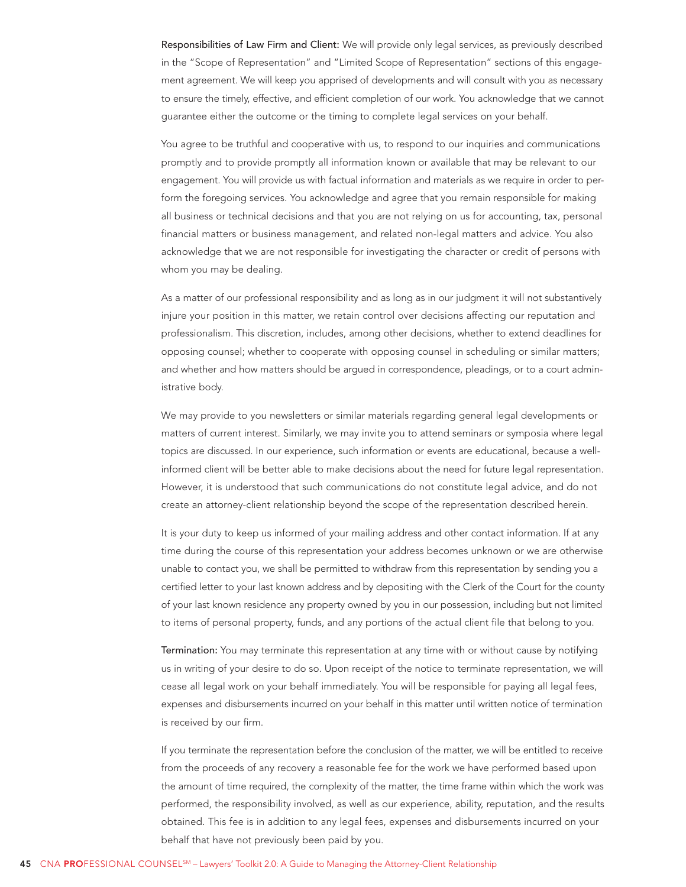**Responsibilities of Law Firm and Client:** We will provide only legal services, as previously described in the "Scope of Representation" and "Limited Scope of Representation" sections of this engagement agreement. We will keep you apprised of developments and will consult with you as necessary to ensure the timely, effective, and efficient completion of our work. You acknowledge that we cannot guarantee either the outcome or the timing to complete legal services on your behalf.

You agree to be truthful and cooperative with us, to respond to our inquiries and communications promptly and to provide promptly all information known or available that may be relevant to our engagement. You will provide us with factual information and materials as we require in order to perform the foregoing services. You acknowledge and agree that you remain responsible for making all business or technical decisions and that you are not relying on us for accounting, tax, personal financial matters or business management, and related non-legal matters and advice. You also acknowledge that we are not responsible for investigating the character or credit of persons with whom you may be dealing.

As a matter of our professional responsibility and as long as in our judgment it will not substantively injure your position in this matter, we retain control over decisions affecting our reputation and professionalism. This discretion, includes, among other decisions, whether to extend deadlines for opposing counsel; whether to cooperate with opposing counsel in scheduling or similar matters; and whether and how matters should be argued in correspondence, pleadings, or to a court administrative body.

We may provide to you newsletters or similar materials regarding general legal developments or matters of current interest. Similarly, we may invite you to attend seminars or symposia where legal topics are discussed. In our experience, such information or events are educational, because a well-informed client will be better able to make decisions about the need for future legal representation. However, it is understood that such communications do not constitute legal advice, and do not create an attorney-client relationship beyond the scope of the representation described herein.

It is your duty to keep us informed of your mailing address and other contact information. If at any time during the course of this representation your address becomes unknown or we are otherwise unable to contact you, we shall be permitted to withdraw from this representation by sending you a certified letter to your last known address and by depositing with the Clerk of the Court for the county of your last known residence any property owned by you in our possession, including but not limited to items of personal property, funds, and any portions of the actual client file that belong to you.

**Termination:** You may terminate this representation at any time with or without cause by notifying us in writing of your desire to do so. Upon receipt of the notice to terminate representation, we will cease all legal work on your behalf immediately. You will be responsible for paying all legal fees, expenses and disbursements incurred on your behalf in this matter until written notice of termination is received by our firm.

If you terminate the representation before the conclusion of the matter, we will be entitled to receive from the proceeds of any recovery a reasonable fee for the work we have performed based upon the amount of time required, the complexity of the matter, the time frame within which the work was performed, the responsibility involved, as well as our experience, ability, reputation, and the results obtained. This fee is in addition to any legal fees, expenses and disbursements incurred on your behalf that have not previously been paid by you.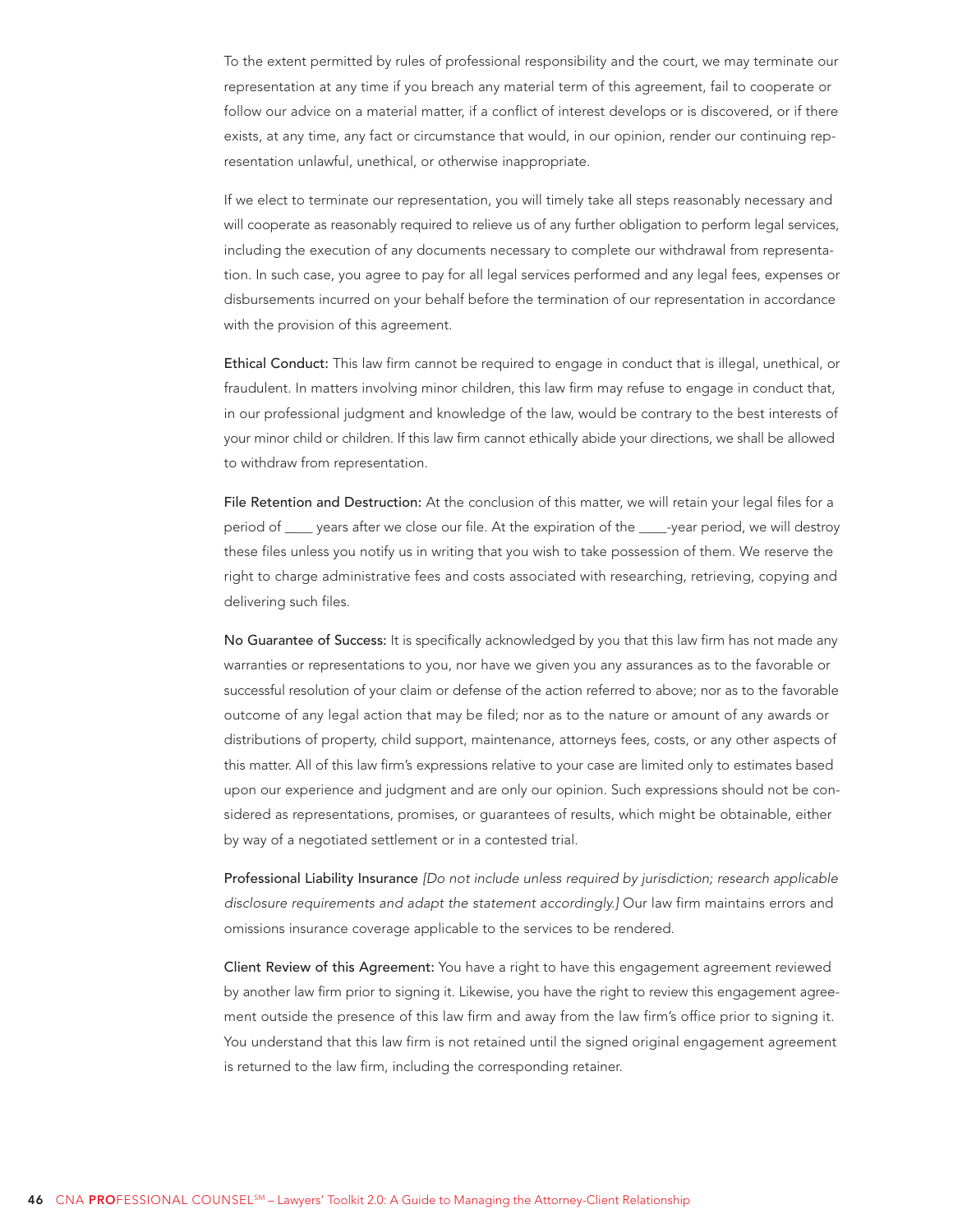To the extent permitted by rules of professional responsibility and the court, we may terminate our representation at any time if you breach any material term of this agreement, fail to cooperate or follow our advice on a material matter, if a conflict of interest develops or is discovered, or if there exists, at any time, any fact or circumstance that would, in our opinion, render our continuing representation unlawful, unethical, or otherwise inappropriate.

If we elect to terminate our representation, you will timely take all steps reasonably necessary and will cooperate as reasonably required to relieve us of any further obligation to perform legal services, including the execution of any documents necessary to complete our withdrawal from representation. In such case, you agree to pay for all legal services performed and any legal fees, expenses or disbursements incurred on your behalf before the termination of our representation in accordance with the provision of this agreement.

**Ethical Conduct:** This law firm cannot be required to engage in conduct that is illegal, unethical, or fraudulent. In matters involving minor children, this law firm may refuse to engage in conduct that, in our professional judgment and knowledge of the law, would be contrary to the best interests of your minor child or children. If this law firm cannot ethically abide your directions, we shall be allowed to withdraw from representation.

**File Retention and Destruction:** At the conclusion of this matter, we will retain your legal files for a period of ____ years after we close our file. At the expiration of the ____-year period, we will destroy these files unless you notify us in writing that you wish to take possession of them. We reserve the right to charge administrative fees and costs associated with researching, retrieving, copying and delivering such files.

**No Guarantee of Success:** It is specifically acknowledged by you that this law firm has not made any warranties or representations to you, nor have we given you any assurances as to the favorable or successful resolution of your claim or defense of the action referred to above; nor as to the favorable outcome of any legal action that may be filed; nor as to the nature or amount of any awards or distributions of property, child support, maintenance, attorneys fees, costs, or any other aspects of this matter. All of this law firm's expressions relative to your case are limited only to estimates based upon our experience and judgment and are only our opinion. Such expressions should not be considered as representations, promises, or guarantees of results, which might be obtainable, either by way of a negotiated settlement or in a contested trial.

**Professional Liability Insurance** *[Do not include unless required by jurisdiction; research applicable disclosure requirements and adapt the statement accordingly.]* Our law firm maintains errors and omissions insurance coverage applicable to the services to be rendered.

**Client Review of this Agreement:** You have a right to have this engagement agreement reviewed by another law firm prior to signing it. Likewise, you have the right to review this engagement agreement outside the presence of this law firm and away from the law firm's office prior to signing it. You understand that this law firm is not retained until the signed original engagement agreement is returned to the law firm, including the corresponding retainer.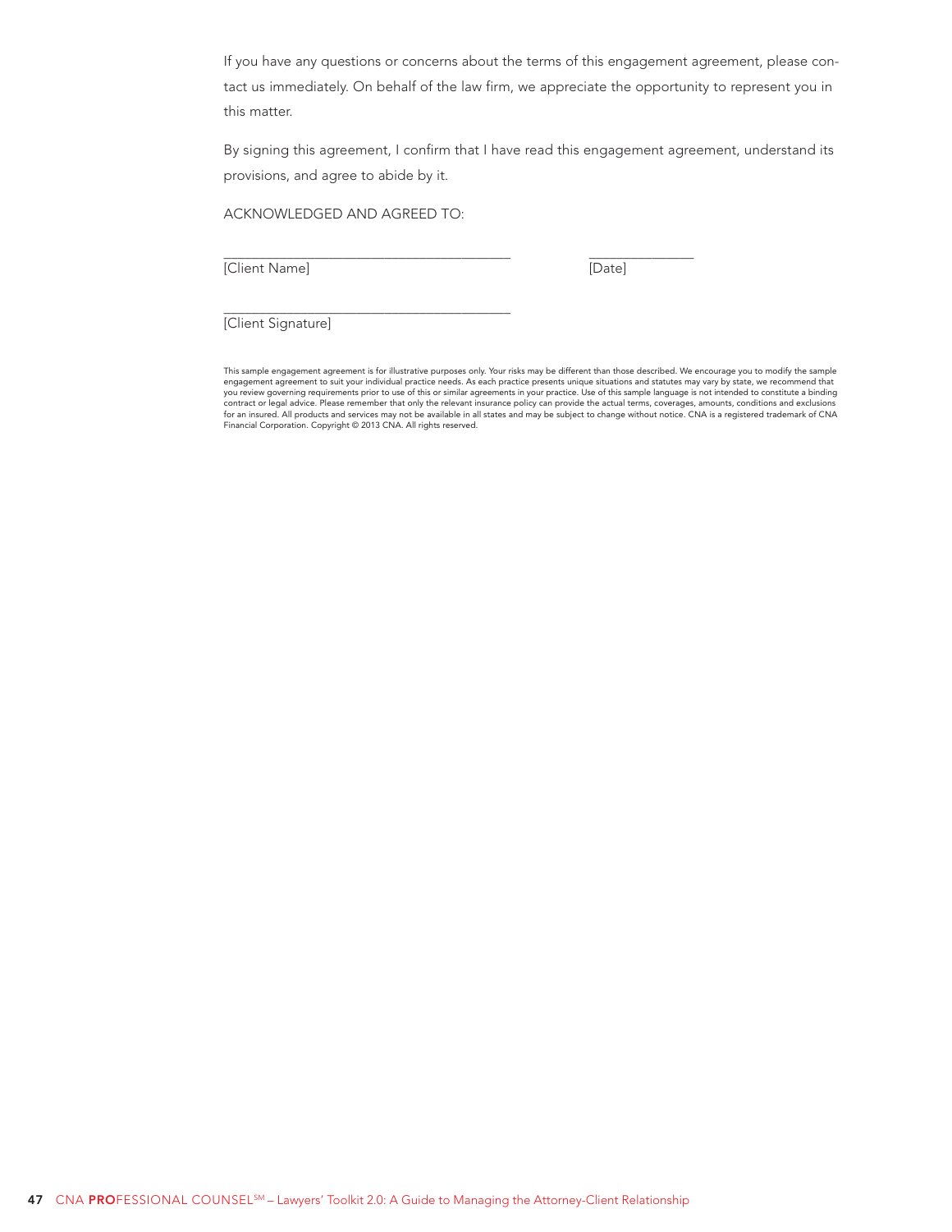If you have any questions or concerns about the terms of this engagement agreement, please contact us immediately. On behalf of the law firm, we appreciate the opportunity to represent you in this matter.

By signing this agreement, I confirm that I have read this engagement agreement, understand its provisions, and agree to abide by it.

ACKNOWLEDGED AND AGREED TO:

_________________________________________ _______________
[Client Name] [Date]

_________________________________________
[Client Signature]

This sample engagement agreement is for illustrative purposes only. Your risks may be different than those described. We encourage you to modify the sample engagement agreement to suit your individual practice needs. As each practice presents unique situations and statutes may vary by state, we recommend that you review governing requirements prior to use of this or similar agreements in your practice. Use of this sample language is not intended to constitute a binding contract or legal advice. Please remember that only the relevant insurance policy can provide the actual terms, coverages, amounts, conditions and exclusions for an insured. All products and services may not be available in all states and may be subject to change without notice. CNA is a registered trademark of CNA Financial Corporation. Copyright © 2013 CNA. All rights reserved.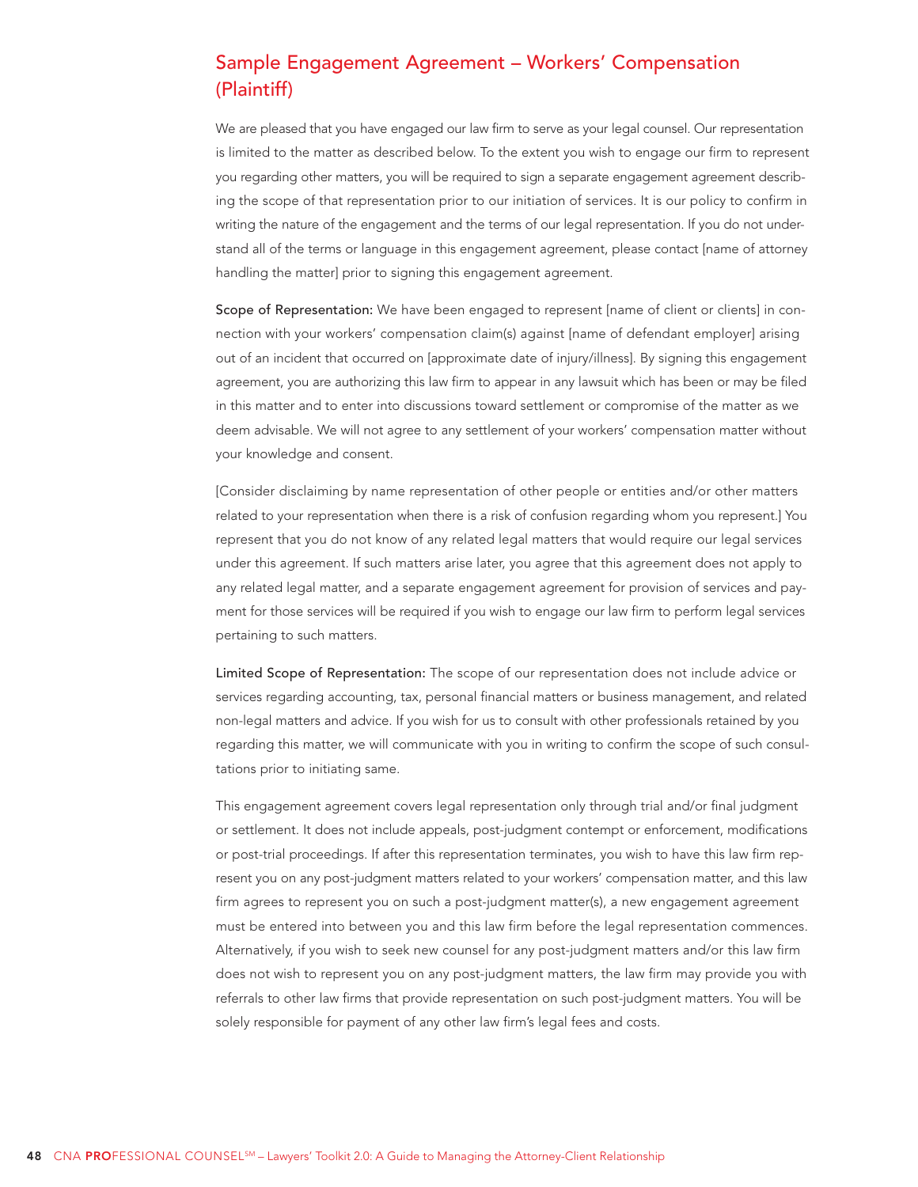## Sample Engagement Agreement – Workers' Compensation (Plaintiff)

We are pleased that you have engaged our law firm to serve as your legal counsel. Our representation is limited to the matter as described below. To the extent you wish to engage our firm to represent you regarding other matters, you will be required to sign a separate engagement agreement describing the scope of that representation prior to our initiation of services. It is our policy to confirm in writing the nature of the engagement and the terms of our legal representation. If you do not understand all of the terms or language in this engagement agreement, please contact [name of attorney handling the matter] prior to signing this engagement agreement.

**Scope of Representation:** We have been engaged to represent [name of client or clients] in connection with your workers' compensation claim(s) against [name of defendant employer] arising out of an incident that occurred on [approximate date of injury/illness]. By signing this engagement agreement, you are authorizing this law firm to appear in any lawsuit which has been or may be filed in this matter and to enter into discussions toward settlement or compromise of the matter as we deem advisable. We will not agree to any settlement of your workers' compensation matter without your knowledge and consent.

[Consider disclaiming by name representation of other people or entities and/or other matters related to your representation when there is a risk of confusion regarding whom you represent.] You represent that you do not know of any related legal matters that would require our legal services under this agreement. If such matters arise later, you agree that this agreement does not apply to any related legal matter, and a separate engagement agreement for provision of services and payment for those services will be required if you wish to engage our law firm to perform legal services pertaining to such matters.

**Limited Scope of Representation:** The scope of our representation does not include advice or services regarding accounting, tax, personal financial matters or business management, and related non-legal matters and advice. If you wish for us to consult with other professionals retained by you regarding this matter, we will communicate with you in writing to confirm the scope of such consultations prior to initiating same.

This engagement agreement covers legal representation only through trial and/or final judgment or settlement. It does not include appeals, post-judgment contempt or enforcement, modifications or post-trial proceedings. If after this representation terminates, you wish to have this law firm represent you on any post-judgment matters related to your workers' compensation matter, and this law firm agrees to represent you on such a post-judgment matter(s), a new engagement agreement must be entered into between you and this law firm before the legal representation commences. Alternatively, if you wish to seek new counsel for any post-judgment matters and/or this law firm does not wish to represent you on any post-judgment matters, the law firm may provide you with referrals to other law firms that provide representation on such post-judgment matters. You will be solely responsible for payment of any other law firm's legal fees and costs.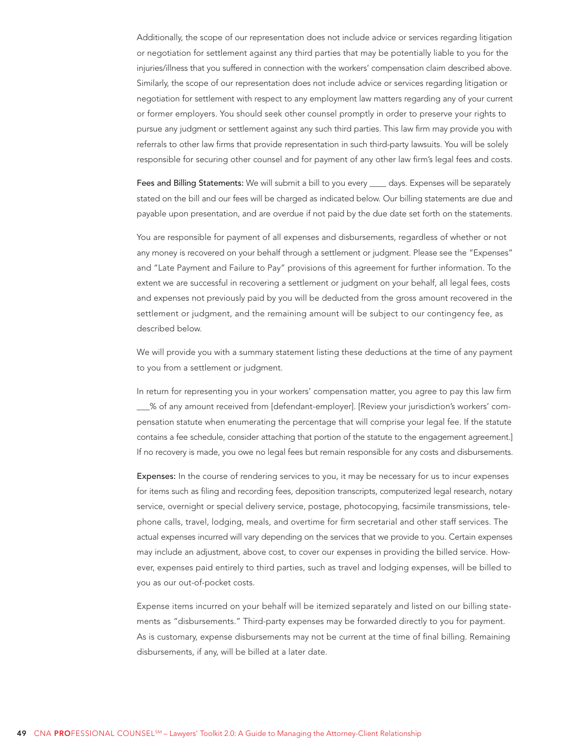Additionally, the scope of our representation does not include advice or services regarding litigation or negotiation for settlement against any third parties that may be potentially liable to you for the injuries/illness that you suffered in connection with the workers' compensation claim described above. Similarly, the scope of our representation does not include advice or services regarding litigation or negotiation for settlement with respect to any employment law matters regarding any of your current or former employers. You should seek other counsel promptly in order to preserve your rights to pursue any judgment or settlement against any such third parties. This law firm may provide you with referrals to other law firms that provide representation in such third-party lawsuits. You will be solely responsible for securing other counsel and for payment of any other law firm's legal fees and costs.

**Fees and Billing Statements:** We will submit a bill to you every ____ days. Expenses will be separately stated on the bill and our fees will be charged as indicated below. Our billing statements are due and payable upon presentation, and are overdue if not paid by the due date set forth on the statements.

You are responsible for payment of all expenses and disbursements, regardless of whether or not any money is recovered on your behalf through a settlement or judgment. Please see the "Expenses" and "Late Payment and Failure to Pay" provisions of this agreement for further information. To the extent we are successful in recovering a settlement or judgment on your behalf, all legal fees, costs and expenses not previously paid by you will be deducted from the gross amount recovered in the settlement or judgment, and the remaining amount will be subject to our contingency fee, as described below.

We will provide you with a summary statement listing these deductions at the time of any payment to you from a settlement or judgment.

In return for representing you in your workers' compensation matter, you agree to pay this law firm ___% of any amount received from [defendant-employer]. [Review your jurisdiction's workers' compensation statute when enumerating the percentage that will comprise your legal fee. If the statute contains a fee schedule, consider attaching that portion of the statute to the engagement agreement.] If no recovery is made, you owe no legal fees but remain responsible for any costs and disbursements.

**Expenses:** In the course of rendering services to you, it may be necessary for us to incur expenses for items such as filing and recording fees, deposition transcripts, computerized legal research, notary service, overnight or special delivery service, postage, photocopying, facsimile transmissions, telephone calls, travel, lodging, meals, and overtime for firm secretarial and other staff services. The actual expenses incurred will vary depending on the services that we provide to you. Certain expenses may include an adjustment, above cost, to cover our expenses in providing the billed service. However, expenses paid entirely to third parties, such as travel and lodging expenses, will be billed to you as our out-of-pocket costs.

Expense items incurred on your behalf will be itemized separately and listed on our billing statements as "disbursements." Third-party expenses may be forwarded directly to you for payment. As is customary, expense disbursements may not be current at the time of final billing. Remaining disbursements, if any, will be billed at a later date.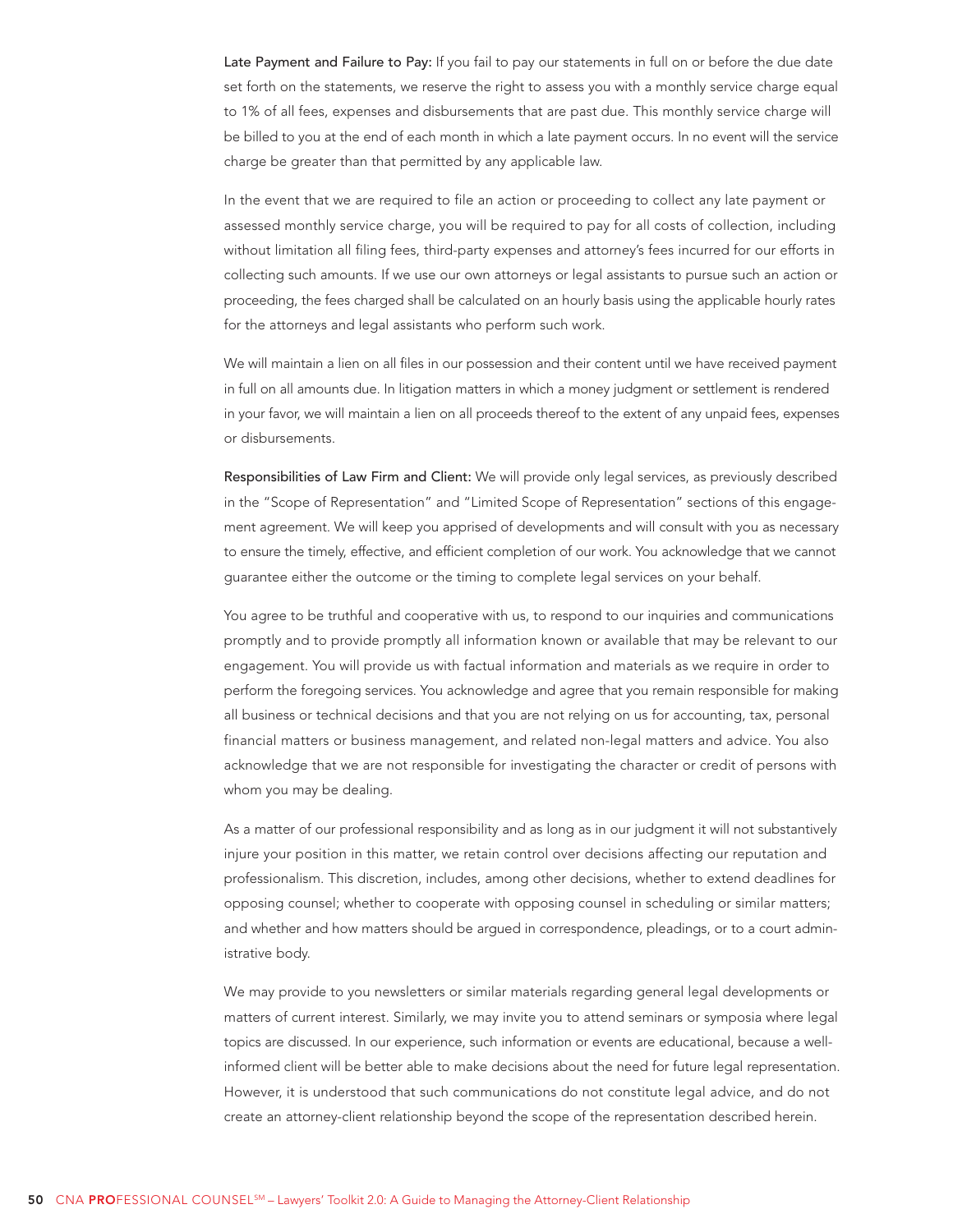**Late Payment and Failure to Pay:** If you fail to pay our statements in full on or before the due date set forth on the statements, we reserve the right to assess you with a monthly service charge equal to 1% of all fees, expenses and disbursements that are past due. This monthly service charge will be billed to you at the end of each month in which a late payment occurs. In no event will the service charge be greater than that permitted by any applicable law.

In the event that we are required to file an action or proceeding to collect any late payment or assessed monthly service charge, you will be required to pay for all costs of collection, including without limitation all filing fees, third-party expenses and attorney's fees incurred for our efforts in collecting such amounts. If we use our own attorneys or legal assistants to pursue such an action or proceeding, the fees charged shall be calculated on an hourly basis using the applicable hourly rates for the attorneys and legal assistants who perform such work.

We will maintain a lien on all files in our possession and their content until we have received payment in full on all amounts due. In litigation matters in which a money judgment or settlement is rendered in your favor, we will maintain a lien on all proceeds thereof to the extent of any unpaid fees, expenses or disbursements.

**Responsibilities of Law Firm and Client:** We will provide only legal services, as previously described in the "Scope of Representation" and "Limited Scope of Representation" sections of this engagement agreement. We will keep you apprised of developments and will consult with you as necessary to ensure the timely, effective, and efficient completion of our work. You acknowledge that we cannot guarantee either the outcome or the timing to complete legal services on your behalf.

You agree to be truthful and cooperative with us, to respond to our inquiries and communications promptly and to provide promptly all information known or available that may be relevant to our engagement. You will provide us with factual information and materials as we require in order to perform the foregoing services. You acknowledge and agree that you remain responsible for making all business or technical decisions and that you are not relying on us for accounting, tax, personal financial matters or business management, and related non-legal matters and advice. You also acknowledge that we are not responsible for investigating the character or credit of persons with whom you may be dealing.

As a matter of our professional responsibility and as long as in our judgment it will not substantively injure your position in this matter, we retain control over decisions affecting our reputation and professionalism. This discretion, includes, among other decisions, whether to extend deadlines for opposing counsel; whether to cooperate with opposing counsel in scheduling or similar matters; and whether and how matters should be argued in correspondence, pleadings, or to a court administrative body.

We may provide to you newsletters or similar materials regarding general legal developments or matters of current interest. Similarly, we may invite you to attend seminars or symposia where legal topics are discussed. In our experience, such information or events are educational, because a well-informed client will be better able to make decisions about the need for future legal representation. However, it is understood that such communications do not constitute legal advice, and do not create an attorney-client relationship beyond the scope of the representation described herein.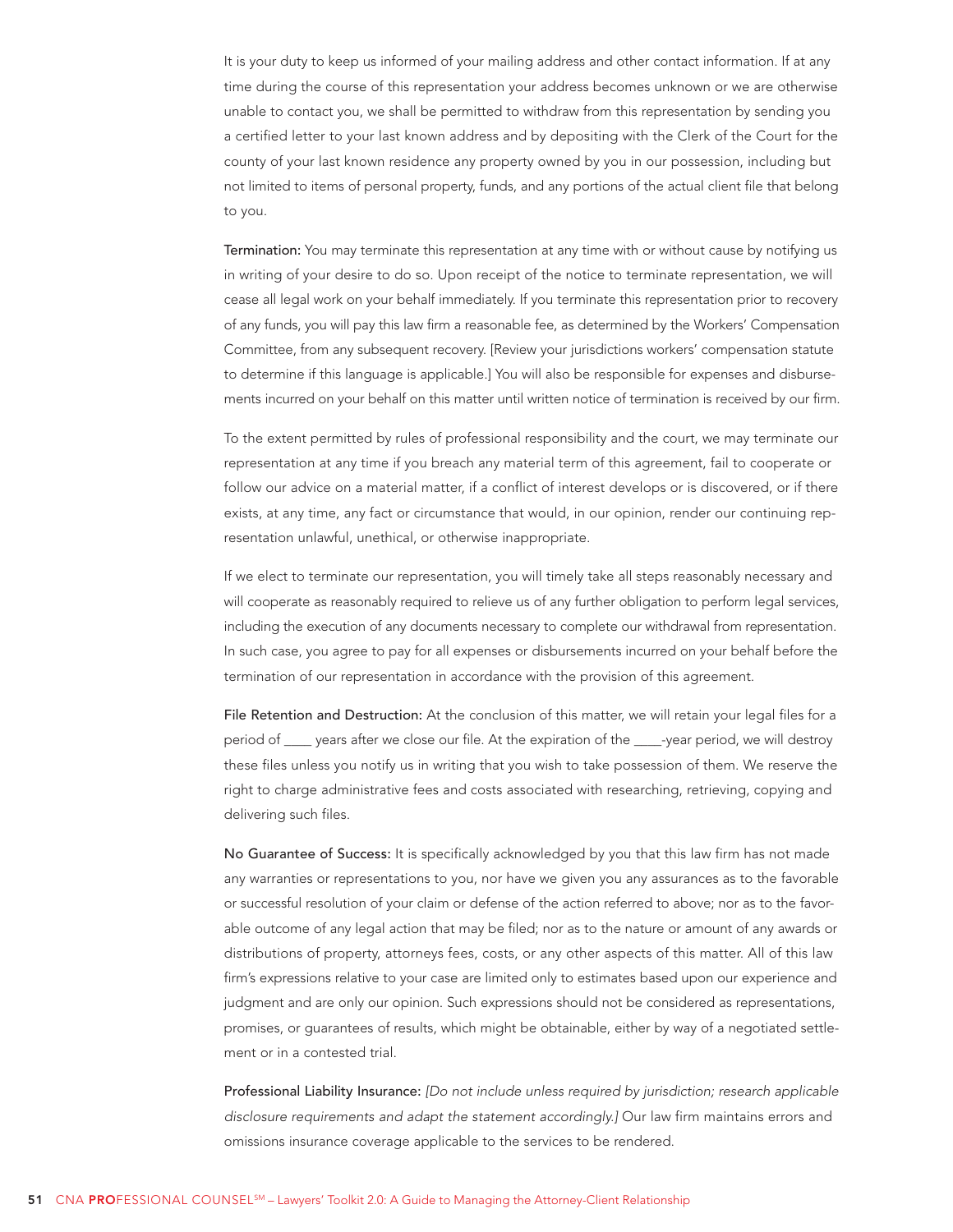It is your duty to keep us informed of your mailing address and other contact information. If at any time during the course of this representation your address becomes unknown or we are otherwise unable to contact you, we shall be permitted to withdraw from this representation by sending you a certified letter to your last known address and by depositing with the Clerk of the Court for the county of your last known residence any property owned by you in our possession, including but not limited to items of personal property, funds, and any portions of the actual client file that belong to you.

Termination: You may terminate this representation at any time with or without cause by notifying us in writing of your desire to do so. Upon receipt of the notice to terminate representation, we will cease all legal work on your behalf immediately. If you terminate this representation prior to recovery of any funds, you will pay this law firm a reasonable fee, as determined by the Workers' Compensation Committee, from any subsequent recovery. [Review your jurisdictions workers' compensation statute to determine if this language is applicable.] You will also be responsible for expenses and disbursements incurred on your behalf on this matter until written notice of termination is received by our firm.

To the extent permitted by rules of professional responsibility and the court, we may terminate our representation at any time if you breach any material term of this agreement, fail to cooperate or follow our advice on a material matter, if a conflict of interest develops or is discovered, or if there exists, at any time, any fact or circumstance that would, in our opinion, render our continuing representation unlawful, unethical, or otherwise inappropriate.

If we elect to terminate our representation, you will timely take all steps reasonably necessary and will cooperate as reasonably required to relieve us of any further obligation to perform legal services, including the execution of any documents necessary to complete our withdrawal from representation. In such case, you agree to pay for all expenses or disbursements incurred on your behalf before the termination of our representation in accordance with the provision of this agreement.

File Retention and Destruction: At the conclusion of this matter, we will retain your legal files for a period of ____ years after we close our file. At the expiration of the ____-year period, we will destroy these files unless you notify us in writing that you wish to take possession of them. We reserve the right to charge administrative fees and costs associated with researching, retrieving, copying and delivering such files.

No Guarantee of Success: It is specifically acknowledged by you that this law firm has not made any warranties or representations to you, nor have we given you any assurances as to the favorable or successful resolution of your claim or defense of the action referred to above; nor as to the favorable outcome of any legal action that may be filed; nor as to the nature or amount of any awards or distributions of property, attorneys fees, costs, or any other aspects of this matter. All of this law firm's expressions relative to your case are limited only to estimates based upon our experience and judgment and are only our opinion. Such expressions should not be considered as representations, promises, or guarantees of results, which might be obtainable, either by way of a negotiated settlement or in a contested trial.

Professional Liability Insurance: *[Do not include unless required by jurisdiction; research applicable disclosure requirements and adapt the statement accordingly.]* Our law firm maintains errors and omissions insurance coverage applicable to the services to be rendered.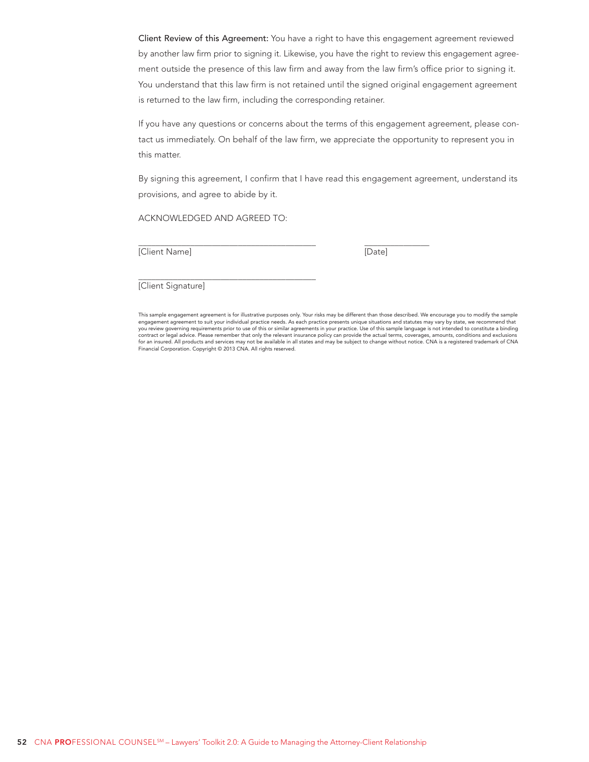**Client Review of this Agreement:** You have a right to have this engagement agreement reviewed by another law firm prior to signing it. Likewise, you have the right to review this engagement agreement outside the presence of this law firm and away from the law firm's office prior to signing it. You understand that this law firm is not retained until the signed original engagement agreement is returned to the law firm, including the corresponding retainer.

If you have any questions or concerns about the terms of this engagement agreement, please contact us immediately. On behalf of the law firm, we appreciate the opportunity to represent you in this matter.

By signing this agreement, I confirm that I have read this engagement agreement, understand its provisions, and agree to abide by it.

ACKNOWLEDGED AND AGREED TO:

\_\_\_\_\_\_\_\_\_\_\_\_\_\_\_\_\_\_\_\_\_\_\_\_\_\_\_\_\_\_\_\_\_\_\_\_\_\_\_\_ \_\_\_\_\_\_\_\_\_\_\_\_\_\_\_
[Client Name] [Date]

\_\_\_\_\_\_\_\_\_\_\_\_\_\_\_\_\_\_\_\_\_\_\_\_\_\_\_\_\_\_\_\_\_\_\_\_\_\_\_\_
[Client Signature]

This sample engagement agreement is for illustrative purposes only. Your risks may be different than those described. We encourage you to modify the sample engagement agreement to suit your individual practice needs. As each practice presents unique situations and statutes may vary by state, we recommend that you review governing requirements prior to use of this or similar agreements in your practice. Use of this sample language is not intended to constitute a binding contract or legal advice. Please remember that only the relevant insurance policy can provide the actual terms, coverages, amounts, conditions and exclusions for an insured. All products and services may not be available in all states and may be subject to change without notice. CNA is a registered trademark of CNA Financial Corporation. Copyright © 2013 CNA. All rights reserved.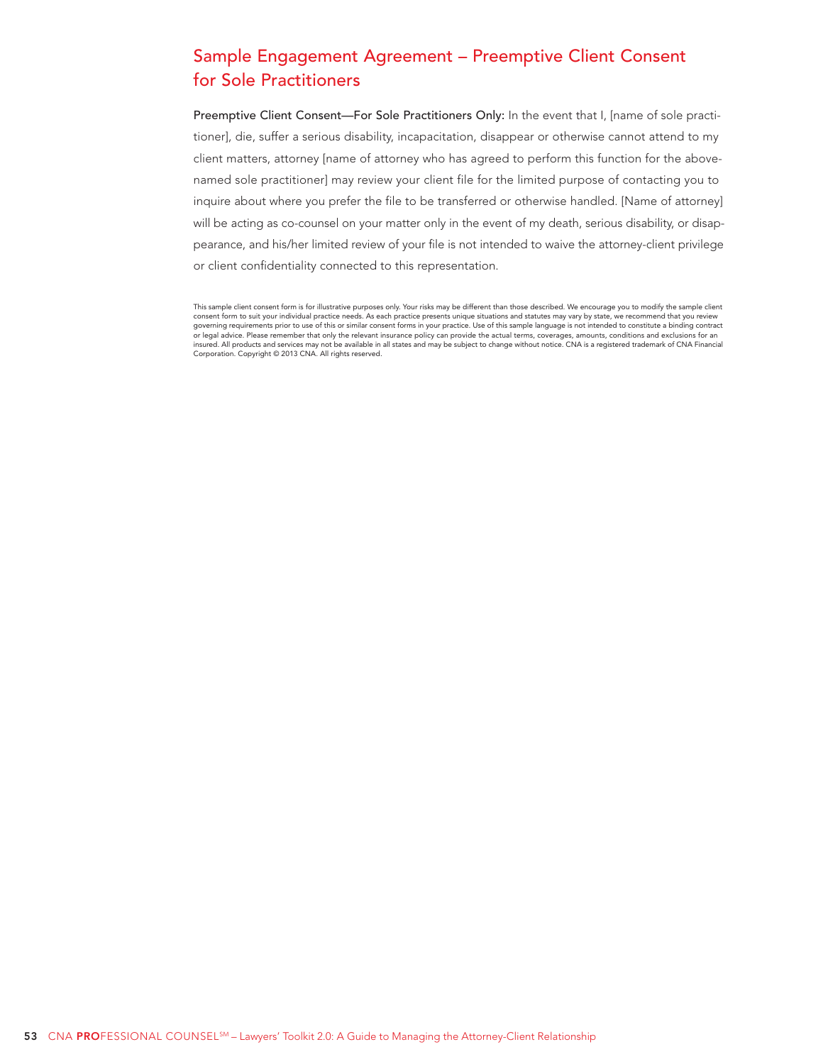## Sample Engagement Agreement – Preemptive Client Consent for Sole Practitioners

**Preemptive Client Consent—For Sole Practitioners Only:** In the event that I, [name of sole practitioner], die, suffer a serious disability, incapacitation, disappear or otherwise cannot attend to my client matters, attorney [name of attorney who has agreed to perform this function for the above-named sole practitioner] may review your client file for the limited purpose of contacting you to inquire about where you prefer the file to be transferred or otherwise handled. [Name of attorney] will be acting as co-counsel on your matter only in the event of my death, serious disability, or disappearance, and his/her limited review of your file is not intended to waive the attorney-client privilege or client confidentiality connected to this representation.

This sample client consent form is for illustrative purposes only. Your risks may be different than those described. We encourage you to modify the sample client consent form to suit your individual practice needs. As each practice presents unique situations and statutes may vary by state, we recommend that you review governing requirements prior to use of this or similar consent forms in your practice. Use of this sample language is not intended to constitute a binding contract or legal advice. Please remember that only the relevant insurance policy can provide the actual terms, coverages, amounts, conditions and exclusions for an insured. All products and services may not be available in all states and may be subject to change without notice. CNA is a registered trademark of CNA Financial Corporation. Copyright © 2013 CNA. All rights reserved.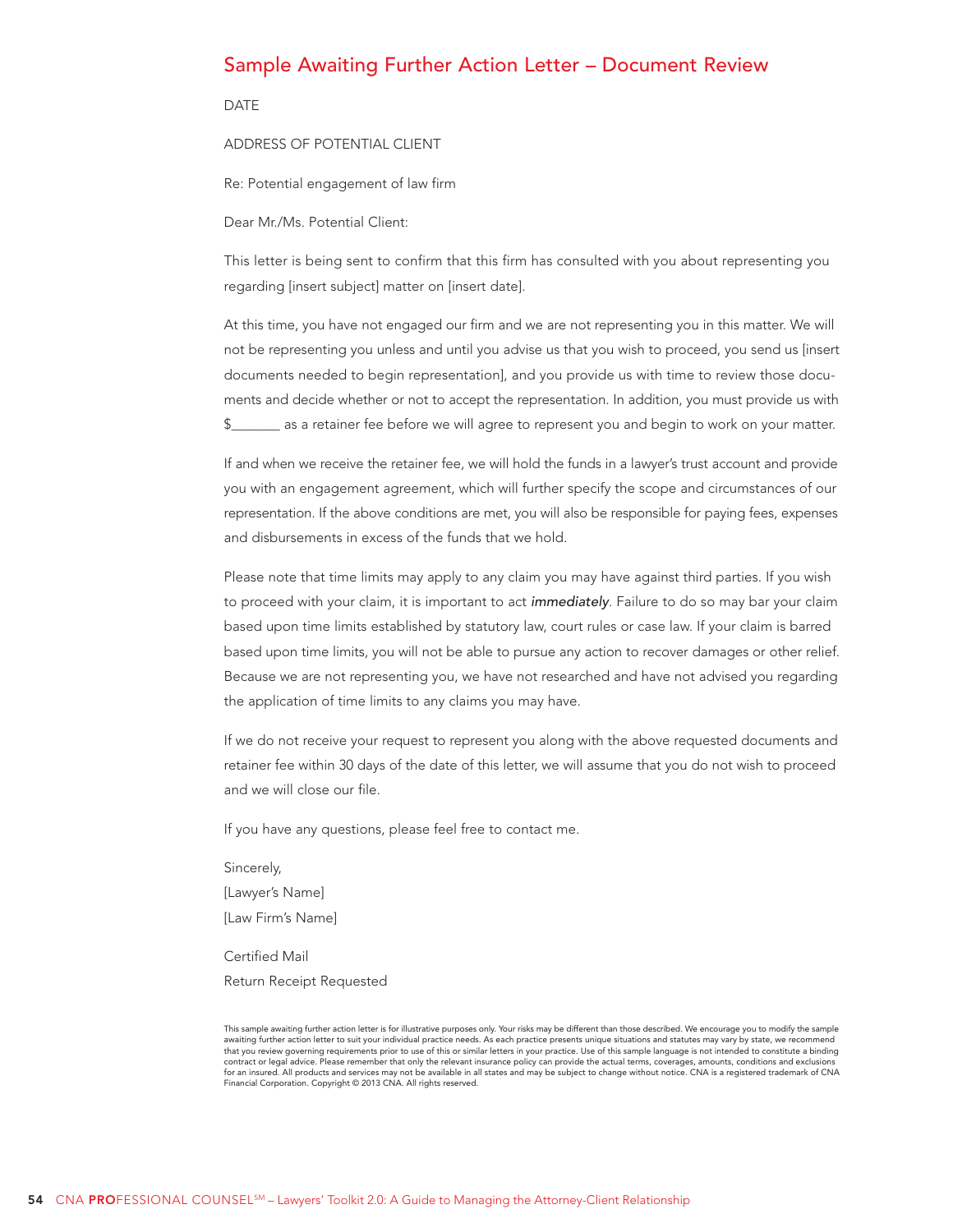## Sample Awaiting Further Action Letter – Document Review

DATE

ADDRESS OF POTENTIAL CLIENT

Re: Potential engagement of law firm

Dear Mr./Ms. Potential Client:

This letter is being sent to confirm that this firm has consulted with you about representing you regarding [insert subject] matter on [insert date].

At this time, you have not engaged our firm and we are not representing you in this matter. We will not be representing you unless and until you advise us that you wish to proceed, you send us [insert documents needed to begin representation], and you provide us with time to review those documents and decide whether or not to accept the representation. In addition, you must provide us with $_______ as a retainer fee before we will agree to represent you and begin to work on your matter.

If and when we receive the retainer fee, we will hold the funds in a lawyer's trust account and provide you with an engagement agreement, which will further specify the scope and circumstances of our representation. If the above conditions are met, you will also be responsible for paying fees, expenses and disbursements in excess of the funds that we hold.

Please note that time limits may apply to any claim you may have against third parties. If you wish to proceed with your claim, it is important to act ***immediately***. Failure to do so may bar your claim based upon time limits established by statutory law, court rules or case law. If your claim is barred based upon time limits, you will not be able to pursue any action to recover damages or other relief. Because we are not representing you, we have not researched and have not advised you regarding the application of time limits to any claims you may have.

If we do not receive your request to represent you along with the above requested documents and retainer fee within 30 days of the date of this letter, we will assume that you do not wish to proceed and we will close our file.

If you have any questions, please feel free to contact me.

Sincerely,
[Lawyer's Name]
[Law Firm's Name]

Certified Mail
Return Receipt Requested

This sample awaiting further action letter is for illustrative purposes only. Your risks may be different than those described. We encourage you to modify the sample awaiting further action letter to suit your individual practice needs. As each practice presents unique situations and statutes may vary by state, we recommend that you review governing requirements prior to use of this or similar letters in your practice. Use of this sample language is not intended to constitute a binding contract or legal advice. Please remember that only the relevant insurance policy can provide the actual terms, coverages, amounts, conditions and exclusions for an insured. All products and services may not be available in all states and may be subject to change without notice. CNA is a registered trademark of CNA Financial Corporation. Copyright © 2013 CNA. All rights reserved.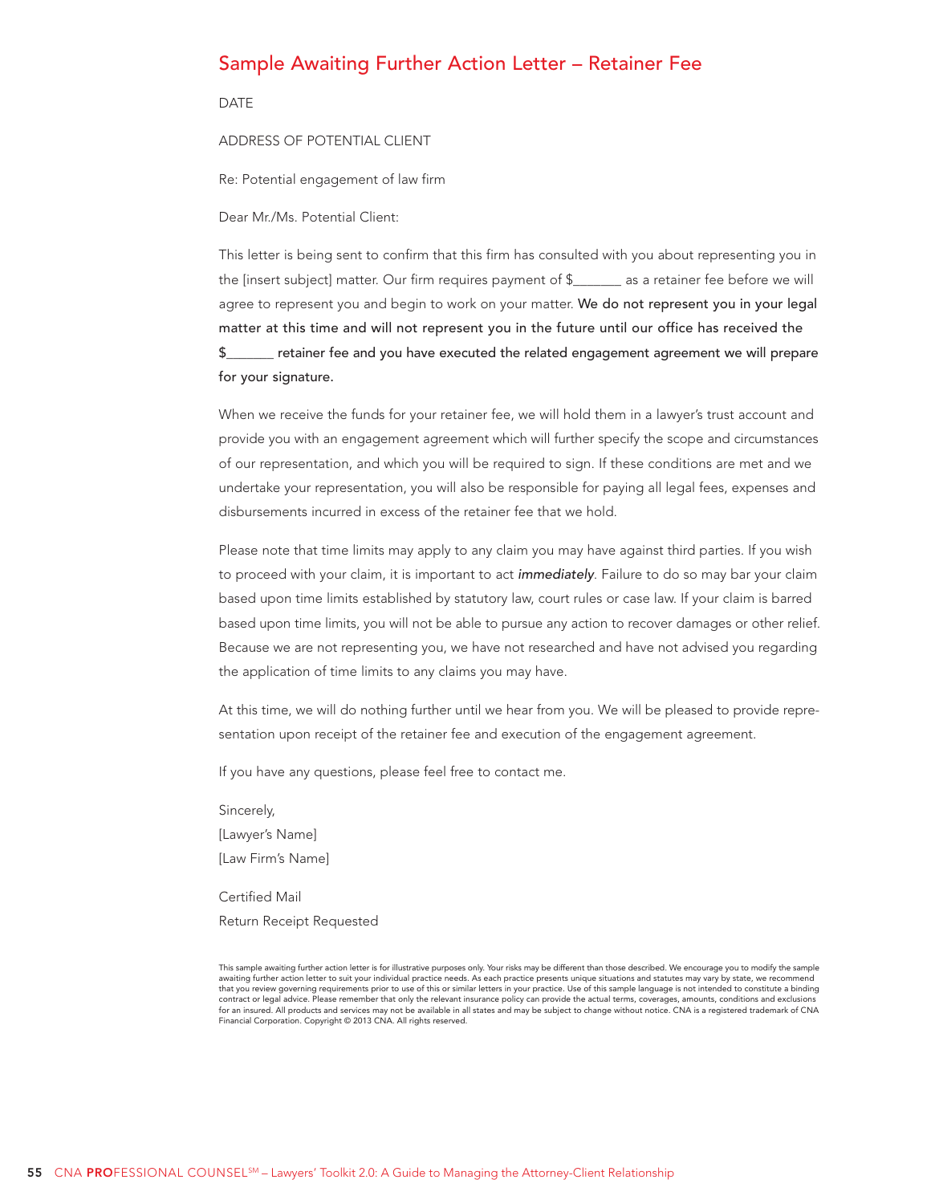## Sample Awaiting Further Action Letter – Retainer Fee

DATE

ADDRESS OF POTENTIAL CLIENT

Re: Potential engagement of law firm

Dear Mr./Ms. Potential Client:

This letter is being sent to confirm that this firm has consulted with you about representing you in the [insert subject] matter. Our firm requires payment of $_______ as a retainer fee before we will agree to represent you and begin to work on your matter. **We do not represent you in your legal matter at this time and will not represent you in the future until our office has received the $_______ retainer fee and you have executed the related engagement agreement we will prepare for your signature.**

When we receive the funds for your retainer fee, we will hold them in a lawyer's trust account and provide you with an engagement agreement which will further specify the scope and circumstances of our representation, and which you will be required to sign. If these conditions are met and we undertake your representation, you will also be responsible for paying all legal fees, expenses and disbursements incurred in excess of the retainer fee that we hold.

Please note that time limits may apply to any claim you may have against third parties. If you wish to proceed with your claim, it is important to act ***immediately***. Failure to do so may bar your claim based upon time limits established by statutory law, court rules or case law. If your claim is barred based upon time limits, you will not be able to pursue any action to recover damages or other relief. Because we are not representing you, we have not researched and have not advised you regarding the application of time limits to any claims you may have.

At this time, we will do nothing further until we hear from you. We will be pleased to provide representation upon receipt of the retainer fee and execution of the engagement agreement.

If you have any questions, please feel free to contact me.

Sincerely,
[Lawyer's Name]
[Law Firm's Name]

Certified Mail
Return Receipt Requested

This sample awaiting further action letter is for illustrative purposes only. Your risks may be different than those described. We encourage you to modify the sample awaiting further action letter to suit your individual practice needs. As each practice presents unique situations and statutes may vary by state, we recommend that you review governing requirements prior to use of this or similar letters in your practice. Use of this sample language is not intended to constitute a binding contract or legal advice. Please remember that only the relevant insurance policy can provide the actual terms, coverages, amounts, conditions and exclusions for an insured. All products and services may not be available in all states and may be subject to change without notice. CNA is a registered trademark of CNA Financial Corporation. Copyright © 2013 CNA. All rights reserved.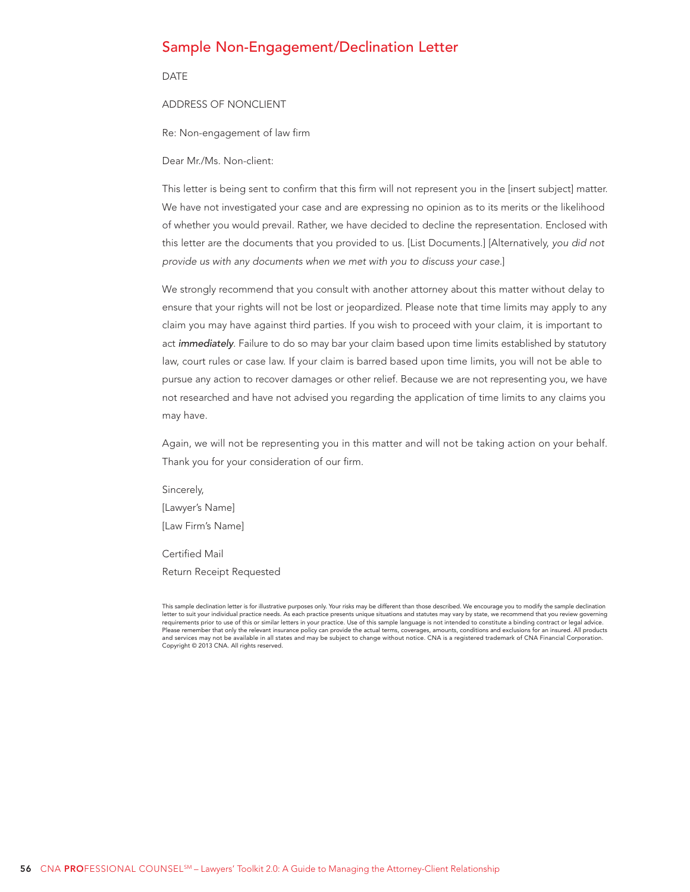# Sample Non-Engagement/Declination Letter

DATE

ADDRESS OF NONCLIENT

Re: Non-engagement of law firm

Dear Mr./Ms. Non-client:

This letter is being sent to confirm that this firm will not represent you in the [insert subject] matter. We have not investigated your case and are expressing no opinion as to its merits or the likelihood of whether you would prevail. Rather, we have decided to decline the representation. Enclosed with this letter are the documents that you provided to us. [List Documents.] [Alternatively, *you did not provide us with any documents when we met with you to discuss your case.*]

We strongly recommend that you consult with another attorney about this matter without delay to ensure that your rights will not be lost or jeopardized. Please note that time limits may apply to any claim you may have against third parties. If you wish to proceed with your claim, it is important to act ***immediately***. Failure to do so may bar your claim based upon time limits established by statutory law, court rules or case law. If your claim is barred based upon time limits, you will not be able to pursue any action to recover damages or other relief. Because we are not representing you, we have not researched and have not advised you regarding the application of time limits to any claims you may have.

Again, we will not be representing you in this matter and will not be taking action on your behalf. Thank you for your consideration of our firm.

Sincerely,
[Lawyer's Name]
[Law Firm's Name]

Certified Mail
Return Receipt Requested

This sample declination letter is for illustrative purposes only. Your risks may be different than those described. We encourage you to modify the sample declination letter to suit your individual practice needs. As each practice presents unique situations and statutes may vary by state, we recommend that you review governing requirements prior to use of this or similar letters in your practice. Use of this sample language is not intended to constitute a binding contract or legal advice. Please remember that only the relevant insurance policy can provide the actual terms, coverages, amounts, conditions and exclusions for an insured. All products and services may not be available in all states and may be subject to change without notice. CNA is a registered trademark of CNA Financial Corporation. Copyright © 2013 CNA. All rights reserved.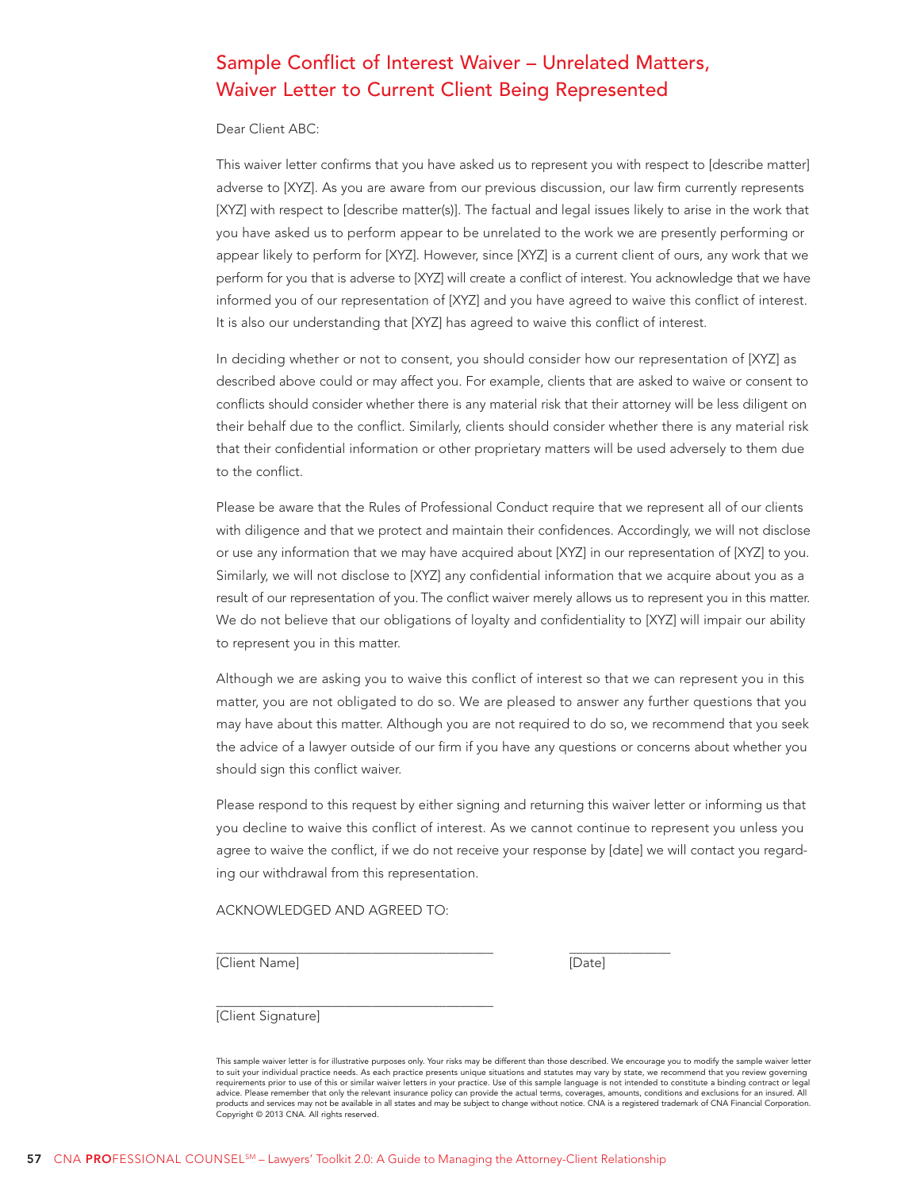# Sample Conflict of Interest Waiver – Unrelated Matters, Waiver Letter to Current Client Being Represented

Dear Client ABC:

This waiver letter confirms that you have asked us to represent you with respect to [describe matter] adverse to [XYZ]. As you are aware from our previous discussion, our law firm currently represents [XYZ] with respect to [describe matter(s)]. The factual and legal issues likely to arise in the work that you have asked us to perform appear to be unrelated to the work we are presently performing or appear likely to perform for [XYZ]. However, since [XYZ] is a current client of ours, any work that we perform for you that is adverse to [XYZ] will create a conflict of interest. You acknowledge that we have informed you of our representation of [XYZ] and you have agreed to waive this conflict of interest. It is also our understanding that [XYZ] has agreed to waive this conflict of interest.

In deciding whether or not to consent, you should consider how our representation of [XYZ] as described above could or may affect you. For example, clients that are asked to waive or consent to conflicts should consider whether there is any material risk that their attorney will be less diligent on their behalf due to the conflict. Similarly, clients should consider whether there is any material risk that their confidential information or other proprietary matters will be used adversely to them due to the conflict.

Please be aware that the Rules of Professional Conduct require that we represent all of our clients with diligence and that we protect and maintain their confidences. Accordingly, we will not disclose or use any information that we may have acquired about [XYZ] in our representation of [XYZ] to you. Similarly, we will not disclose to [XYZ] any confidential information that we acquire about you as a result of our representation of you. The conflict waiver merely allows us to represent you in this matter. We do not believe that our obligations of loyalty and confidentiality to [XYZ] will impair our ability to represent you in this matter.

Although we are asking you to waive this conflict of interest so that we can represent you in this matter, you are not obligated to do so. We are pleased to answer any further questions that you may have about this matter. Although you are not required to do so, we recommend that you seek the advice of a lawyer outside of our firm if you have any questions or concerns about whether you should sign this conflict waiver.

Please respond to this request by either signing and returning this waiver letter or informing us that you decline to waive this conflict of interest. As we cannot continue to represent you unless you agree to waive the conflict, if we do not receive your response by [date] we will contact you regarding our withdrawal from this representation.

ACKNOWLEDGED AND AGREED TO:

\_\_\_\_\_\_\_\_\_\_\_\_\_\_\_\_\_\_\_\_\_\_\_\_\_\_\_\_\_\_\_\_\_\_\_\_\_\_\_\_ \_\_\_\_\_\_\_\_\_\_\_\_\_\_\_
[Client Name] [Date]

\_\_\_\_\_\_\_\_\_\_\_\_\_\_\_\_\_\_\_\_\_\_\_\_\_\_\_\_\_\_\_\_\_\_\_\_\_\_\_\_
[Client Signature]

This sample waiver letter is for illustrative purposes only. Your risks may be different than those described. We encourage you to modify the sample waiver letter to suit your individual practice needs. As each practice presents unique situations and statutes may vary by state, we recommend that you review governing requirements prior to use of this or similar waiver letters in your practice. Use of this sample language is not intended to constitute a binding contract or legal advice. Please remember that only the relevant insurance policy can provide the actual terms, coverages, amounts, conditions and exclusions for an insured. All products and services may not be available in all states and may be subject to change without notice. CNA is a registered trademark of CNA Financial Corporation. Copyright © 2013 CNA. All rights reserved.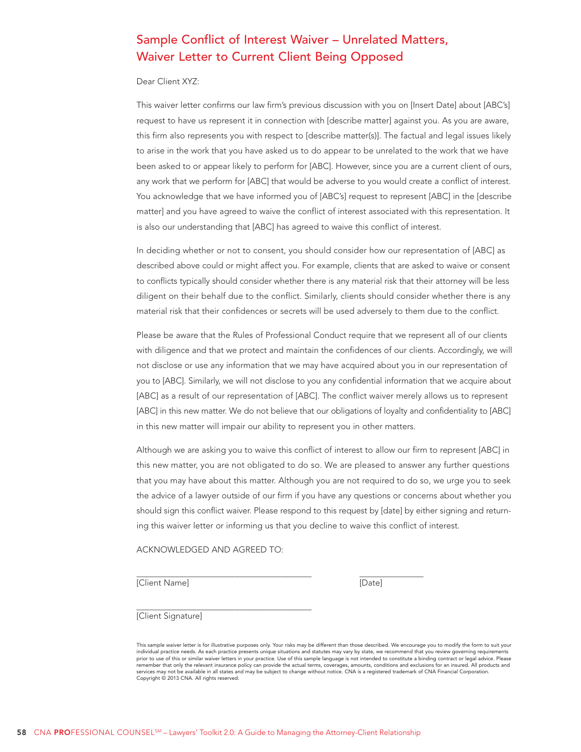# Sample Conflict of Interest Waiver – Unrelated Matters, Waiver Letter to Current Client Being Opposed

Dear Client XYZ:

This waiver letter confirms our law firm's previous discussion with you on [Insert Date] about [ABC's] request to have us represent it in connection with [describe matter] against you. As you are aware, this firm also represents you with respect to [describe matter(s)]. The factual and legal issues likely to arise in the work that you have asked us to do appear to be unrelated to the work that we have been asked to or appear likely to perform for [ABC]. However, since you are a current client of ours, any work that we perform for [ABC] that would be adverse to you would create a conflict of interest. You acknowledge that we have informed you of [ABC's] request to represent [ABC] in the [describe matter] and you have agreed to waive the conflict of interest associated with this representation. It is also our understanding that [ABC] has agreed to waive this conflict of interest.

In deciding whether or not to consent, you should consider how our representation of [ABC] as described above could or might affect you. For example, clients that are asked to waive or consent to conflicts typically should consider whether there is any material risk that their attorney will be less diligent on their behalf due to the conflict. Similarly, clients should consider whether there is any material risk that their confidences or secrets will be used adversely to them due to the conflict.

Please be aware that the Rules of Professional Conduct require that we represent all of our clients with diligence and that we protect and maintain the confidences of our clients. Accordingly, we will not disclose or use any information that we may have acquired about you in our representation of you to [ABC]. Similarly, we will not disclose to you any confidential information that we acquire about [ABC] as a result of our representation of [ABC]. The conflict waiver merely allows us to represent [ABC] in this new matter. We do not believe that our obligations of loyalty and confidentiality to [ABC] in this new matter will impair our ability to represent you in other matters.

Although we are asking you to waive this conflict of interest to allow our firm to represent [ABC] in this new matter, you are not obligated to do so. We are pleased to answer any further questions that you may have about this matter. Although you are not required to do so, we urge you to seek the advice of a lawyer outside of our firm if you have any questions or concerns about whether you should sign this conflict waiver. Please respond to this request by [date] by either signing and returning this waiver letter or informing us that you decline to waive this conflict of interest.

ACKNOWLEDGED AND AGREED TO:

\_\_\_\_\_\_\_\_\_\_\_\_\_\_\_\_\_\_\_\_\_\_\_\_\_\_\_\_\_\_\_\_\_\_\_\_\_\_\_\_ \_\_\_\_\_\_\_\_\_\_\_\_\_\_\_\_
[Client Name] [Date]

\_\_\_\_\_\_\_\_\_\_\_\_\_\_\_\_\_\_\_\_\_\_\_\_\_\_\_\_\_\_\_\_\_\_\_\_\_\_\_\_
[Client Signature]

This sample waiver letter is for illustrative purposes only. Your risks may be different than those described. We encourage you to modify the form to suit your individual practice needs. As each practice presents unique situations and statutes may vary by state, we recommend that you review governing requirements prior to use of this or similar waiver letters in your practice. Use of this sample language is not intended to constitute a binding contract or legal advice. Please remember that only the relevant insurance policy can provide the actual terms, coverages, amounts, conditions and exclusions for an insured. All products and services may not be available in all states and may be subject to change without notice. CNA is a registered trademark of CNA Financial Corporation. Copyright © 2013 CNA. All rights reserved.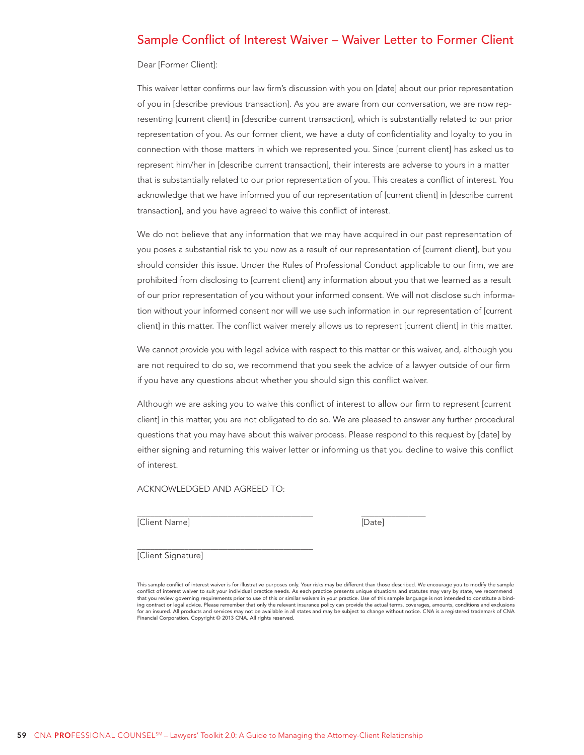## Sample Conflict of Interest Waiver – Waiver Letter to Former Client

Dear [Former Client]:

This waiver letter confirms our law firm's discussion with you on [date] about our prior representation of you in [describe previous transaction]. As you are aware from our conversation, we are now representing [current client] in [describe current transaction], which is substantially related to our prior representation of you. As our former client, we have a duty of confidentiality and loyalty to you in connection with those matters in which we represented you. Since [current client] has asked us to represent him/her in [describe current transaction], their interests are adverse to yours in a matter that is substantially related to our prior representation of you. This creates a conflict of interest. You acknowledge that we have informed you of our representation of [current client] in [describe current transaction], and you have agreed to waive this conflict of interest.

We do not believe that any information that we may have acquired in our past representation of you poses a substantial risk to you now as a result of our representation of [current client], but you should consider this issue. Under the Rules of Professional Conduct applicable to our firm, we are prohibited from disclosing to [current client] any information about you that we learned as a result of our prior representation of you without your informed consent. We will not disclose such information without your informed consent nor will we use such information in our representation of [current client] in this matter. The conflict waiver merely allows us to represent [current client] in this matter.

We cannot provide you with legal advice with respect to this matter or this waiver, and, although you are not required to do so, we recommend that you seek the advice of a lawyer outside of our firm if you have any questions about whether you should sign this conflict waiver.

Although we are asking you to waive this conflict of interest to allow our firm to represent [current client] in this matter, you are not obligated to do so. We are pleased to answer any further procedural questions that you may have about this waiver process. Please respond to this request by [date] by either signing and returning this waiver letter or informing us that you decline to waive this conflict of interest.

ACKNOWLEDGED AND AGREED TO:

\_\_\_\_\_\_\_\_\_\_\_\_\_\_\_\_\_\_\_\_\_\_\_\_\_\_\_\_\_\_\_\_\_\_\_\_ \_\_\_\_\_\_\_\_\_\_\_\_\_\_
[Client Name] [Date]

\_\_\_\_\_\_\_\_\_\_\_\_\_\_\_\_\_\_\_\_\_\_\_\_\_\_\_\_\_\_\_\_\_\_\_\_
[Client Signature]

This sample conflict of interest waiver is for illustrative purposes only. Your risks may be different than those described. We encourage you to modify the sample conflict of interest waiver to suit your individual practice needs. As each practice presents unique situations and statutes may vary by state, we recommend that you review governing requirements prior to use of this or similar waivers in your practice. Use of this sample language is not intended to constitute a binding contract or legal advice. Please remember that only the relevant insurance policy can provide the actual terms, coverages, amounts, conditions and exclusions for an insured. All products and services may not be available in all states and may be subject to change without notice. CNA is a registered trademark of CNA Financial Corporation. Copyright © 2013 CNA. All rights reserved.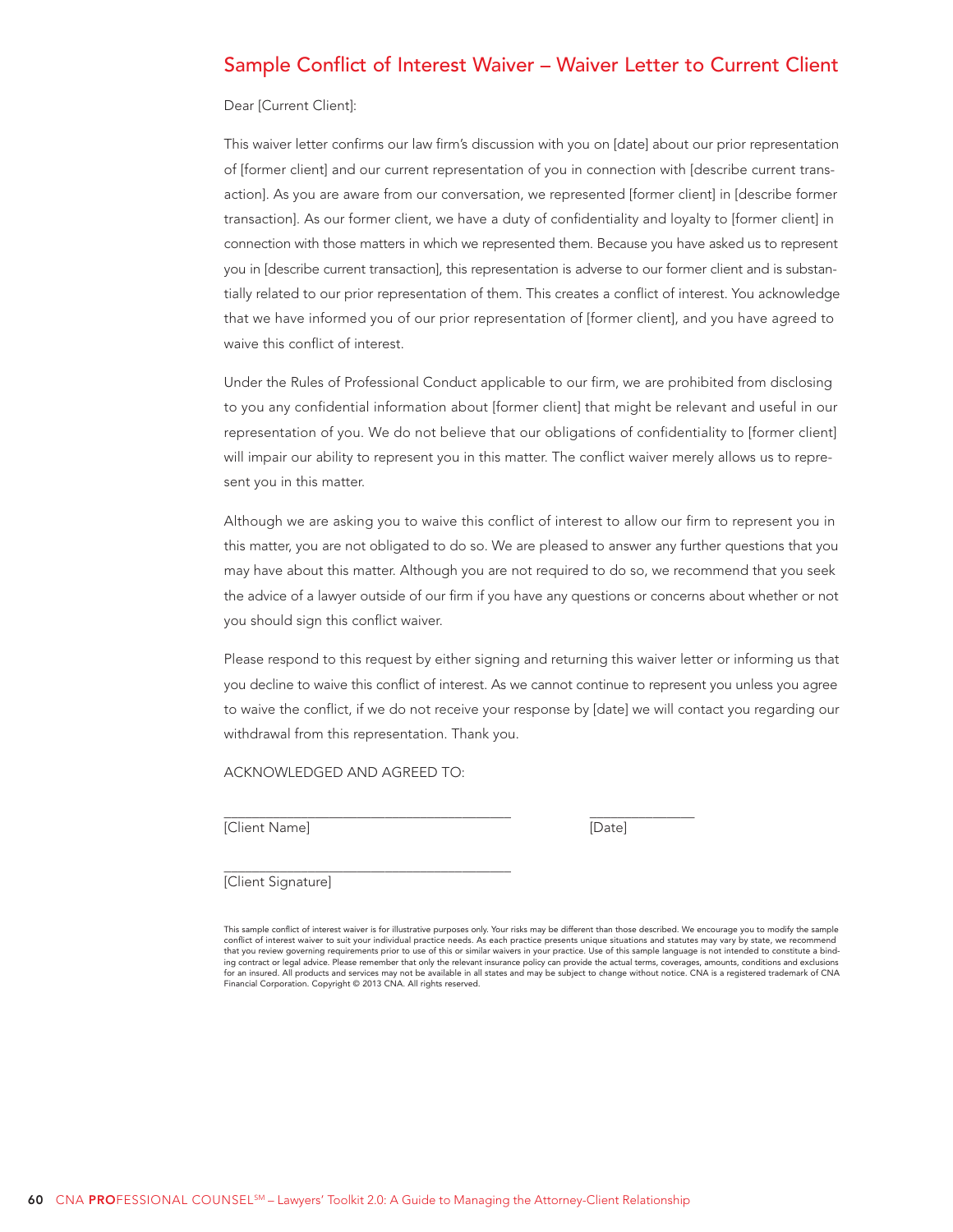# Sample Conflict of Interest Waiver – Waiver Letter to Current Client

Dear [Current Client]:

This waiver letter confirms our law firm's discussion with you on [date] about our prior representation of [former client] and our current representation of you in connection with [describe current transaction]. As you are aware from our conversation, we represented [former client] in [describe former transaction]. As our former client, we have a duty of confidentiality and loyalty to [former client] in connection with those matters in which we represented them. Because you have asked us to represent you in [describe current transaction], this representation is adverse to our former client and is substantially related to our prior representation of them. This creates a conflict of interest. You acknowledge that we have informed you of our prior representation of [former client], and you have agreed to waive this conflict of interest.

Under the Rules of Professional Conduct applicable to our firm, we are prohibited from disclosing to you any confidential information about [former client] that might be relevant and useful in our representation of you. We do not believe that our obligations of confidentiality to [former client] will impair our ability to represent you in this matter. The conflict waiver merely allows us to represent you in this matter.

Although we are asking you to waive this conflict of interest to allow our firm to represent you in this matter, you are not obligated to do so. We are pleased to answer any further questions that you may have about this matter. Although you are not required to do so, we recommend that you seek the advice of a lawyer outside of our firm if you have any questions or concerns about whether or not you should sign this conflict waiver.

Please respond to this request by either signing and returning this waiver letter or informing us that you decline to waive this conflict of interest. As we cannot continue to represent you unless you agree to waive the conflict, if we do not receive your response by [date] we will contact you regarding our withdrawal from this representation. Thank you.

ACKNOWLEDGED AND AGREED TO:

______________________________________ ______________

[Client Name] [Date]

______________________________________

[Client Signature]

This sample conflict of interest waiver is for illustrative purposes only. Your risks may be different than those described. We encourage you to modify the sample conflict of interest waiver to suit your individual practice needs. As each practice presents unique situations and statutes may vary by state, we recommend that you review governing requirements prior to use of this or similar waivers in your practice. Use of this sample language is not intended to constitute a binding contract or legal advice. Please remember that only the relevant insurance policy can provide the actual terms, coverages, amounts, conditions and exclusions for an insured. All products and services may not be available in all states and may be subject to change without notice. CNA is a registered trademark of CNA Financial Corporation. Copyright © 2013 CNA. All rights reserved.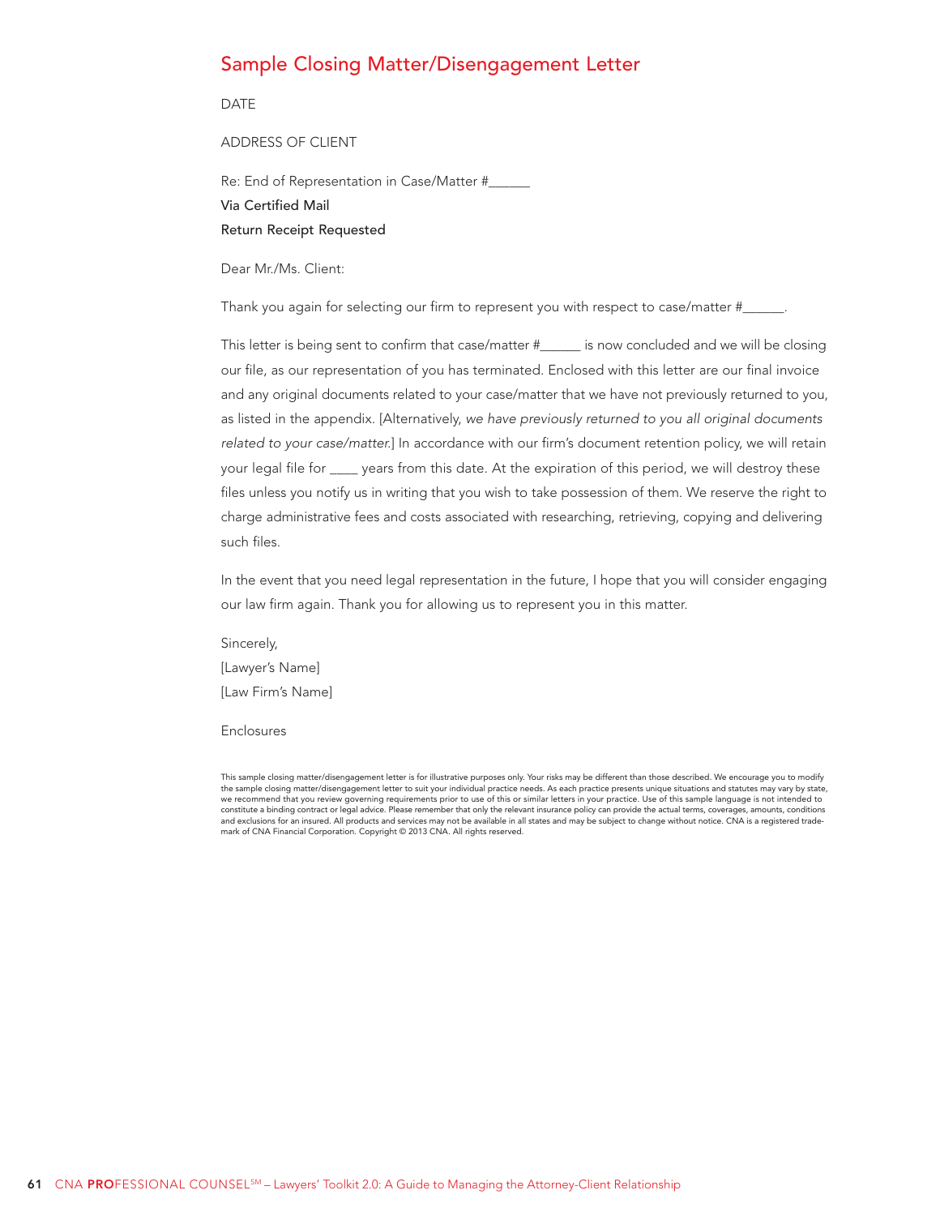# Sample Closing Matter/Disengagement Letter

DATE

ADDRESS OF CLIENT

Re: End of Representation in Case/Matter #______

**Via Certified Mail**

**Return Receipt Requested**

Dear Mr./Ms. Client:

Thank you again for selecting our firm to represent you with respect to case/matter #______.

This letter is being sent to confirm that case/matter #______ is now concluded and we will be closing our file, as our representation of you has terminated. Enclosed with this letter are our final invoice and any original documents related to your case/matter that we have not previously returned to you, as listed in the appendix. [Alternatively, *we have previously returned to you all original documents related to your case/matter.*] In accordance with our firm's document retention policy, we will retain your legal file for ____ years from this date. At the expiration of this period, we will destroy these files unless you notify us in writing that you wish to take possession of them. We reserve the right to charge administrative fees and costs associated with researching, retrieving, copying and delivering such files.

In the event that you need legal representation in the future, I hope that you will consider engaging our law firm again. Thank you for allowing us to represent you in this matter.

Sincerely,
[Lawyer's Name]
[Law Firm's Name]

Enclosures

This sample closing matter/disengagement letter is for illustrative purposes only. Your risks may be different than those described. We encourage you to modify the sample closing matter/disengagement letter to suit your individual practice needs. As each practice presents unique situations and statutes may vary by state, we recommend that you review governing requirements prior to use of this or similar letters in your practice. Use of this sample language is not intended to constitute a binding contract or legal advice. Please remember that only the relevant insurance policy can provide the actual terms, coverages, amounts, conditions and exclusions for an insured. All products and services may not be available in all states and may be subject to change without notice. CNA is a registered trademark of CNA Financial Corporation. Copyright © 2013 CNA. All rights reserved.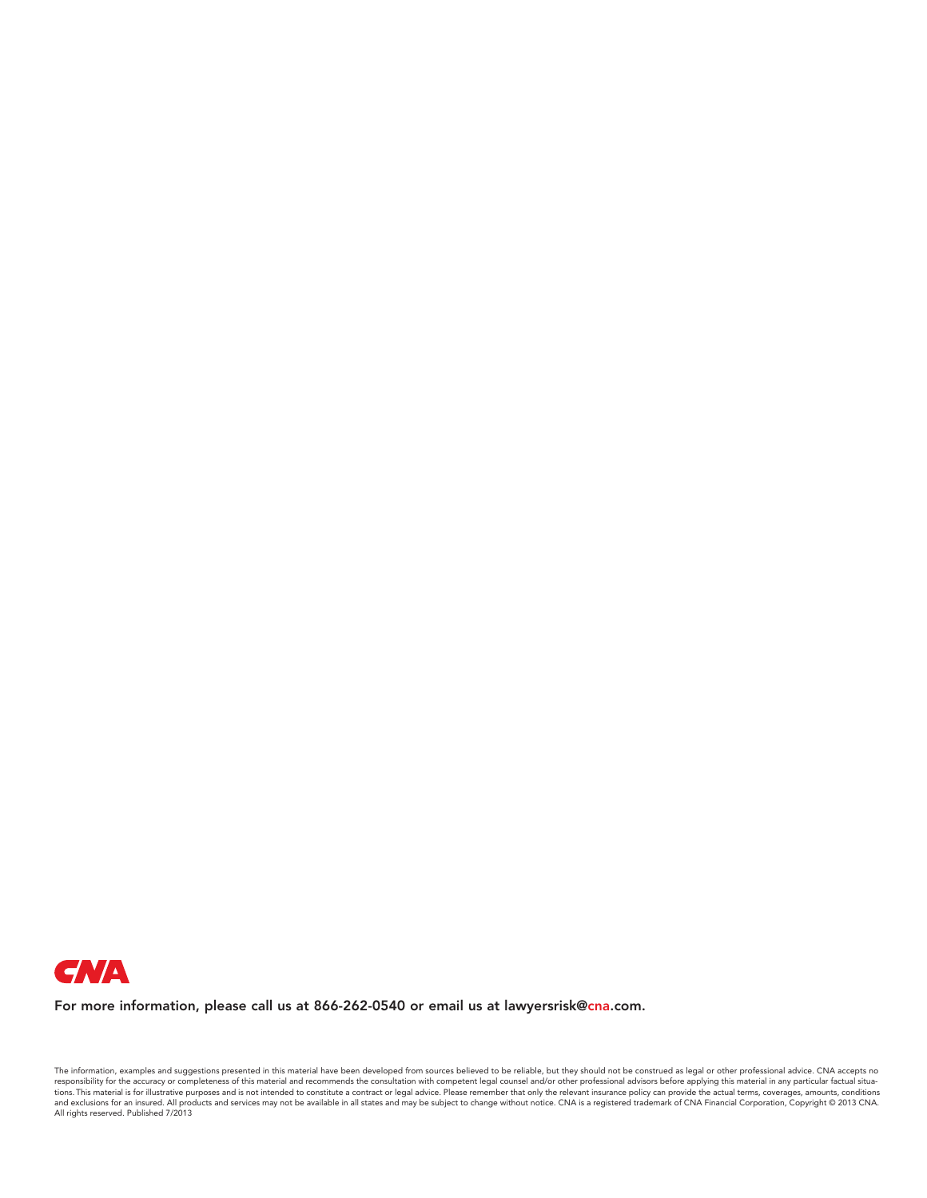CNA

**For more information, please call us at 866-262-0540 or email us at lawyersrisk@cna.com.**

The information, examples and suggestions presented in this material have been developed from sources believed to be reliable, but they should not be construed as legal or other professional advice. CNA accepts no responsibility for the accuracy or completeness of this material and recommends the consultation with competent legal counsel and/or other professional advisors before applying this material in any particular factual situations. This material is for illustrative purposes and is not intended to constitute a contract or legal advice. Please remember that only the relevant insurance policy can provide the actual terms, coverages, amounts, conditions and exclusions for an insured. All products and services may not be available in all states and may be subject to change without notice. CNA is a registered trademark of CNA Financial Corporation, Copyright © 2013 CNA. All rights reserved. Published 7/2013